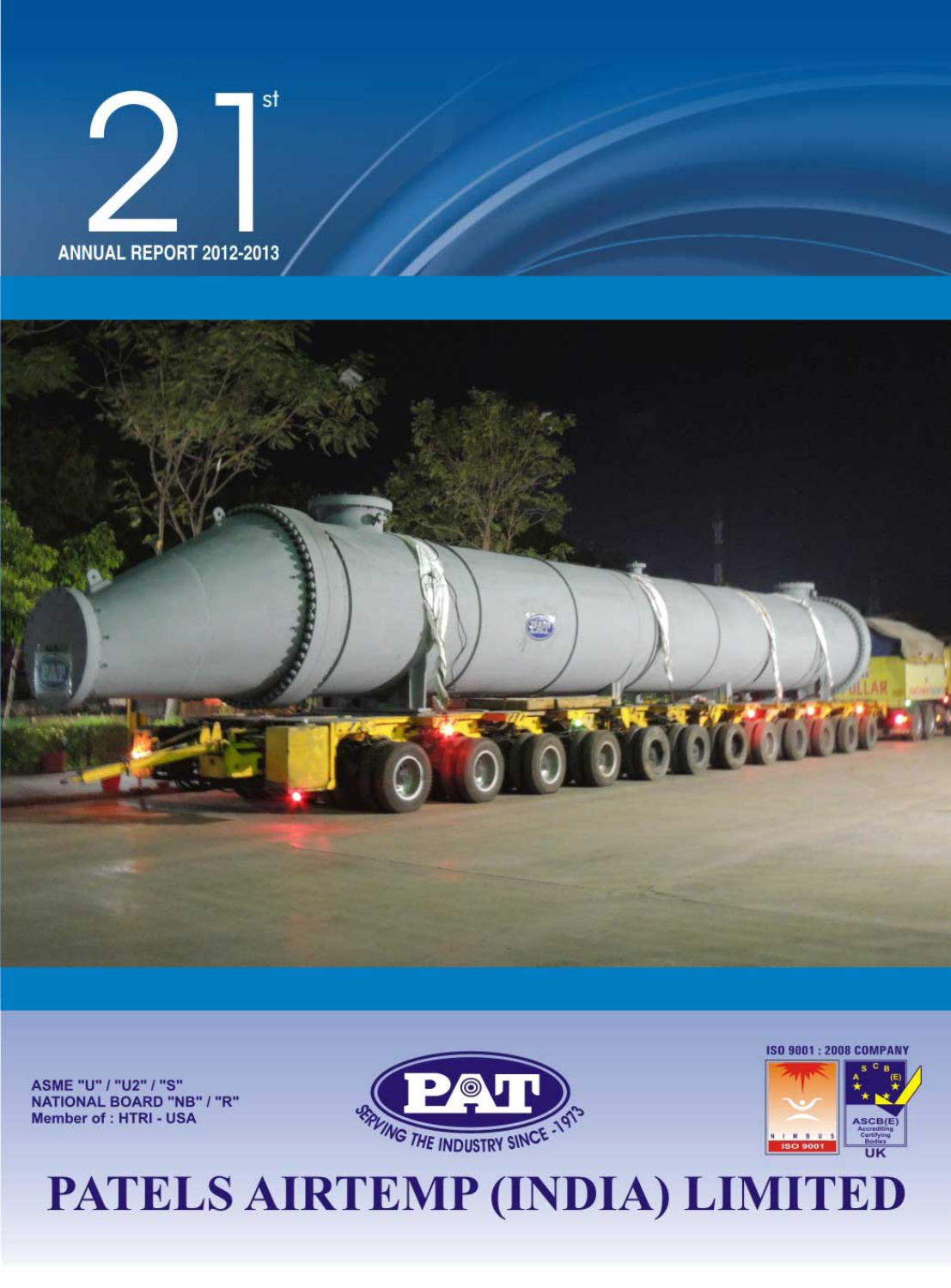# 21[st]

## ANNUAL REPORT 2012-2013

ASME "U" / "U2" / "S"
NATIONAL BOARD "NB" / "R"
Member of : HTRI - USA

PAT

SERVING THE INDUSTRY SINCE - 1973

ISO 9001 : 2008 COMPANY

NIMBUS ISO 9001

ASCB(E) Accrediting Certifying Bodies UK

# PATELS AIRTEMP (INDIA) LIMITED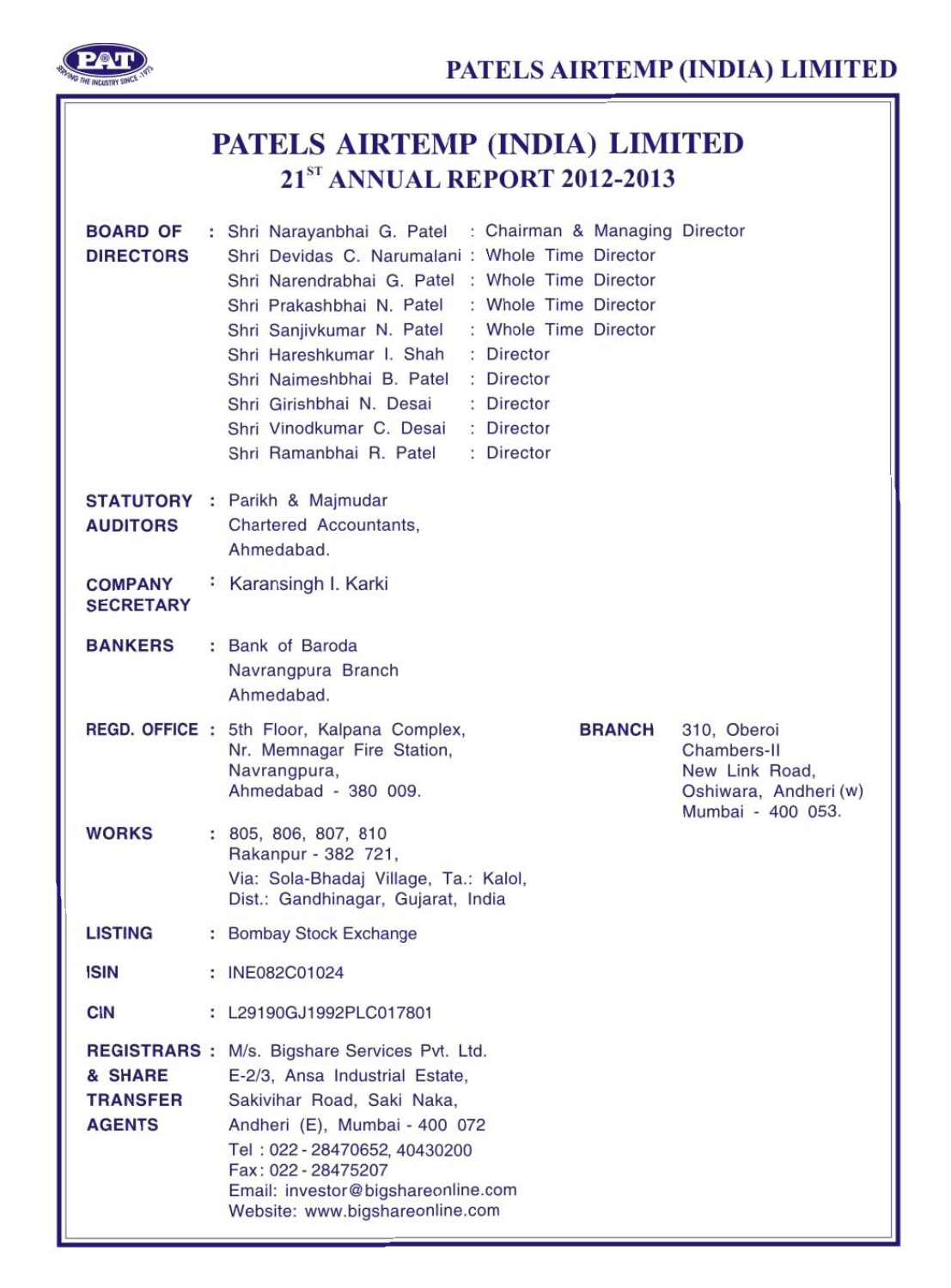# PATELS AIRTEMP (INDIA) LIMITED

## 21[ST] ANNUAL REPORT 2012-2013

**BOARD OF DIRECTORS** :

| Name | Designation |
|---|---|
| Shri Narayanbhai G. Patel | Chairman & Managing Director |
| Shri Devidas C. Narumalani | Whole Time Director |
| Shri Narendrabhai G. Patel | Whole Time Director |
| Shri Prakashbhai N. Patel | Whole Time Director |
| Shri Sanjivkumar N. Patel | Whole Time Director |
| Shri Hareshkumar I. Shah | Director |
| Shri Naimeshbhai B. Patel | Director |
| Shri Girishbhai N. Desai | Director |
| Shri Vinodkumar C. Desai | Director |
| Shri Ramanbhai R. Patel | Director |

**STATUTORY AUDITORS** : Parikh & Majmudar
Chartered Accountants,
Ahmedabad.

**COMPANY SECRETARY** : Karansingh I. Karki

**BANKERS** : Bank of Baroda
Navrangpura Branch
Ahmedabad.

**REGD. OFFICE** : 5th Floor, Kalpana Complex,
Nr. Memnagar Fire Station,
Navrangpura,
Ahmedabad - 380 009.

**BRANCH** 310, Oberoi
Chambers-II
New Link Road,
Oshiwara, Andheri (w)
Mumbai - 400 053.

**WORKS** : 805, 806, 807, 810
Rakanpur - 382 721,
Via: Sola-Bhadaj Village, Ta.: Kalol,
Dist.: Gandhinagar, Gujarat, India

**LISTING** : Bombay Stock Exchange

**ISIN** : INE082C01024

**CIN** : L29190GJ1992PLC017801

**REGISTRARS & SHARE TRANSFER AGENTS** : M/s. Bigshare Services Pvt. Ltd.
E-2/3, Ansa Industrial Estate,
Sakivihar Road, Saki Naka,
Andheri (E), Mumbai - 400 072
Tel : 022 - 28470652, 40430200
Fax: 022 - 28475207
Email: investor@bigshareonline.com
Website: www.bigshareonline.com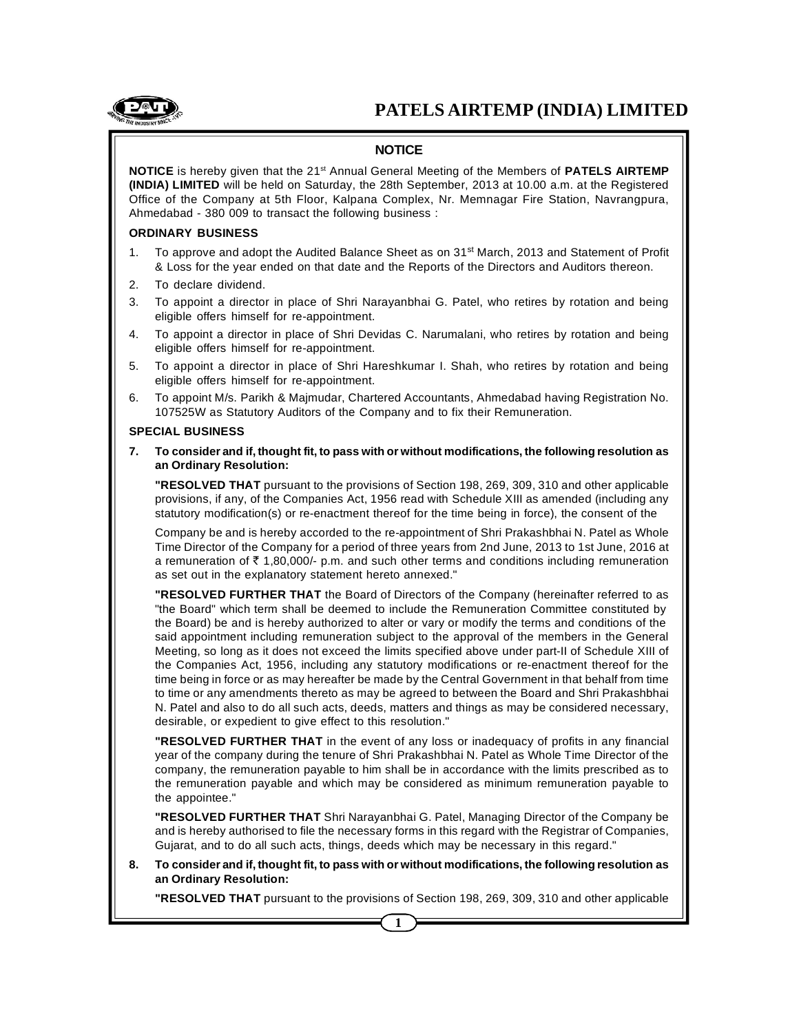## NOTICE

**NOTICE** is hereby given that the 21st Annual General Meeting of the Members of **PATELS AIRTEMP (INDIA) LIMITED** will be held on Saturday, the 28th September, 2013 at 10.00 a.m. at the Registered Office of the Company at 5th Floor, Kalpana Complex, Nr. Memnagar Fire Station, Navrangpura, Ahmedabad - 380 009 to transact the following business :

### ORDINARY BUSINESS

1. To approve and adopt the Audited Balance Sheet as on 31st March, 2013 and Statement of Profit & Loss for the year ended on that date and the Reports of the Directors and Auditors thereon.
2. To declare dividend.
3. To appoint a director in place of Shri Narayanbhai G. Patel, who retires by rotation and being eligible offers himself for re-appointment.
4. To appoint a director in place of Shri Devidas C. Narumalani, who retires by rotation and being eligible offers himself for re-appointment.
5. To appoint a director in place of Shri Hareshkumar I. Shah, who retires by rotation and being eligible offers himself for re-appointment.
6. To appoint M/s. Parikh & Majmudar, Chartered Accountants, Ahmedabad having Registration No. 107525W as Statutory Auditors of the Company and to fix their Remuneration.

### SPECIAL BUSINESS

**7. To consider and if, thought fit, to pass with or without modifications, the following resolution as an Ordinary Resolution:**

**"RESOLVED THAT** pursuant to the provisions of Section 198, 269, 309, 310 and other applicable provisions, if any, of the Companies Act, 1956 read with Schedule XIII as amended (including any statutory modification(s) or re-enactment thereof for the time being in force), the consent of the Company be and is hereby accorded to the re-appointment of Shri Prakashbhai N. Patel as Whole Time Director of the Company for a period of three years from 2nd June, 2013 to 1st June, 2016 at a remuneration of ₹ 1,80,000/- p.m. and such other terms and conditions including remuneration as set out in the explanatory statement hereto annexed."

**"RESOLVED FURTHER THAT** the Board of Directors of the Company (hereinafter referred to as "the Board" which term shall be deemed to include the Remuneration Committee constituted by the Board) be and is hereby authorized to alter or vary or modify the terms and conditions of the said appointment including remuneration subject to the approval of the members in the General Meeting, so long as it does not exceed the limits specified above under part-II of Schedule XIII of the Companies Act, 1956, including any statutory modifications or re-enactment thereof for the time being in force or as may hereafter be made by the Central Government in that behalf from time to time or any amendments thereto as may be agreed to between the Board and Shri Prakashbhai N. Patel and also to do all such acts, deeds, matters and things as may be considered necessary, desirable, or expedient to give effect to this resolution."

**"RESOLVED FURTHER THAT** in the event of any loss or inadequacy of profits in any financial year of the company during the tenure of Shri Prakashbhai N. Patel as Whole Time Director of the company, the remuneration payable to him shall be in accordance with the limits prescribed as to the remuneration payable and which may be considered as minimum remuneration payable to the appointee."

**"RESOLVED FURTHER THAT** Shri Narayanbhai G. Patel, Managing Director of the Company be and is hereby authorised to file the necessary forms in this regard with the Registrar of Companies, Gujarat, and to do all such acts, things, deeds which may be necessary in this regard."

**8. To consider and if, thought fit, to pass with or without modifications, the following resolution as an Ordinary Resolution:**

**"RESOLVED THAT** pursuant to the provisions of Section 198, 269, 309, 310 and other applicable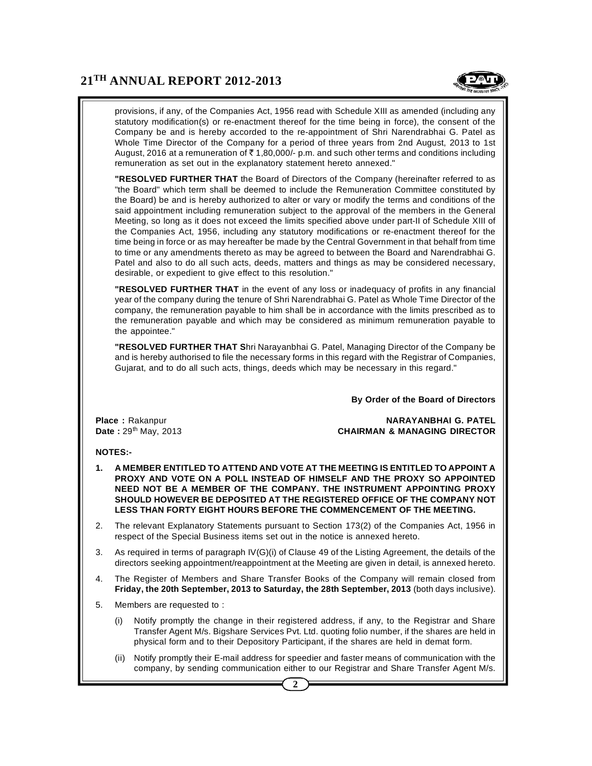provisions, if any, of the Companies Act, 1956 read with Schedule XIII as amended (including any statutory modification(s) or re-enactment thereof for the time being in force), the consent of the Company be and is hereby accorded to the re-appointment of Shri Narendrabhai G. Patel as Whole Time Director of the Company for a period of three years from 2nd August, 2013 to 1st August, 2016 at a remuneration of ₹ 1,80,000/- p.m. and such other terms and conditions including remuneration as set out in the explanatory statement hereto annexed."

**"RESOLVED FURTHER THAT** the Board of Directors of the Company (hereinafter referred to as "the Board" which term shall be deemed to include the Remuneration Committee constituted by the Board) be and is hereby authorized to alter or vary or modify the terms and conditions of the said appointment including remuneration subject to the approval of the members in the General Meeting, so long as it does not exceed the limits specified above under part-II of Schedule XIII of the Companies Act, 1956, including any statutory modifications or re-enactment thereof for the time being in force or as may hereafter be made by the Central Government in that behalf from time to time or any amendments thereto as may be agreed to between the Board and Narendrabhai G. Patel and also to do all such acts, deeds, matters and things as may be considered necessary, desirable, or expedient to give effect to this resolution."

**"RESOLVED FURTHER THAT** in the event of any loss or inadequacy of profits in any financial year of the company during the tenure of Shri Narendrabhai G. Patel as Whole Time Director of the company, the remuneration payable to him shall be in accordance with the limits prescribed as to the remuneration payable and which may be considered as minimum remuneration payable to the appointee."

**"RESOLVED FURTHER THAT S**hri Narayanbhai G. Patel, Managing Director of the Company be and is hereby authorised to file the necessary forms in this regard with the Registrar of Companies, Gujarat, and to do all such acts, things, deeds which may be necessary in this regard."

**By Order of the Board of Directors**

**Place :** Rakanpur
**Date :** 29th May, 2013

**NARAYANBHAI G. PATEL**
**CHAIRMAN & MANAGING DIRECTOR**

**NOTES:-**

1. **A MEMBER ENTITLED TO ATTEND AND VOTE AT THE MEETING IS ENTITLED TO APPOINT A PROXY AND VOTE ON A POLL INSTEAD OF HIMSELF AND THE PROXY SO APPOINTED NEED NOT BE A MEMBER OF THE COMPANY. THE INSTRUMENT APPOINTING PROXY SHOULD HOWEVER BE DEPOSITED AT THE REGISTERED OFFICE OF THE COMPANY NOT LESS THAN FORTY EIGHT HOURS BEFORE THE COMMENCEMENT OF THE MEETING.**
2. The relevant Explanatory Statements pursuant to Section 173(2) of the Companies Act, 1956 in respect of the Special Business items set out in the notice is annexed hereto.
3. As required in terms of paragraph IV(G)(i) of Clause 49 of the Listing Agreement, the details of the directors seeking appointment/reappointment at the Meeting are given in detail, is annexed hereto.
4. The Register of Members and Share Transfer Books of the Company will remain closed from **Friday, the 20th September, 2013 to Saturday, the 28th September, 2013** (both days inclusive).
5. Members are requested to :
   (i) Notify promptly the change in their registered address, if any, to the Registrar and Share Transfer Agent M/s. Bigshare Services Pvt. Ltd. quoting folio number, if the shares are held in physical form and to their Depository Participant, if the shares are held in demat form.
   (ii) Notify promptly their E-mail address for speedier and faster means of communication with the company, by sending communication either to our Registrar and Share Transfer Agent M/s.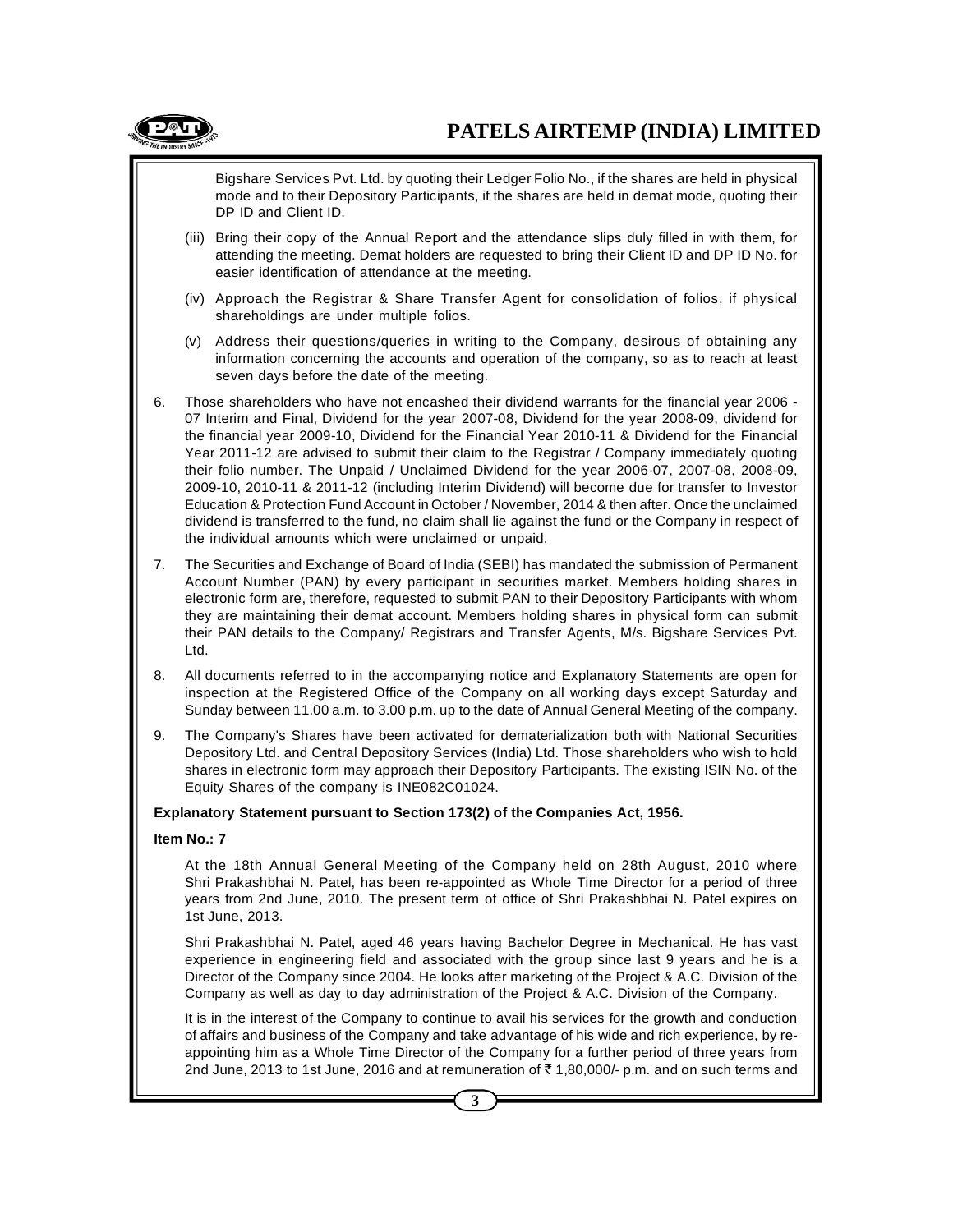Bigshare Services Pvt. Ltd. by quoting their Ledger Folio No., if the shares are held in physical mode and to their Depository Participants, if the shares are held in demat mode, quoting their DP ID and Client ID.

(iii) Bring their copy of the Annual Report and the attendance slips duly filled in with them, for attending the meeting. Demat holders are requested to bring their Client ID and DP ID No. for easier identification of attendance at the meeting.

(iv) Approach the Registrar & Share Transfer Agent for consolidation of folios, if physical shareholdings are under multiple folios.

(v) Address their questions/queries in writing to the Company, desirous of obtaining any information concerning the accounts and operation of the company, so as to reach at least seven days before the date of the meeting.

6. Those shareholders who have not encashed their dividend warrants for the financial year 2006 - 07 Interim and Final, Dividend for the year 2007-08, Dividend for the year 2008-09, dividend for the financial year 2009-10, Dividend for the Financial Year 2010-11 & Dividend for the Financial Year 2011-12 are advised to submit their claim to the Registrar / Company immediately quoting their folio number. The Unpaid / Unclaimed Dividend for the year 2006-07, 2007-08, 2008-09, 2009-10, 2010-11 & 2011-12 (including Interim Dividend) will become due for transfer to Investor Education & Protection Fund Account in October / November, 2014 & then after. Once the unclaimed dividend is transferred to the fund, no claim shall lie against the fund or the Company in respect of the individual amounts which were unclaimed or unpaid.

7. The Securities and Exchange of Board of India (SEBI) has mandated the submission of Permanent Account Number (PAN) by every participant in securities market. Members holding shares in electronic form are, therefore, requested to submit PAN to their Depository Participants with whom they are maintaining their demat account. Members holding shares in physical form can submit their PAN details to the Company/ Registrars and Transfer Agents, M/s. Bigshare Services Pvt. Ltd.

8. All documents referred to in the accompanying notice and Explanatory Statements are open for inspection at the Registered Office of the Company on all working days except Saturday and Sunday between 11.00 a.m. to 3.00 p.m. up to the date of Annual General Meeting of the company.

9. The Company's Shares have been activated for dematerialization both with National Securities Depository Ltd. and Central Depository Services (India) Ltd. Those shareholders who wish to hold shares in electronic form may approach their Depository Participants. The existing ISIN No. of the Equity Shares of the company is INE082C01024.

**Explanatory Statement pursuant to Section 173(2) of the Companies Act, 1956.**

**Item No.: 7**

At the 18th Annual General Meeting of the Company held on 28th August, 2010 where Shri Prakashbhai N. Patel, has been re-appointed as Whole Time Director for a period of three years from 2nd June, 2010. The present term of office of Shri Prakashbhai N. Patel expires on 1st June, 2013.

Shri Prakashbhai N. Patel, aged 46 years having Bachelor Degree in Mechanical. He has vast experience in engineering field and associated with the group since last 9 years and he is a Director of the Company since 2004. He looks after marketing of the Project & A.C. Division of the Company as well as day to day administration of the Project & A.C. Division of the Company.

It is in the interest of the Company to continue to avail his services for the growth and conduction of affairs and business of the Company and take advantage of his wide and rich experience, by re-appointing him as a Whole Time Director of the Company for a further period of three years from 2nd June, 2013 to 1st June, 2016 and at remuneration of ₹ 1,80,000/- p.m. and on such terms and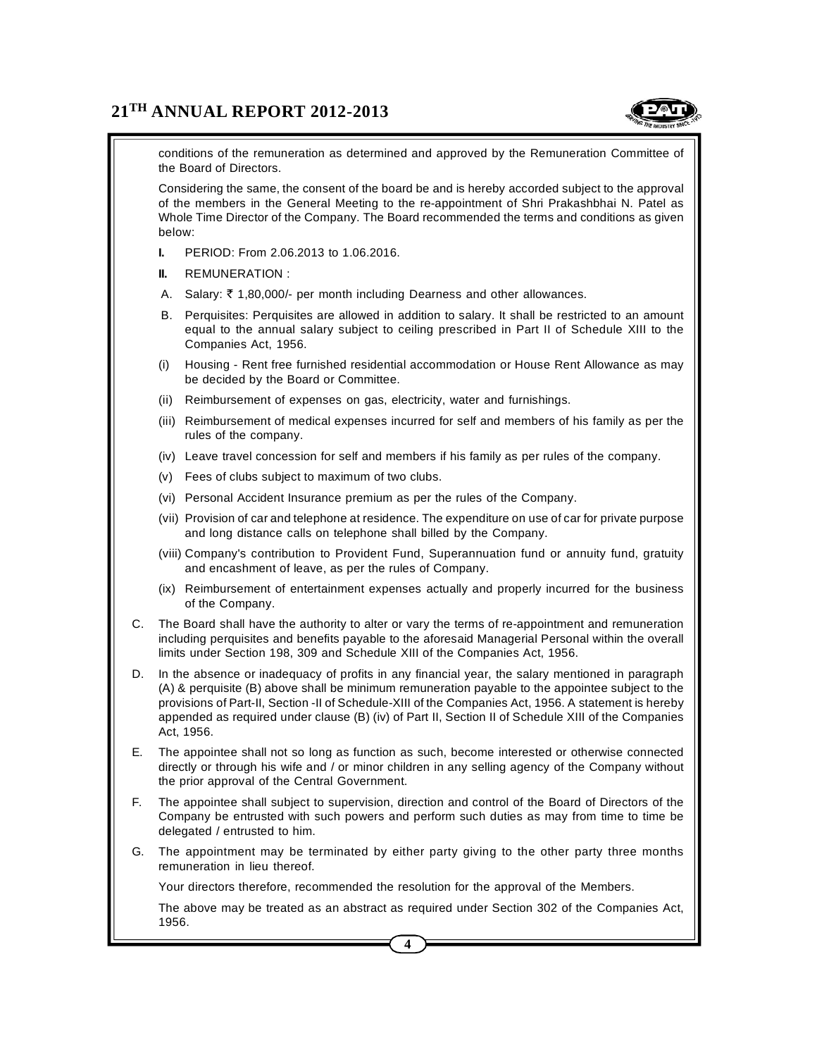conditions of the remuneration as determined and approved by the Remuneration Committee of the Board of Directors.

Considering the same, the consent of the board be and is hereby accorded subject to the approval of the members in the General Meeting to the re-appointment of Shri Prakashbhai N. Patel as Whole Time Director of the Company. The Board recommended the terms and conditions as given below:

**I.** PERIOD: From 2.06.2013 to 1.06.2016.

**II.** REMUNERATION :

A. Salary: ₹ 1,80,000/- per month including Dearness and other allowances.

B. Perquisites: Perquisites are allowed in addition to salary. It shall be restricted to an amount equal to the annual salary subject to ceiling prescribed in Part II of Schedule XIII to the Companies Act, 1956.

(i) Housing - Rent free furnished residential accommodation or House Rent Allowance as may be decided by the Board or Committee.

(ii) Reimbursement of expenses on gas, electricity, water and furnishings.

(iii) Reimbursement of medical expenses incurred for self and members of his family as per the rules of the company.

(iv) Leave travel concession for self and members if his family as per rules of the company.

(v) Fees of clubs subject to maximum of two clubs.

(vi) Personal Accident Insurance premium as per the rules of the Company.

(vii) Provision of car and telephone at residence. The expenditure on use of car for private purpose and long distance calls on telephone shall billed by the Company.

(viii) Company's contribution to Provident Fund, Superannuation fund or annuity fund, gratuity and encashment of leave, as per the rules of Company.

(ix) Reimbursement of entertainment expenses actually and properly incurred for the business of the Company.

C. The Board shall have the authority to alter or vary the terms of re-appointment and remuneration including perquisites and benefits payable to the aforesaid Managerial Personal within the overall limits under Section 198, 309 and Schedule XIII of the Companies Act, 1956.

D. In the absence or inadequacy of profits in any financial year, the salary mentioned in paragraph (A) & perquisite (B) above shall be minimum remuneration payable to the appointee subject to the provisions of Part-II, Section -II of Schedule-XIII of the Companies Act, 1956. A statement is hereby appended as required under clause (B) (iv) of Part II, Section II of Schedule XIII of the Companies Act, 1956.

E. The appointee shall not so long as function as such, become interested or otherwise connected directly or through his wife and / or minor children in any selling agency of the Company without the prior approval of the Central Government.

F. The appointee shall subject to supervision, direction and control of the Board of Directors of the Company be entrusted with such powers and perform such duties as may from time to time be delegated / entrusted to him.

G. The appointment may be terminated by either party giving to the other party three months remuneration in lieu thereof.

Your directors therefore, recommended the resolution for the approval of the Members.

The above may be treated as an abstract as required under Section 302 of the Companies Act, 1956.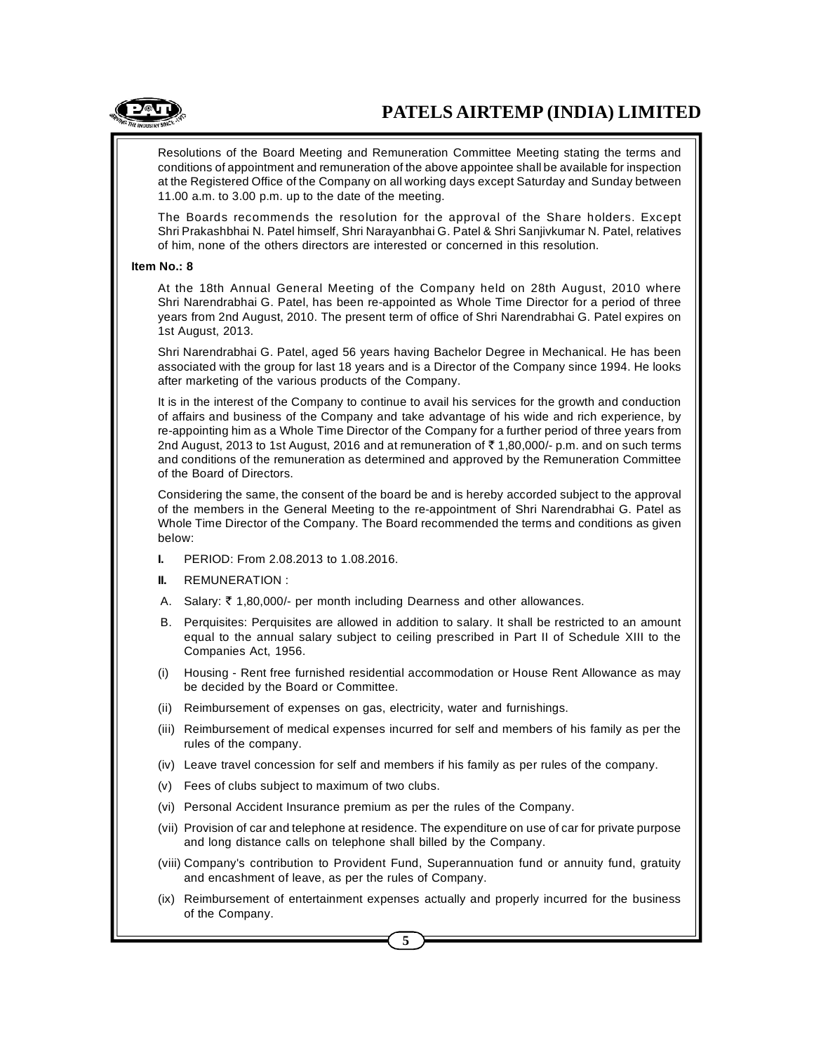Resolutions of the Board Meeting and Remuneration Committee Meeting stating the terms and conditions of appointment and remuneration of the above appointee shall be available for inspection at the Registered Office of the Company on all working days except Saturday and Sunday between 11.00 a.m. to 3.00 p.m. up to the date of the meeting.

The Boards recommends the resolution for the approval of the Share holders. Except Shri Prakashbhai N. Patel himself, Shri Narayanbhai G. Patel & Shri Sanjivkumar N. Patel, relatives of him, none of the others directors are interested or concerned in this resolution.

**Item No.: 8**

At the 18th Annual General Meeting of the Company held on 28th August, 2010 where Shri Narendrabhai G. Patel, has been re-appointed as Whole Time Director for a period of three years from 2nd August, 2010. The present term of office of Shri Narendrabhai G. Patel expires on 1st August, 2013.

Shri Narendrabhai G. Patel, aged 56 years having Bachelor Degree in Mechanical. He has been associated with the group for last 18 years and is a Director of the Company since 1994. He looks after marketing of the various products of the Company.

It is in the interest of the Company to continue to avail his services for the growth and conduction of affairs and business of the Company and take advantage of his wide and rich experience, by re-appointing him as a Whole Time Director of the Company for a further period of three years from 2nd August, 2013 to 1st August, 2016 and at remuneration of ₹ 1,80,000/- p.m. and on such terms and conditions of the remuneration as determined and approved by the Remuneration Committee of the Board of Directors.

Considering the same, the consent of the board be and is hereby accorded subject to the approval of the members in the General Meeting to the re-appointment of Shri Narendrabhai G. Patel as Whole Time Director of the Company. The Board recommended the terms and conditions as given below:

**I.** PERIOD: From 2.08.2013 to 1.08.2016.

**II.** REMUNERATION :

A. Salary: ₹ 1,80,000/- per month including Dearness and other allowances.

B. Perquisites: Perquisites are allowed in addition to salary. It shall be restricted to an amount equal to the annual salary subject to ceiling prescribed in Part II of Schedule XIII to the Companies Act, 1956.

(i) Housing - Rent free furnished residential accommodation or House Rent Allowance as may be decided by the Board or Committee.

(ii) Reimbursement of expenses on gas, electricity, water and furnishings.

(iii) Reimbursement of medical expenses incurred for self and members of his family as per the rules of the company.

(iv) Leave travel concession for self and members if his family as per rules of the company.

(v) Fees of clubs subject to maximum of two clubs.

(vi) Personal Accident Insurance premium as per the rules of the Company.

(vii) Provision of car and telephone at residence. The expenditure on use of car for private purpose and long distance calls on telephone shall billed by the Company.

(viii) Company's contribution to Provident Fund, Superannuation fund or annuity fund, gratuity and encashment of leave, as per the rules of Company.

(ix) Reimbursement of entertainment expenses actually and properly incurred for the business of the Company.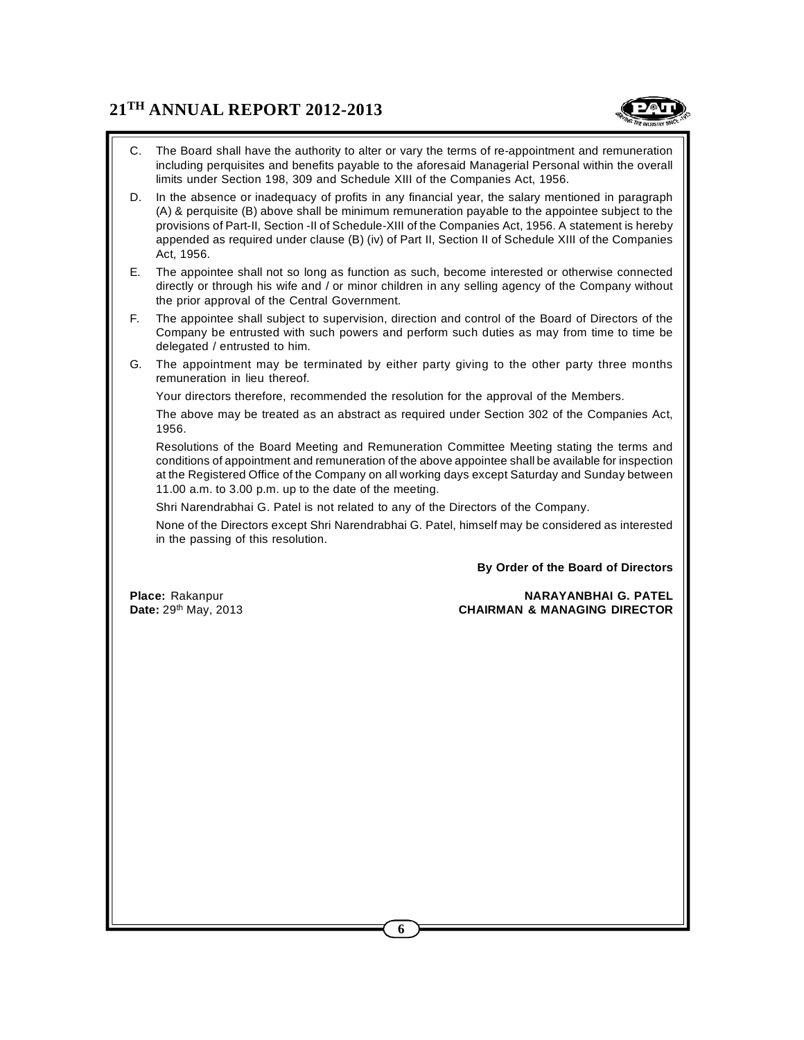C. The Board shall have the authority to alter or vary the terms of re-appointment and remuneration including perquisites and benefits payable to the aforesaid Managerial Personal within the overall limits under Section 198, 309 and Schedule XIII of the Companies Act, 1956.

D. In the absence or inadequacy of profits in any financial year, the salary mentioned in paragraph (A) & perquisite (B) above shall be minimum remuneration payable to the appointee subject to the provisions of Part-II, Section -II of Schedule-XIII of the Companies Act, 1956. A statement is hereby appended as required under clause (B) (iv) of Part II, Section II of Schedule XIII of the Companies Act, 1956.

E. The appointee shall not so long as function as such, become interested or otherwise connected directly or through his wife and / or minor children in any selling agency of the Company without the prior approval of the Central Government.

F. The appointee shall subject to supervision, direction and control of the Board of Directors of the Company be entrusted with such powers and perform such duties as may from time to time be delegated / entrusted to him.

G. The appointment may be terminated by either party giving to the other party three months remuneration in lieu thereof.

Your directors therefore, recommended the resolution for the approval of the Members.

The above may be treated as an abstract as required under Section 302 of the Companies Act, 1956.

Resolutions of the Board Meeting and Remuneration Committee Meeting stating the terms and conditions of appointment and remuneration of the above appointee shall be available for inspection at the Registered Office of the Company on all working days except Saturday and Sunday between 11.00 a.m. to 3.00 p.m. up to the date of the meeting.

Shri Narendrabhai G. Patel is not related to any of the Directors of the Company.

None of the Directors except Shri Narendrabhai G. Patel, himself may be considered as interested in the passing of this resolution.

**By Order of the Board of Directors**

**Place:** Rakanpur
**Date:** 29th May, 2013

**NARAYANBHAI G. PATEL**
**CHAIRMAN & MANAGING DIRECTOR**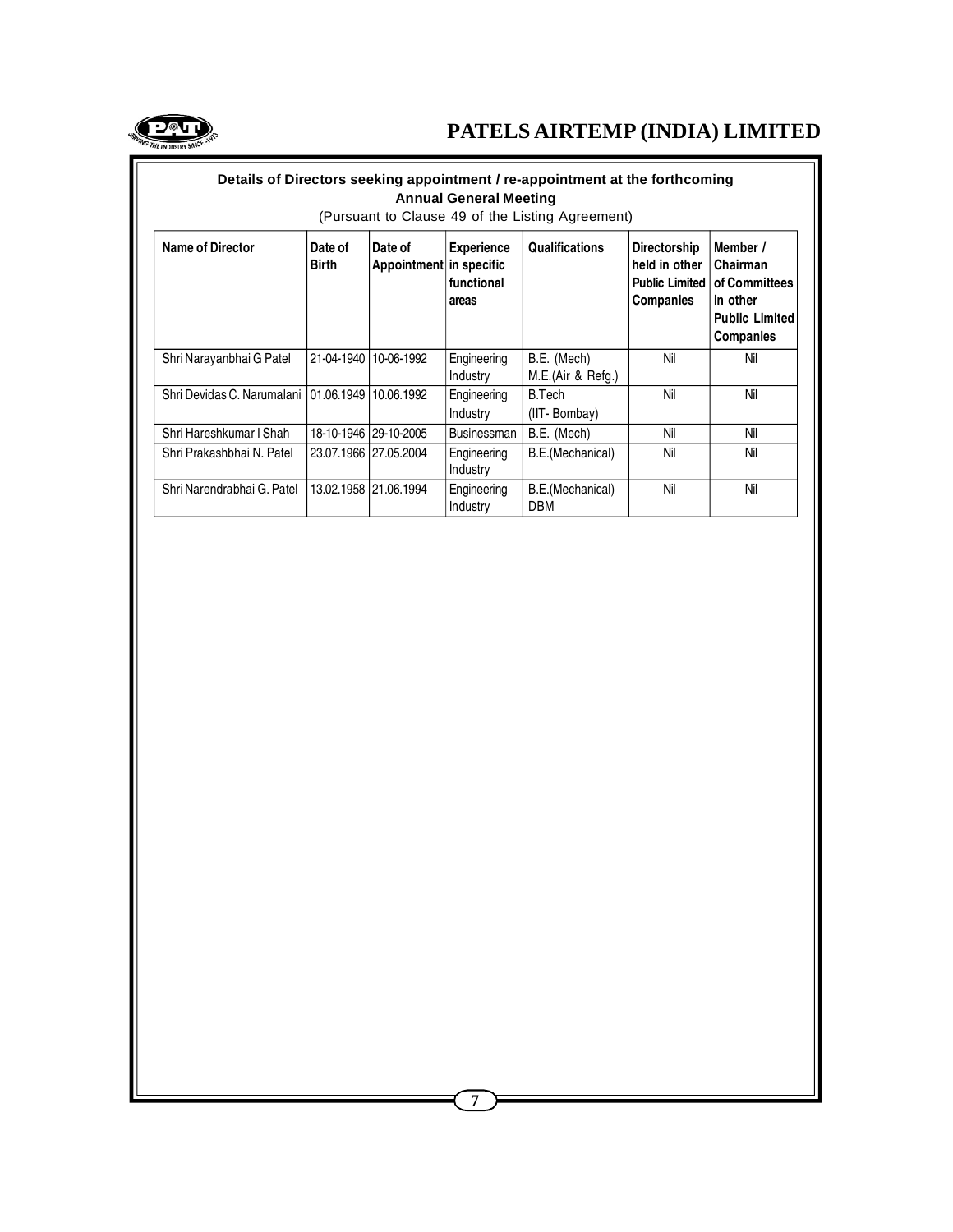## Details of Directors seeking appointment / re-appointment at the forthcoming Annual General Meeting

(Pursuant to Clause 49 of the Listing Agreement)

| Name of Director | Date of Birth | Date of Appointment | Experience in specific functional areas | Qualifications | Directorship held in other Public Limited Companies | Member / Chairman of Committees in other Public Limited Companies |
|---|---|---|---|---|---|---|
| Shri Narayanbhai G Patel | 21-04-1940 | 10-06-1992 | Engineering Industry | B.E. (Mech) M.E.(Air & Refg.) | Nil | Nil |
| Shri Devidas C. Narumalani | 01.06.1949 | 10.06.1992 | Engineering Industry | B.Tech (IIT- Bombay) | Nil | Nil |
| Shri Hareshkumar I Shah | 18-10-1946 | 29-10-2005 | Businessman | B.E. (Mech) | Nil | Nil |
| Shri Prakashbhai N. Patel | 23.07.1966 | 27.05.2004 | Engineering Industry | B.E.(Mechanical) | Nil | Nil |
| Shri Narendrabhai G. Patel | 13.02.1958 | 21.06.1994 | Engineering Industry | B.E.(Mechanical) DBM | Nil | Nil |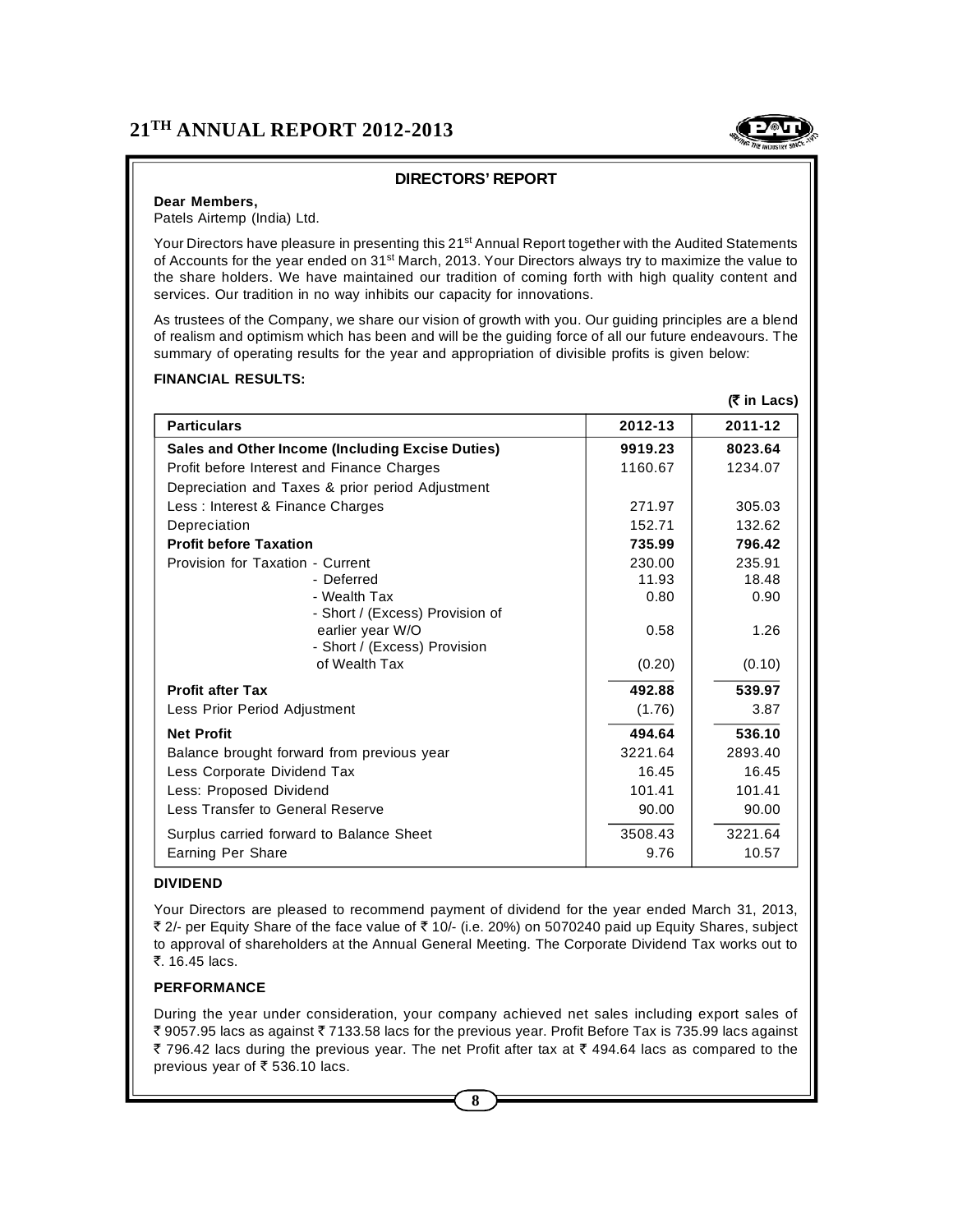## DIRECTORS' REPORT

**Dear Members,**
Patels Airtemp (India) Ltd.

Your Directors have pleasure in presenting this 21st Annual Report together with the Audited Statements of Accounts for the year ended on 31st March, 2013. Your Directors always try to maximize the value to the share holders. We have maintained our tradition of coming forth with high quality content and services. Our tradition in no way inhibits our capacity for innovations.

As trustees of the Company, we share our vision of growth with you. Our guiding principles are a blend of realism and optimism which has been and will be the guiding force of all our future endeavours. The summary of operating results for the year and appropriation of divisible profits is given below:

**FINANCIAL RESULTS:**

**(₹ in Lacs)**

| Particulars | 2012-13 | 2011-12 |
|---|---|---|
| **Sales and Other Income (Including Excise Duties)** | **9919.23** | **8023.64** |
| Profit before Interest and Finance Charges | 1160.67 | 1234.07 |
| Depreciation and Taxes & prior period Adjustment | | |
| Less : Interest & Finance Charges | 271.97 | 305.03 |
| Depreciation | 152.71 | 132.62 |
| **Profit before Taxation** | **735.99** | **796.42** |
| Provision for Taxation - Current | 230.00 | 235.91 |
| - Deferred | 11.93 | 18.48 |
| - Wealth Tax | 0.80 | 0.90 |
| - Short / (Excess) Provision of earlier year W/O | 0.58 | 1.26 |
| - Short / (Excess) Provision of Wealth Tax | (0.20) | (0.10) |
| **Profit after Tax** | **492.88** | **539.97** |
| Less Prior Period Adjustment | (1.76) | 3.87 |
| **Net Profit** | **494.64** | **536.10** |
| Balance brought forward from previous year | 3221.64 | 2893.40 |
| Less Corporate Dividend Tax | 16.45 | 16.45 |
| Less: Proposed Dividend | 101.41 | 101.41 |
| Less Transfer to General Reserve | 90.00 | 90.00 |
| Surplus carried forward to Balance Sheet | 3508.43 | 3221.64 |
| Earning Per Share | 9.76 | 10.57 |

**DIVIDEND**

Your Directors are pleased to recommend payment of dividend for the year ended March 31, 2013, ₹ 2/- per Equity Share of the face value of ₹ 10/- (i.e. 20%) on 5070240 paid up Equity Shares, subject to approval of shareholders at the Annual General Meeting. The Corporate Dividend Tax works out to ₹. 16.45 lacs.

**PERFORMANCE**

During the year under consideration, your company achieved net sales including export sales of ₹ 9057.95 lacs as against ₹ 7133.58 lacs for the previous year. Profit Before Tax is 735.99 lacs against ₹ 796.42 lacs during the previous year. The net Profit after tax at ₹ 494.64 lacs as compared to the previous year of ₹ 536.10 lacs.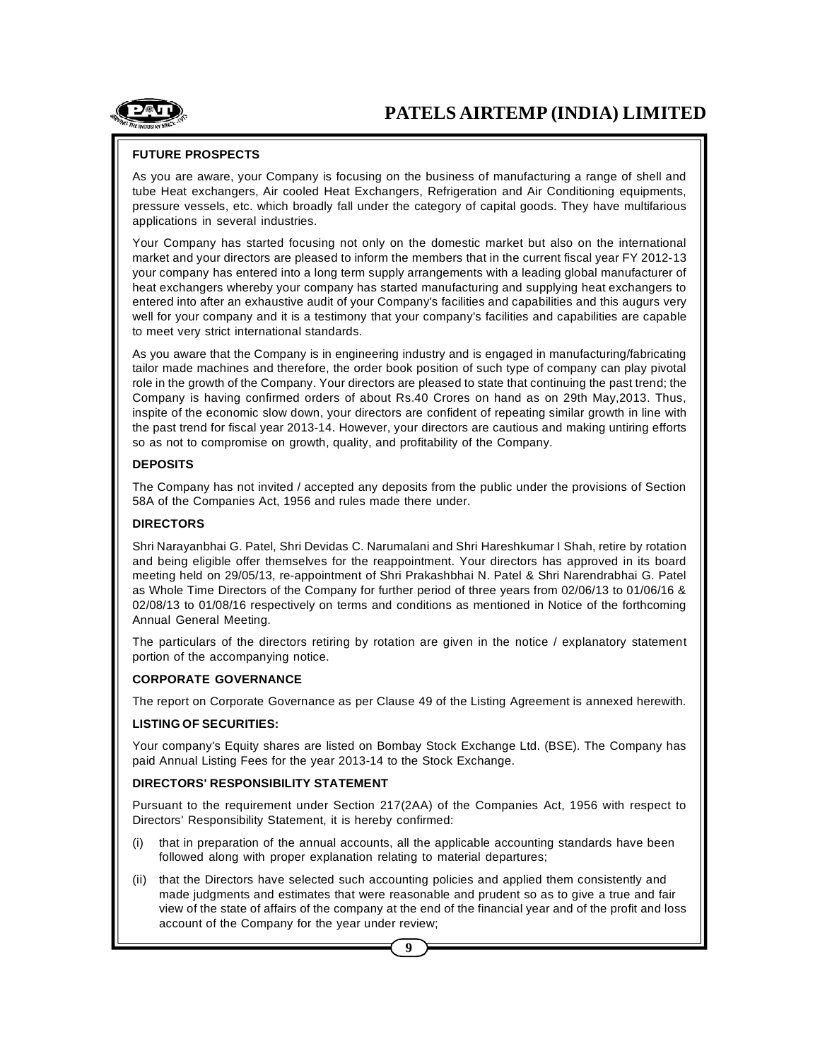## FUTURE PROSPECTS

As you are aware, your Company is focusing on the business of manufacturing a range of shell and tube Heat exchangers, Air cooled Heat Exchangers, Refrigeration and Air Conditioning equipments, pressure vessels, etc. which broadly fall under the category of capital goods. They have multifarious applications in several industries.

Your Company has started focusing not only on the domestic market but also on the international market and your directors are pleased to inform the members that in the current fiscal year FY 2012-13 your company has entered into a long term supply arrangements with a leading global manufacturer of heat exchangers whereby your company has started manufacturing and supplying heat exchangers to entered into after an exhaustive audit of your Company's facilities and capabilities and this augurs very well for your company and it is a testimony that your company's facilities and capabilities are capable to meet very strict international standards.

As you aware that the Company is in engineering industry and is engaged in manufacturing/fabricating tailor made machines and therefore, the order book position of such type of company can play pivotal role in the growth of the Company. Your directors are pleased to state that continuing the past trend; the Company is having confirmed orders of about Rs.40 Crores on hand as on 29th May,2013. Thus, inspite of the economic slow down, your directors are confident of repeating similar growth in line with the past trend for fiscal year 2013-14. However, your directors are cautious and making untiring efforts so as not to compromise on growth, quality, and profitability of the Company.

## DEPOSITS

The Company has not invited / accepted any deposits from the public under the provisions of Section 58A of the Companies Act, 1956 and rules made there under.

## DIRECTORS

Shri Narayanbhai G. Patel, Shri Devidas C. Narumalani and Shri Hareshkumar I Shah, retire by rotation and being eligible offer themselves for the reappointment. Your directors has approved in its board meeting held on 29/05/13, re-appointment of Shri Prakashbhai N. Patel & Shri Narendrabhai G. Patel as Whole Time Directors of the Company for further period of three years from 02/06/13 to 01/06/16 & 02/08/13 to 01/08/16 respectively on terms and conditions as mentioned in Notice of the forthcoming Annual General Meeting.

The particulars of the directors retiring by rotation are given in the notice / explanatory statement portion of the accompanying notice.

## CORPORATE GOVERNANCE

The report on Corporate Governance as per Clause 49 of the Listing Agreement is annexed herewith.

## LISTING OF SECURITIES:

Your company's Equity shares are listed on Bombay Stock Exchange Ltd. (BSE). The Company has paid Annual Listing Fees for the year 2013-14 to the Stock Exchange.

## DIRECTORS' RESPONSIBILITY STATEMENT

Pursuant to the requirement under Section 217(2AA) of the Companies Act, 1956 with respect to Directors' Responsibility Statement, it is hereby confirmed:

(i) that in preparation of the annual accounts, all the applicable accounting standards have been followed along with proper explanation relating to material departures;

(ii) that the Directors have selected such accounting policies and applied them consistently and made judgments and estimates that were reasonable and prudent so as to give a true and fair view of the state of affairs of the company at the end of the financial year and of the profit and loss account of the Company for the year under review;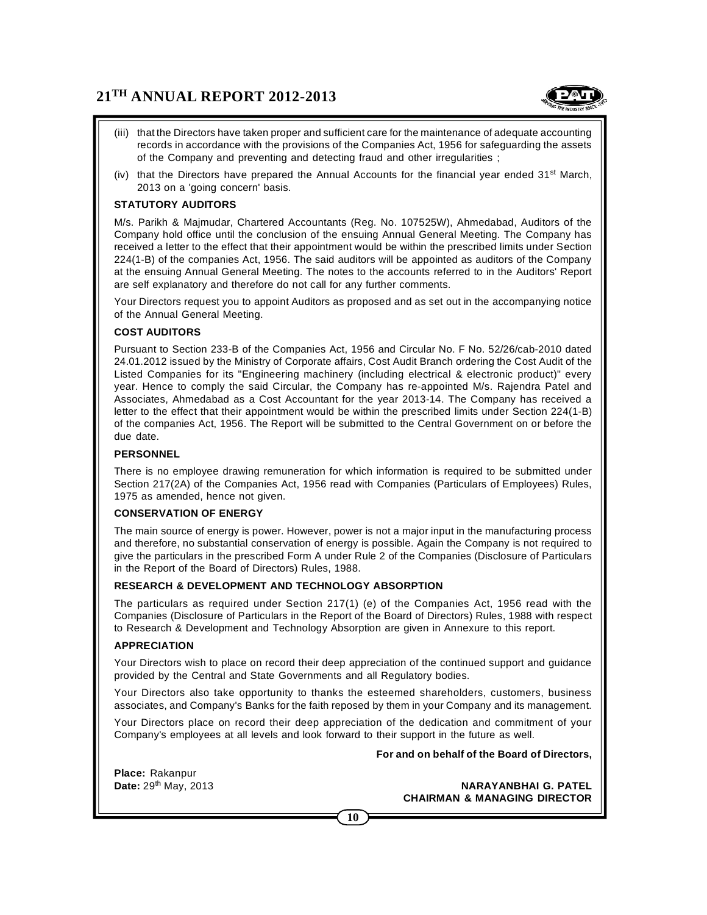(iii) that the Directors have taken proper and sufficient care for the maintenance of adequate accounting records in accordance with the provisions of the Companies Act, 1956 for safeguarding the assets of the Company and preventing and detecting fraud and other irregularities ;

(iv) that the Directors have prepared the Annual Accounts for the financial year ended 31st March, 2013 on a 'going concern' basis.

**STATUTORY AUDITORS**

M/s. Parikh & Majmudar, Chartered Accountants (Reg. No. 107525W), Ahmedabad, Auditors of the Company hold office until the conclusion of the ensuing Annual General Meeting. The Company has received a letter to the effect that their appointment would be within the prescribed limits under Section 224(1-B) of the companies Act, 1956. The said auditors will be appointed as auditors of the Company at the ensuing Annual General Meeting. The notes to the accounts referred to in the Auditors' Report are self explanatory and therefore do not call for any further comments.

Your Directors request you to appoint Auditors as proposed and as set out in the accompanying notice of the Annual General Meeting.

**COST AUDITORS**

Pursuant to Section 233-B of the Companies Act, 1956 and Circular No. F No. 52/26/cab-2010 dated 24.01.2012 issued by the Ministry of Corporate affairs, Cost Audit Branch ordering the Cost Audit of the Listed Companies for its "Engineering machinery (including electrical & electronic product)" every year. Hence to comply the said Circular, the Company has re-appointed M/s. Rajendra Patel and Associates, Ahmedabad as a Cost Accountant for the year 2013-14. The Company has received a letter to the effect that their appointment would be within the prescribed limits under Section 224(1-B) of the companies Act, 1956. The Report will be submitted to the Central Government on or before the due date.

**PERSONNEL**

There is no employee drawing remuneration for which information is required to be submitted under Section 217(2A) of the Companies Act, 1956 read with Companies (Particulars of Employees) Rules, 1975 as amended, hence not given.

**CONSERVATION OF ENERGY**

The main source of energy is power. However, power is not a major input in the manufacturing process and therefore, no substantial conservation of energy is possible. Again the Company is not required to give the particulars in the prescribed Form A under Rule 2 of the Companies (Disclosure of Particulars in the Report of the Board of Directors) Rules, 1988.

**RESEARCH & DEVELOPMENT AND TECHNOLOGY ABSORPTION**

The particulars as required under Section 217(1) (e) of the Companies Act, 1956 read with the Companies (Disclosure of Particulars in the Report of the Board of Directors) Rules, 1988 with respect to Research & Development and Technology Absorption are given in Annexure to this report.

**APPRECIATION**

Your Directors wish to place on record their deep appreciation of the continued support and guidance provided by the Central and State Governments and all Regulatory bodies.

Your Directors also take opportunity to thanks the esteemed shareholders, customers, business associates, and Company's Banks for the faith reposed by them in your Company and its management.

Your Directors place on record their deep appreciation of the dedication and commitment of your Company's employees at all levels and look forward to their support in the future as well.

**For and on behalf of the Board of Directors,**

**Place:** Rakanpur
**Date:** 29th May, 2013

**NARAYANBHAI G. PATEL**
**CHAIRMAN & MANAGING DIRECTOR**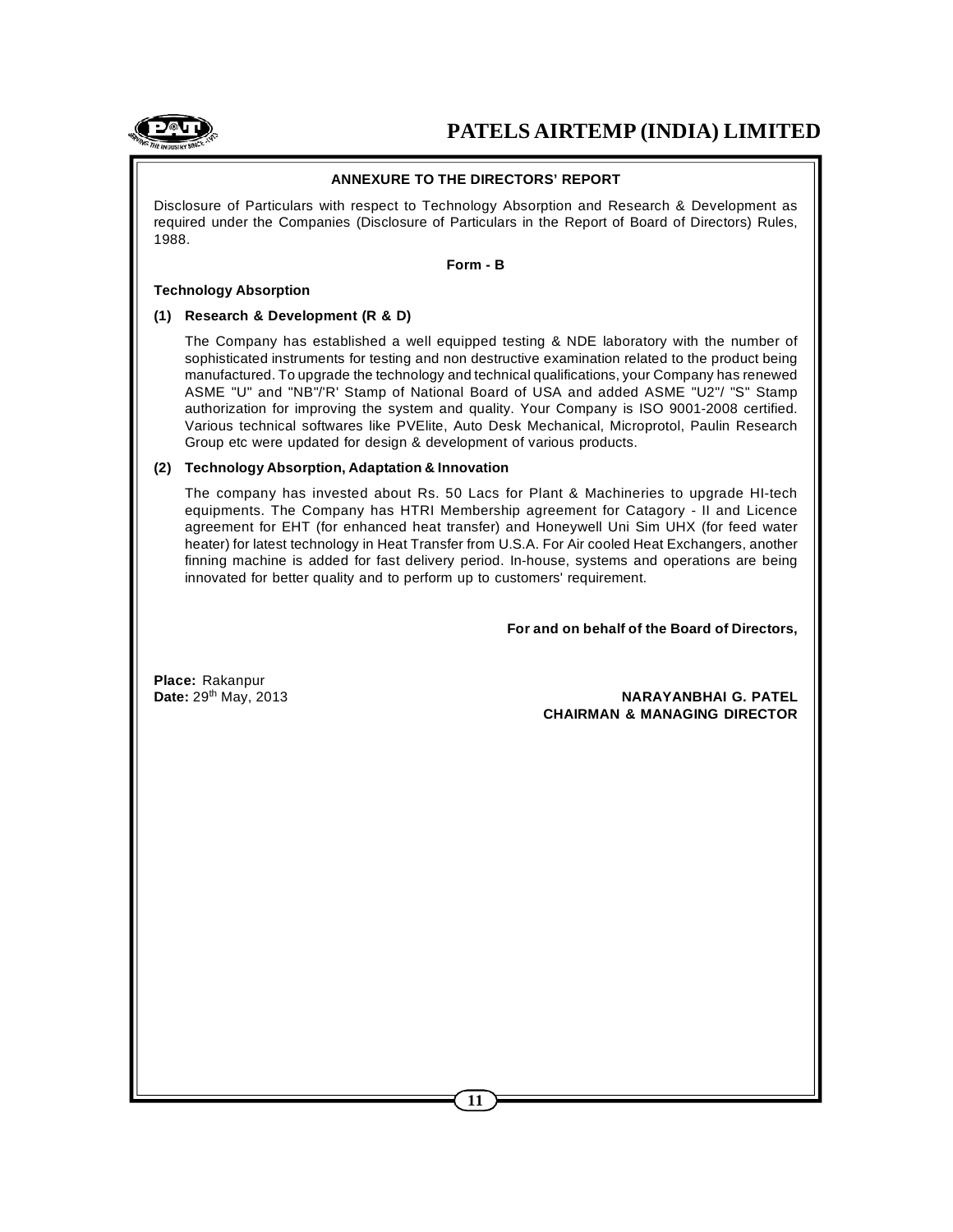## ANNEXURE TO THE DIRECTORS' REPORT

Disclosure of Particulars with respect to Technology Absorption and Research & Development as required under the Companies (Disclosure of Particulars in the Report of Board of Directors) Rules, 1988.

**Form - B**

**Technology Absorption**

**(1) Research & Development (R & D)**

The Company has established a well equipped testing & NDE laboratory with the number of sophisticated instruments for testing and non destructive examination related to the product being manufactured. To upgrade the technology and technical qualifications, your Company has renewed ASME "U" and "NB"/'R' Stamp of National Board of USA and added ASME "U2"/ "S" Stamp authorization for improving the system and quality. Your Company is ISO 9001-2008 certified. Various technical softwares like PVElite, Auto Desk Mechanical, Microprotol, Paulin Research Group etc were updated for design & development of various products.

**(2) Technology Absorption, Adaptation & Innovation**

The company has invested about Rs. 50 Lacs for Plant & Machineries to upgrade HI-tech equipments. The Company has HTRI Membership agreement for Catagory - II and Licence agreement for EHT (for enhanced heat transfer) and Honeywell Uni Sim UHX (for feed water heater) for latest technology in Heat Transfer from U.S.A. For Air cooled Heat Exchangers, another finning machine is added for fast delivery period. In-house, systems and operations are being innovated for better quality and to perform up to customers' requirement.

**For and on behalf of the Board of Directors,**

**Place:** Rakanpur
**Date:** 29th May, 2013

**NARAYANBHAI G. PATEL**
**CHAIRMAN & MANAGING DIRECTOR**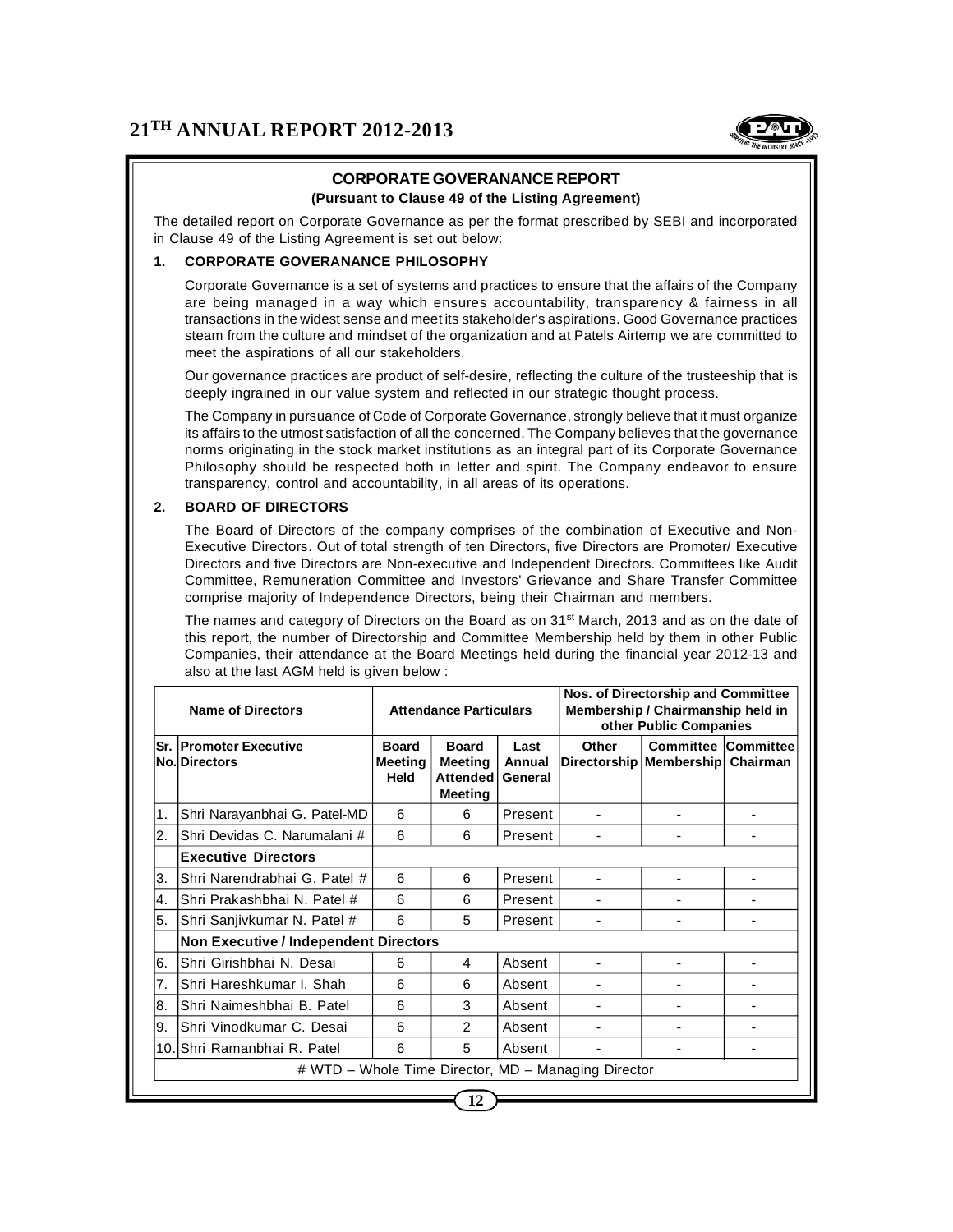## CORPORATE GOVERANANCE REPORT

**(Pursuant to Clause 49 of the Listing Agreement)**

The detailed report on Corporate Governance as per the format prescribed by SEBI and incorporated in Clause 49 of the Listing Agreement is set out below:

### 1. CORPORATE GOVERANANCE PHILOSOPHY

Corporate Governance is a set of systems and practices to ensure that the affairs of the Company are being managed in a way which ensures accountability, transparency & fairness in all transactions in the widest sense and meet its stakeholder's aspirations. Good Governance practices steam from the culture and mindset of the organization and at Patels Airtemp we are committed to meet the aspirations of all our stakeholders.

Our governance practices are product of self-desire, reflecting the culture of the trusteeship that is deeply ingrained in our value system and reflected in our strategic thought process.

The Company in pursuance of Code of Corporate Governance, strongly believe that it must organize its affairs to the utmost satisfaction of all the concerned. The Company believes that the governance norms originating in the stock market institutions as an integral part of its Corporate Governance Philosophy should be respected both in letter and spirit. The Company endeavor to ensure transparency, control and accountability, in all areas of its operations.

### 2. BOARD OF DIRECTORS

The Board of Directors of the company comprises of the combination of Executive and Non-Executive Directors. Out of total strength of ten Directors, five Directors are Promoter/ Executive Directors and five Directors are Non-executive and Independent Directors. Committees like Audit Committee, Remuneration Committee and Investors' Grievance and Share Transfer Committee comprise majority of Independence Directors, being their Chairman and members.

The names and category of Directors on the Board as on 31st March, 2013 and as on the date of this report, the number of Directorship and Committee Membership held by them in other Public Companies, their attendance at the Board Meetings held during the financial year 2012-13 and also at the last AGM held is given below :

| | Name of Directors | Attendance Particulars | | | Nos. of Directorship and Committee Membership / Chairmanship held in other Public Companies | | |
|---|---|---|---|---|---|---|---|
| Sr. No. | Promoter Executive Directors | Board Meeting Held | Board Meeting Attended Meeting | Last Annual General | Other Directorship | Committee Membership | Committee Chairman |
| 1. | Shri Narayanbhai G. Patel-MD | 6 | 6 | Present | - | - | - |
| 2. | Shri Devidas C. Narumalani # | 6 | 6 | Present | - | - | - |
| | **Executive Directors** | | | | | | |
| 3. | Shri Narendrabhai G. Patel # | 6 | 6 | Present | - | - | - |
| 4. | Shri Prakashbhai N. Patel # | 6 | 6 | Present | - | - | - |
| 5. | Shri Sanjivkumar N. Patel # | 6 | 5 | Present | - | - | - |
| | **Non Executive / Independent Directors** | | | | | | |
| 6. | Shri Girishbhai N. Desai | 6 | 4 | Absent | - | - | - |
| 7. | Shri Hareshkumar I. Shah | 6 | 6 | Absent | - | - | - |
| 8. | Shri Naimeshbhai B. Patel | 6 | 3 | Absent | - | - | - |
| 9. | Shri Vinodkumar C. Desai | 6 | 2 | Absent | - | - | - |
| 10. | Shri Ramanbhai R. Patel | 6 | 5 | Absent | - | - | - |

# WTD – Whole Time Director, MD – Managing Director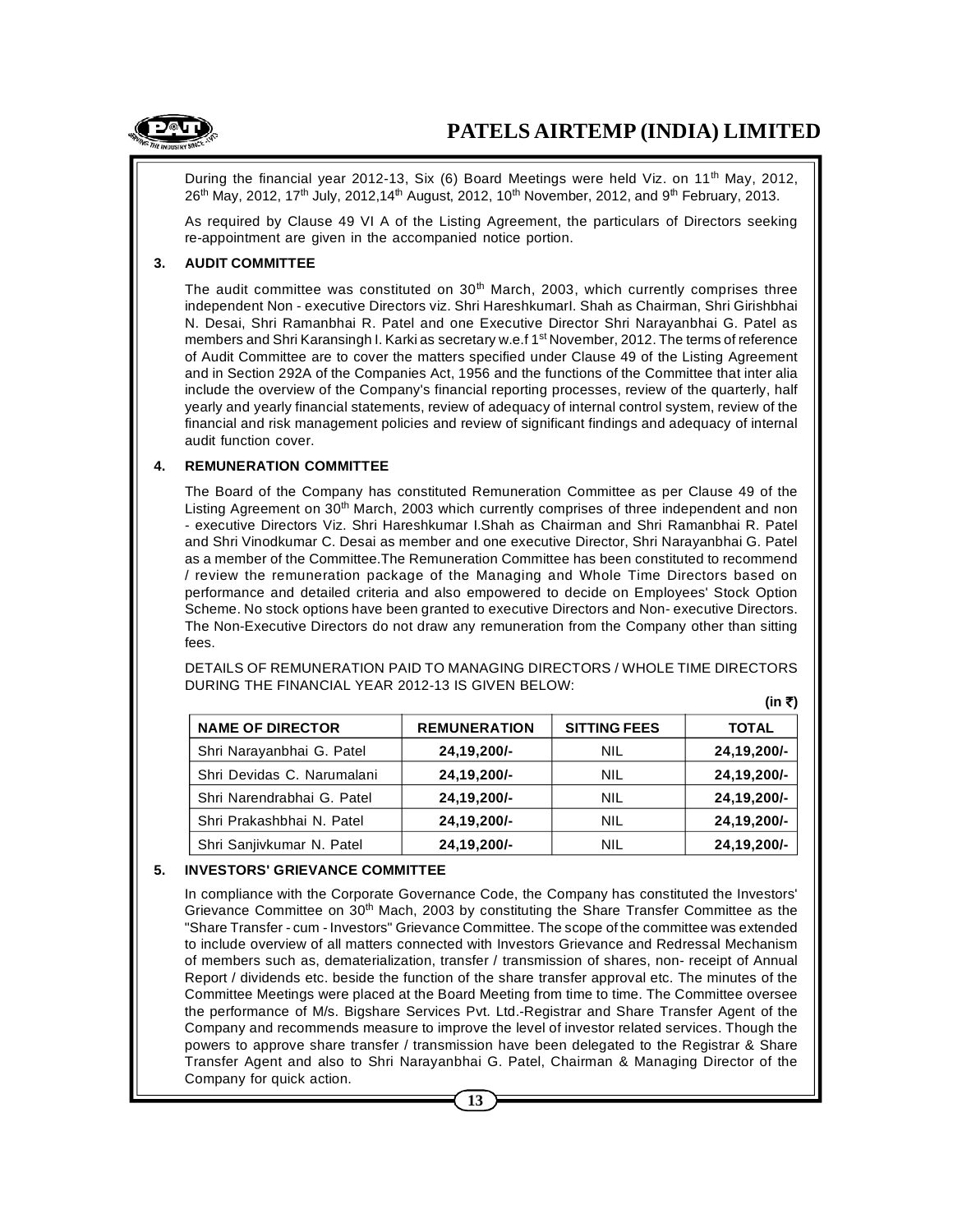During the financial year 2012-13, Six (6) Board Meetings were held Viz. on 11th May, 2012, 26th May, 2012, 17th July, 2012,14th August, 2012, 10th November, 2012, and 9th February, 2013.

As required by Clause 49 VI A of the Listing Agreement, the particulars of Directors seeking re-appointment are given in the accompanied notice portion.

### 3. AUDIT COMMITTEE

The audit committee was constituted on 30th March, 2003, which currently comprises three independent Non - executive Directors viz. Shri HareshkumarI. Shah as Chairman, Shri Girishbhai N. Desai, Shri Ramanbhai R. Patel and one Executive Director Shri Narayanbhai G. Patel as members and Shri Karansingh I. Karki as secretary w.e.f 1st November, 2012. The terms of reference of Audit Committee are to cover the matters specified under Clause 49 of the Listing Agreement and in Section 292A of the Companies Act, 1956 and the functions of the Committee that inter alia include the overview of the Company's financial reporting processes, review of the quarterly, half yearly and yearly financial statements, review of adequacy of internal control system, review of the financial and risk management policies and review of significant findings and adequacy of internal audit function cover.

### 4. REMUNERATION COMMITTEE

The Board of the Company has constituted Remuneration Committee as per Clause 49 of the Listing Agreement on 30th March, 2003 which currently comprises of three independent and non - executive Directors Viz. Shri Hareshkumar I.Shah as Chairman and Shri Ramanbhai R. Patel and Shri Vinodkumar C. Desai as member and one executive Director, Shri Narayanbhai G. Patel as a member of the Committee.The Remuneration Committee has been constituted to recommend / review the remuneration package of the Managing and Whole Time Directors based on performance and detailed criteria and also empowered to decide on Employees' Stock Option Scheme. No stock options have been granted to executive Directors and Non- executive Directors. The Non-Executive Directors do not draw any remuneration from the Company other than sitting fees.

DETAILS OF REMUNERATION PAID TO MANAGING DIRECTORS / WHOLE TIME DIRECTORS DURING THE FINANCIAL YEAR 2012-13 IS GIVEN BELOW:

**(in ₹)**

| NAME OF DIRECTOR | REMUNERATION | SITTING FEES | TOTAL |
|---|---|---|---|
| Shri Narayanbhai G. Patel | **24,19,200/-** | NIL | **24,19,200/-** |
| Shri Devidas C. Narumalani | **24,19,200/-** | NIL | **24,19,200/-** |
| Shri Narendrabhai G. Patel | **24,19,200/-** | NIL | **24,19,200/-** |
| Shri Prakashbhai N. Patel | **24,19,200/-** | NIL | **24,19,200/-** |
| Shri Sanjivkumar N. Patel | **24,19,200/-** | NIL | **24,19,200/-** |

### 5. INVESTORS' GRIEVANCE COMMITTEE

In compliance with the Corporate Governance Code, the Company has constituted the Investors' Grievance Committee on 30th Mach, 2003 by constituting the Share Transfer Committee as the "Share Transfer - cum - Investors" Grievance Committee. The scope of the committee was extended to include overview of all matters connected with Investors Grievance and Redressal Mechanism of members such as, dematerialization, transfer / transmission of shares, non- receipt of Annual Report / dividends etc. beside the function of the share transfer approval etc. The minutes of the Committee Meetings were placed at the Board Meeting from time to time. The Committee oversee the performance of M/s. Bigshare Services Pvt. Ltd.-Registrar and Share Transfer Agent of the Company and recommends measure to improve the level of investor related services. Though the powers to approve share transfer / transmission have been delegated to the Registrar & Share Transfer Agent and also to Shri Narayanbhai G. Patel, Chairman & Managing Director of the Company for quick action.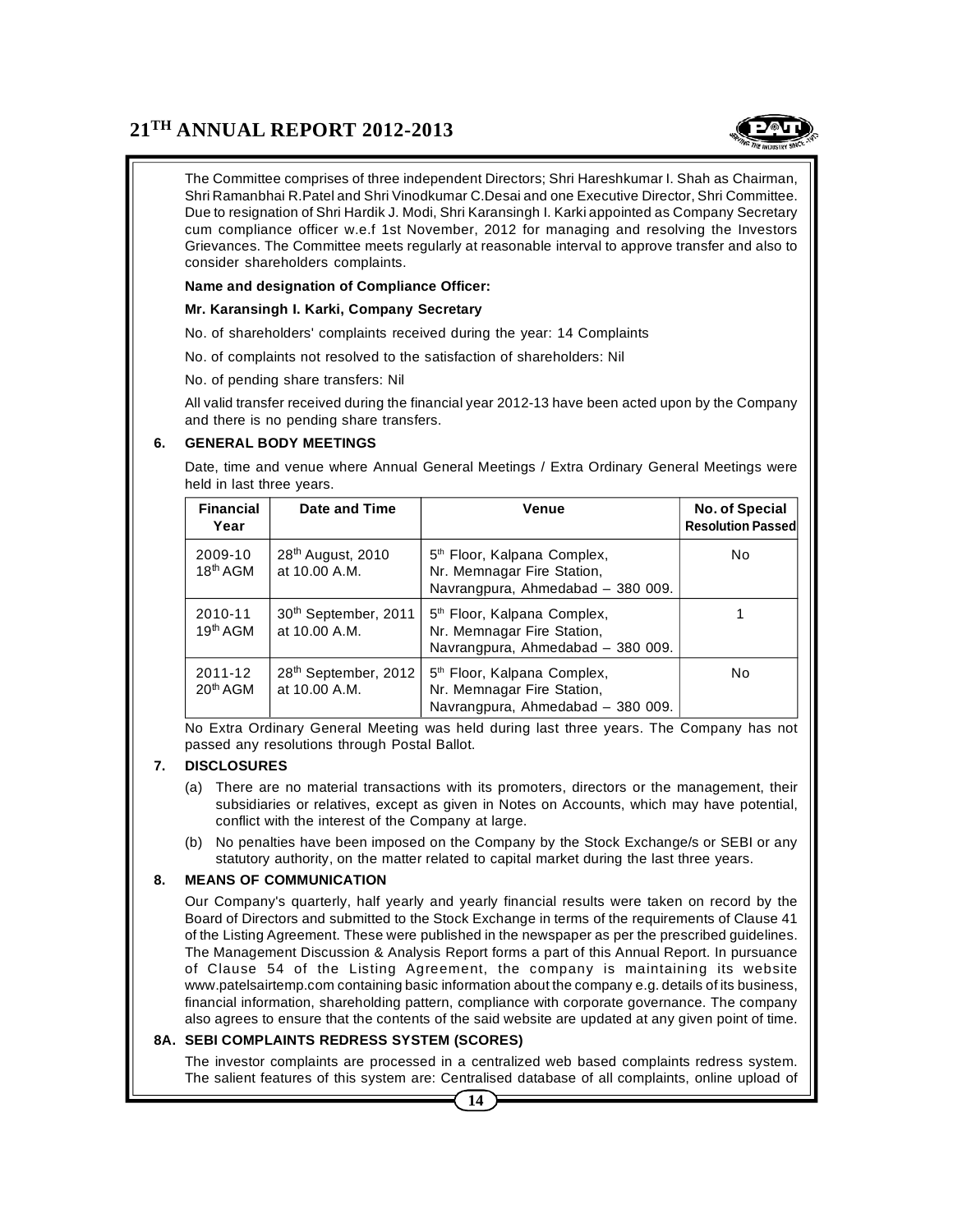The Committee comprises of three independent Directors; Shri Hareshkumar I. Shah as Chairman, Shri Ramanbhai R.Patel and Shri Vinodkumar C.Desai and one Executive Director, Shri Committee. Due to resignation of Shri Hardik J. Modi, Shri Karansingh I. Karki appointed as Company Secretary cum compliance officer w.e.f 1st November, 2012 for managing and resolving the Investors Grievances. The Committee meets regularly at reasonable interval to approve transfer and also to consider shareholders complaints.

**Name and designation of Compliance Officer:**

**Mr. Karansingh I. Karki, Company Secretary**

No. of shareholders' complaints received during the year: 14 Complaints

No. of complaints not resolved to the satisfaction of shareholders: Nil

No. of pending share transfers: Nil

All valid transfer received during the financial year 2012-13 have been acted upon by the Company and there is no pending share transfers.

## 6. GENERAL BODY MEETINGS

Date, time and venue where Annual General Meetings / Extra Ordinary General Meetings were held in last three years.

| Financial Year | Date and Time | Venue | No. of Special Resolution Passed |
|---|---|---|---|
| 2009-10 18th AGM | 28th August, 2010 at 10.00 A.M. | 5th Floor, Kalpana Complex, Nr. Memnagar Fire Station, Navrangpura, Ahmedabad – 380 009. | No |
| 2010-11 19th AGM | 30th September, 2011 at 10.00 A.M. | 5th Floor, Kalpana Complex, Nr. Memnagar Fire Station, Navrangpura, Ahmedabad – 380 009. | 1 |
| 2011-12 20th AGM | 28th September, 2012 at 10.00 A.M. | 5th Floor, Kalpana Complex, Nr. Memnagar Fire Station, Navrangpura, Ahmedabad – 380 009. | No |

No Extra Ordinary General Meeting was held during last three years. The Company has not passed any resolutions through Postal Ballot.

## 7. DISCLOSURES

(a) There are no material transactions with its promoters, directors or the management, their subsidiaries or relatives, except as given in Notes on Accounts, which may have potential, conflict with the interest of the Company at large.

(b) No penalties have been imposed on the Company by the Stock Exchange/s or SEBI or any statutory authority, on the matter related to capital market during the last three years.

## 8. MEANS OF COMMUNICATION

Our Company's quarterly, half yearly and yearly financial results were taken on record by the Board of Directors and submitted to the Stock Exchange in terms of the requirements of Clause 41 of the Listing Agreement. These were published in the newspaper as per the prescribed guidelines. The Management Discussion & Analysis Report forms a part of this Annual Report. In pursuance of Clause 54 of the Listing Agreement, the company is maintaining its website www.patelsairtemp.com containing basic information about the company e.g. details of its business, financial information, shareholding pattern, compliance with corporate governance. The company also agrees to ensure that the contents of the said website are updated at any given point of time.

## 8A. SEBI COMPLAINTS REDRESS SYSTEM (SCORES)

The investor complaints are processed in a centralized web based complaints redress system. The salient features of this system are: Centralised database of all complaints, online upload of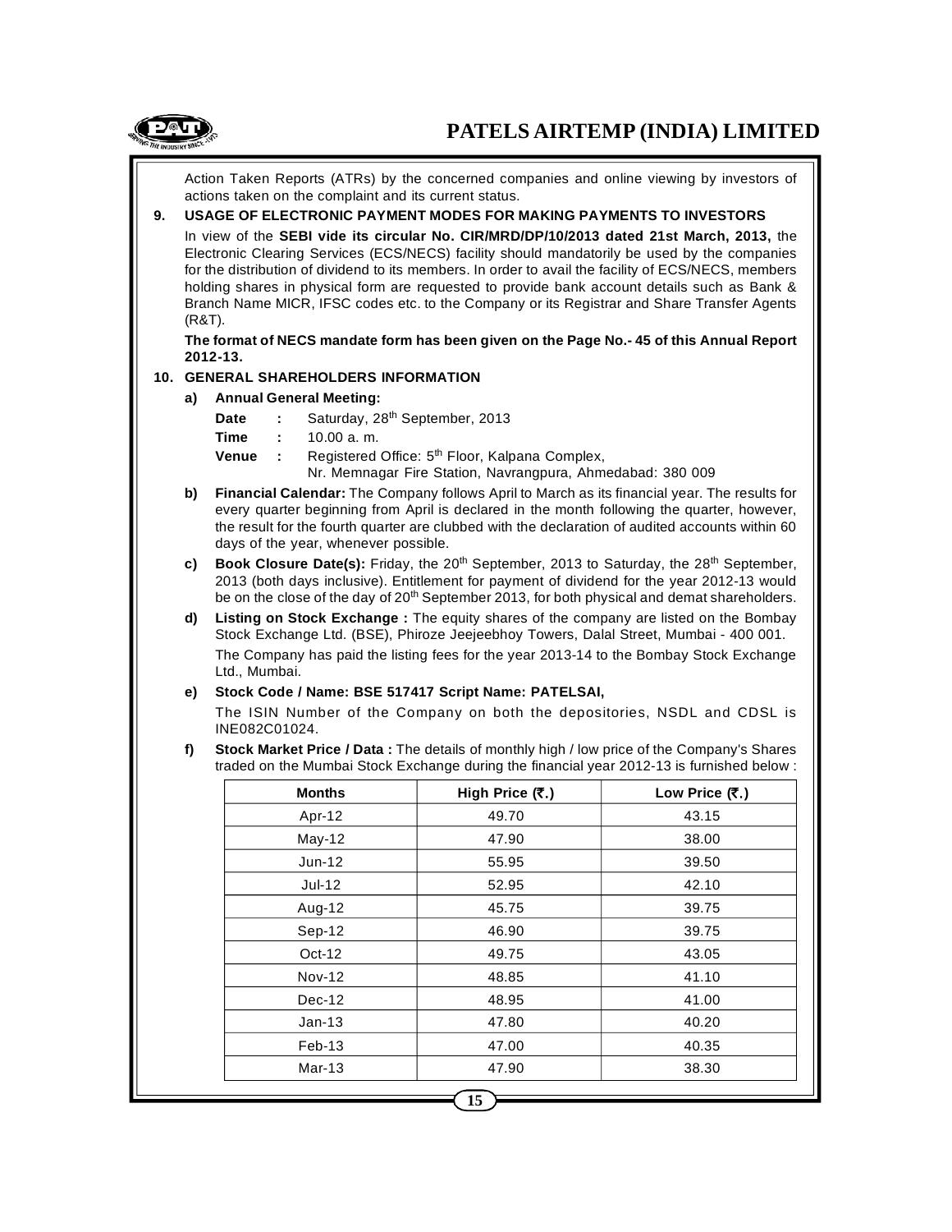Action Taken Reports (ATRs) by the concerned companies and online viewing by investors of actions taken on the complaint and its current status.

**9. USAGE OF ELECTRONIC PAYMENT MODES FOR MAKING PAYMENTS TO INVESTORS**

In view of the **SEBI vide its circular No. CIR/MRD/DP/10/2013 dated 21st March, 2013,** the Electronic Clearing Services (ECS/NECS) facility should mandatorily be used by the companies for the distribution of dividend to its members. In order to avail the facility of ECS/NECS, members holding shares in physical form are requested to provide bank account details such as Bank & Branch Name MICR, IFSC codes etc. to the Company or its Registrar and Share Transfer Agents (R&T).

**The format of NECS mandate form has been given on the Page No.- 45 of this Annual Report 2012-13.**

**10. GENERAL SHAREHOLDERS INFORMATION**

**a) Annual General Meeting:**

**Date** : Saturday, 28th September, 2013

**Time** : 10.00 a. m.

**Venue** : Registered Office: 5th Floor, Kalpana Complex,
Nr. Memnagar Fire Station, Navrangpura, Ahmedabad: 380 009

**b) Financial Calendar:** The Company follows April to March as its financial year. The results for every quarter beginning from April is declared in the month following the quarter, however, the result for the fourth quarter are clubbed with the declaration of audited accounts within 60 days of the year, whenever possible.

**c) Book Closure Date(s):** Friday, the 20th September, 2013 to Saturday, the 28th September, 2013 (both days inclusive). Entitlement for payment of dividend for the year 2012-13 would be on the close of the day of 20th September 2013, for both physical and demat shareholders.

**d) Listing on Stock Exchange :** The equity shares of the company are listed on the Bombay Stock Exchange Ltd. (BSE), Phiroze Jeejeebhoy Towers, Dalal Street, Mumbai - 400 001.

The Company has paid the listing fees for the year 2013-14 to the Bombay Stock Exchange Ltd., Mumbai.

**e) Stock Code / Name: BSE 517417 Script Name: PATELSAI,**

The ISIN Number of the Company on both the depositories, NSDL and CDSL is INE082C01024.

**f) Stock Market Price / Data :** The details of monthly high / low price of the Company's Shares traded on the Mumbai Stock Exchange during the financial year 2012-13 is furnished below :

| Months | High Price (₹.) | Low Price (₹.) |
|---|---|---|
| Apr-12 | 49.70 | 43.15 |
| May-12 | 47.90 | 38.00 |
| Jun-12 | 55.95 | 39.50 |
| Jul-12 | 52.95 | 42.10 |
| Aug-12 | 45.75 | 39.75 |
| Sep-12 | 46.90 | 39.75 |
| Oct-12 | 49.75 | 43.05 |
| Nov-12 | 48.85 | 41.10 |
| Dec-12 | 48.95 | 41.00 |
| Jan-13 | 47.80 | 40.20 |
| Feb-13 | 47.00 | 40.35 |
| Mar-13 | 47.90 | 38.30 |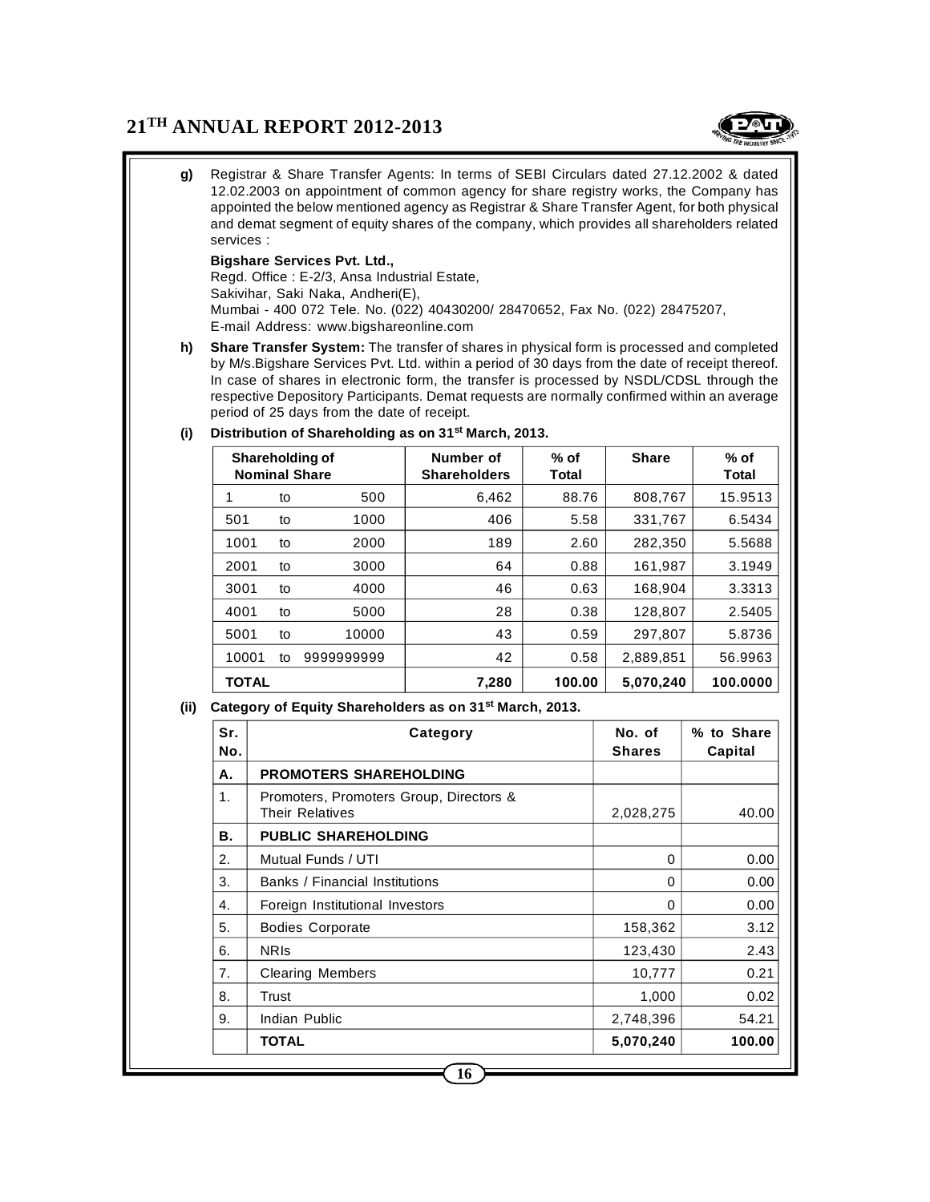**g)** Registrar & Share Transfer Agents: In terms of SEBI Circulars dated 27.12.2002 & dated 12.02.2003 on appointment of common agency for share registry works, the Company has appointed the below mentioned agency as Registrar & Share Transfer Agent, for both physical and demat segment of equity shares of the company, which provides all shareholders related services :

**Bigshare Services Pvt. Ltd.,**
Regd. Office : E-2/3, Ansa Industrial Estate,
Sakivihar, Saki Naka, Andheri(E),
Mumbai - 400 072 Tele. No. (022) 40430200/ 28470652, Fax No. (022) 28475207,
E-mail Address: www.bigshareonline.com

**h)** **Share Transfer System:** The transfer of shares in physical form is processed and completed by M/s.Bigshare Services Pvt. Ltd. within a period of 30 days from the date of receipt thereof. In case of shares in electronic form, the transfer is processed by NSDL/CDSL through the respective Depository Participants. Demat requests are normally confirmed within an average period of 25 days from the date of receipt.

**(i) Distribution of Shareholding as on 31st March, 2013.**

| Shareholding of Nominal Share | Number of Shareholders | % of Total | Share | % of Total |
|---|---|---|---|---|
| 1 to 500 | 6,462 | 88.76 | 808,767 | 15.9513 |
| 501 to 1000 | 406 | 5.58 | 331,767 | 6.5434 |
| 1001 to 2000 | 189 | 2.60 | 282,350 | 5.5688 |
| 2001 to 3000 | 64 | 0.88 | 161,987 | 3.1949 |
| 3001 to 4000 | 46 | 0.63 | 168,904 | 3.3313 |
| 4001 to 5000 | 28 | 0.38 | 128,807 | 2.5405 |
| 5001 to 10000 | 43 | 0.59 | 297,807 | 5.8736 |
| 10001 to 9999999999 | 42 | 0.58 | 2,889,851 | 56.9963 |
| **TOTAL** | **7,280** | **100.00** | **5,070,240** | **100.0000** |

**(ii) Category of Equity Shareholders as on 31st March, 2013.**

| Sr. No. | Category | No. of Shares | % to Share Capital |
|---|---|---|---|
| **A.** | **PROMOTERS SHAREHOLDING** | | |
| 1. | Promoters, Promoters Group, Directors & Their Relatives | 2,028,275 | 40.00 |
| **B.** | **PUBLIC SHAREHOLDING** | | |
| 2. | Mutual Funds / UTI | 0 | 0.00 |
| 3. | Banks / Financial Institutions | 0 | 0.00 |
| 4. | Foreign Institutional Investors | 0 | 0.00 |
| 5. | Bodies Corporate | 158,362 | 3.12 |
| 6. | NRIs | 123,430 | 2.43 |
| 7. | Clearing Members | 10,777 | 0.21 |
| 8. | Trust | 1,000 | 0.02 |
| 9. | Indian Public | 2,748,396 | 54.21 |
| | **TOTAL** | **5,070,240** | **100.00** |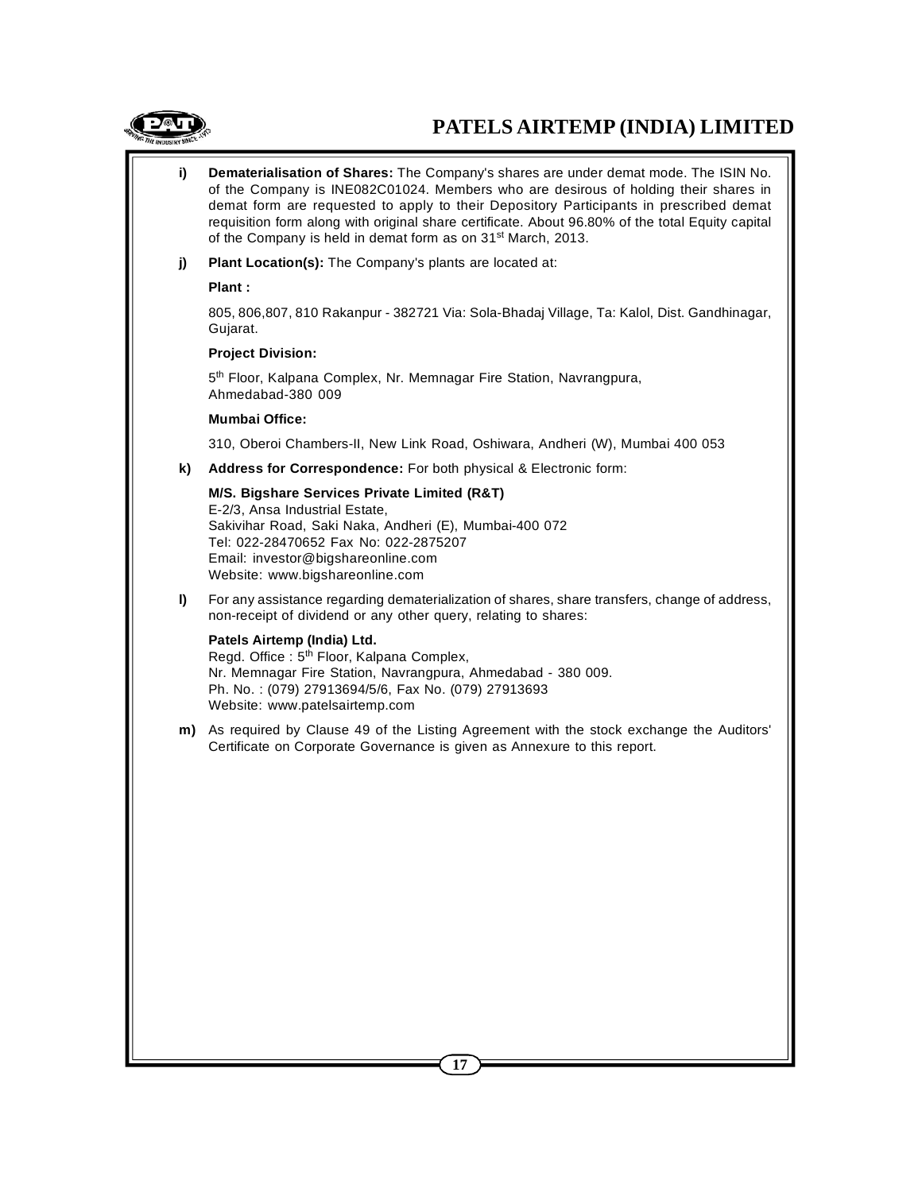**i) Dematerialisation of Shares:** The Company's shares are under demat mode. The ISIN No. of the Company is INE082C01024. Members who are desirous of holding their shares in demat form are requested to apply to their Depository Participants in prescribed demat requisition form along with original share certificate. About 96.80% of the total Equity capital of the Company is held in demat form as on 31st March, 2013.

**j) Plant Location(s):** The Company's plants are located at:

**Plant :**

805, 806,807, 810 Rakanpur - 382721 Via: Sola-Bhadaj Village, Ta: Kalol, Dist. Gandhinagar, Gujarat.

**Project Division:**

5th Floor, Kalpana Complex, Nr. Memnagar Fire Station, Navrangpura,
Ahmedabad-380 009

**Mumbai Office:**

310, Oberoi Chambers-II, New Link Road, Oshiwara, Andheri (W), Mumbai 400 053

**k) Address for Correspondence:** For both physical & Electronic form:

**M/S. Bigshare Services Private Limited (R&T)**
E-2/3, Ansa Industrial Estate,
Sakivihar Road, Saki Naka, Andheri (E), Mumbai-400 072
Tel: 022-28470652 Fax No: 022-2875207
Email: investor@bigshareonline.com
Website: www.bigshareonline.com

**l)** For any assistance regarding dematerialization of shares, share transfers, change of address, non-receipt of dividend or any other query, relating to shares:

**Patels Airtemp (India) Ltd.**
Regd. Office : 5th Floor, Kalpana Complex,
Nr. Memnagar Fire Station, Navrangpura, Ahmedabad - 380 009.
Ph. No. : (079) 27913694/5/6, Fax No. (079) 27913693
Website: www.patelsairtemp.com

**m)** As required by Clause 49 of the Listing Agreement with the stock exchange the Auditors' Certificate on Corporate Governance is given as Annexure to this report.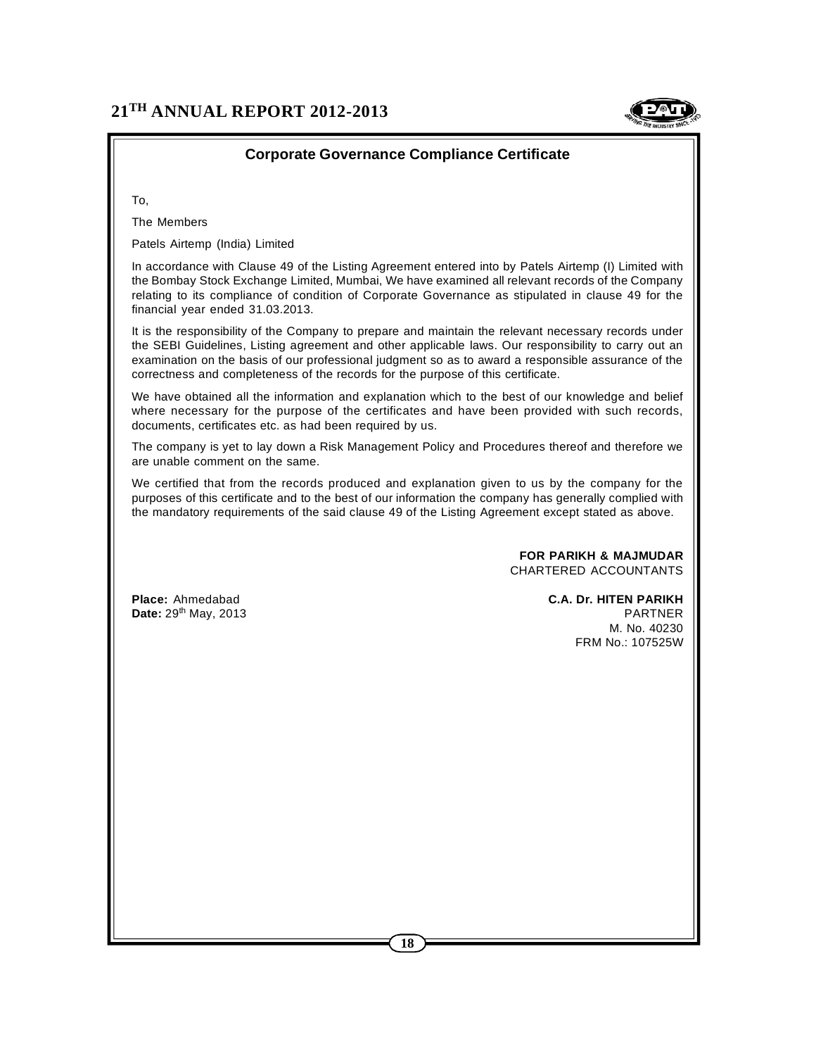## Corporate Governance Compliance Certificate

To,

The Members

Patels Airtemp (India) Limited

In accordance with Clause 49 of the Listing Agreement entered into by Patels Airtemp (I) Limited with the Bombay Stock Exchange Limited, Mumbai, We have examined all relevant records of the Company relating to its compliance of condition of Corporate Governance as stipulated in clause 49 for the financial year ended 31.03.2013.

It is the responsibility of the Company to prepare and maintain the relevant necessary records under the SEBI Guidelines, Listing agreement and other applicable laws. Our responsibility to carry out an examination on the basis of our professional judgment so as to award a responsible assurance of the correctness and completeness of the records for the purpose of this certificate.

We have obtained all the information and explanation which to the best of our knowledge and belief where necessary for the purpose of the certificates and have been provided with such records, documents, certificates etc. as had been required by us.

The company is yet to lay down a Risk Management Policy and Procedures thereof and therefore we are unable comment on the same.

We certified that from the records produced and explanation given to us by the company for the purposes of this certificate and to the best of our information the company has generally complied with the mandatory requirements of the said clause 49 of the Listing Agreement except stated as above.

**FOR PARIKH & MAJMUDAR**
CHARTERED ACCOUNTANTS

**Place:** Ahmedabad
**Date:** 29th May, 2013

**C.A. Dr. HITEN PARIKH**
PARTNER
M. No. 40230
FRM No.: 107525W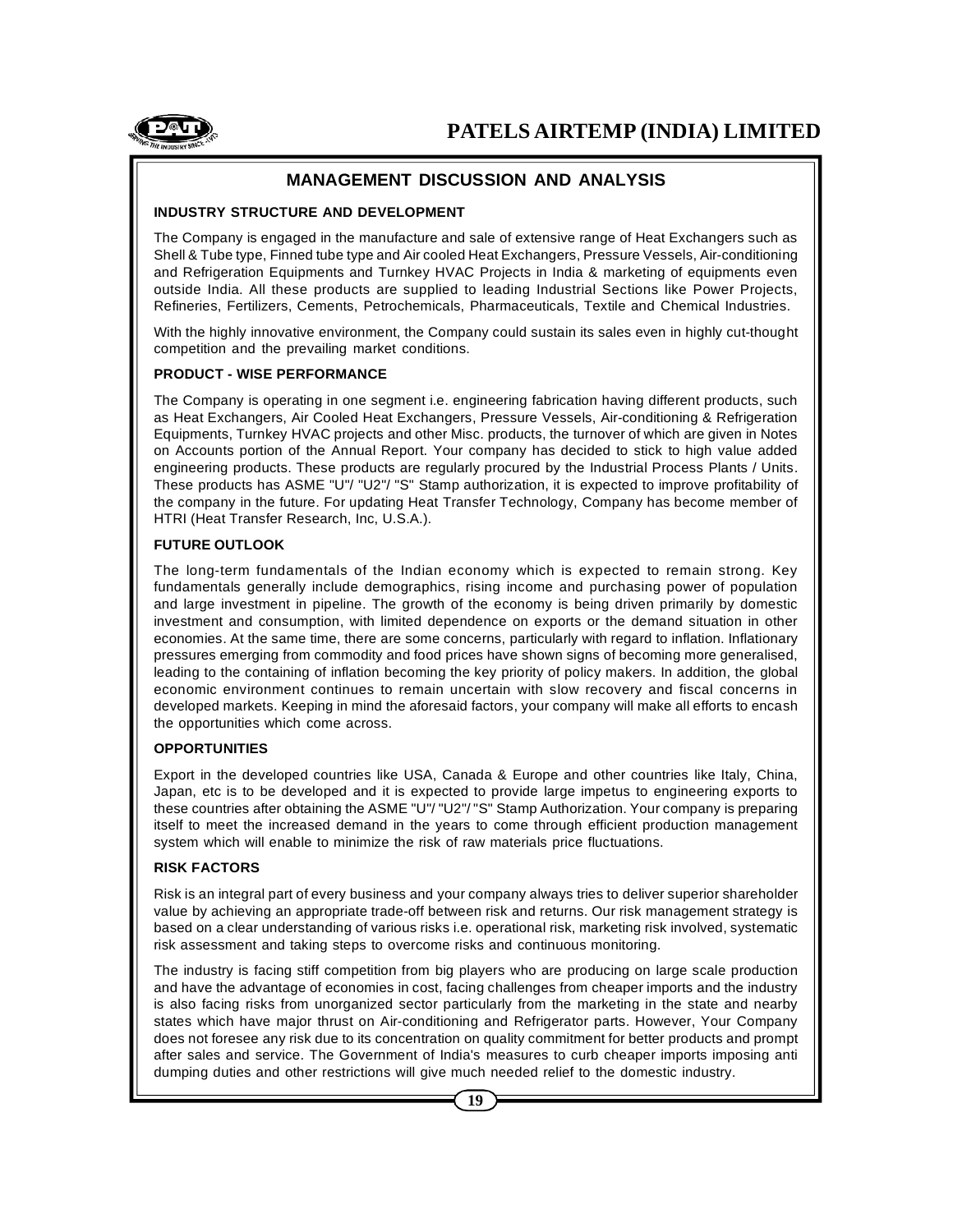## MANAGEMENT DISCUSSION AND ANALYSIS

### INDUSTRY STRUCTURE AND DEVELOPMENT

The Company is engaged in the manufacture and sale of extensive range of Heat Exchangers such as Shell & Tube type, Finned tube type and Air cooled Heat Exchangers, Pressure Vessels, Air-conditioning and Refrigeration Equipments and Turnkey HVAC Projects in India & marketing of equipments even outside India. All these products are supplied to leading Industrial Sections like Power Projects, Refineries, Fertilizers, Cements, Petrochemicals, Pharmaceuticals, Textile and Chemical Industries.

With the highly innovative environment, the Company could sustain its sales even in highly cut-thought competition and the prevailing market conditions.

### PRODUCT - WISE PERFORMANCE

The Company is operating in one segment i.e. engineering fabrication having different products, such as Heat Exchangers, Air Cooled Heat Exchangers, Pressure Vessels, Air-conditioning & Refrigeration Equipments, Turnkey HVAC projects and other Misc. products, the turnover of which are given in Notes on Accounts portion of the Annual Report. Your company has decided to stick to high value added engineering products. These products are regularly procured by the Industrial Process Plants / Units. These products has ASME "U"/ "U2"/ "S" Stamp authorization, it is expected to improve profitability of the company in the future. For updating Heat Transfer Technology, Company has become member of HTRI (Heat Transfer Research, Inc, U.S.A.).

### FUTURE OUTLOOK

The long-term fundamentals of the Indian economy which is expected to remain strong. Key fundamentals generally include demographics, rising income and purchasing power of population and large investment in pipeline. The growth of the economy is being driven primarily by domestic investment and consumption, with limited dependence on exports or the demand situation in other economies. At the same time, there are some concerns, particularly with regard to inflation. Inflationary pressures emerging from commodity and food prices have shown signs of becoming more generalised, leading to the containing of inflation becoming the key priority of policy makers. In addition, the global economic environment continues to remain uncertain with slow recovery and fiscal concerns in developed markets. Keeping in mind the aforesaid factors, your company will make all efforts to encash the opportunities which come across.

### OPPORTUNITIES

Export in the developed countries like USA, Canada & Europe and other countries like Italy, China, Japan, etc is to be developed and it is expected to provide large impetus to engineering exports to these countries after obtaining the ASME "U"/ "U2"/ "S" Stamp Authorization. Your company is preparing itself to meet the increased demand in the years to come through efficient production management system which will enable to minimize the risk of raw materials price fluctuations.

### RISK FACTORS

Risk is an integral part of every business and your company always tries to deliver superior shareholder value by achieving an appropriate trade-off between risk and returns. Our risk management strategy is based on a clear understanding of various risks i.e. operational risk, marketing risk involved, systematic risk assessment and taking steps to overcome risks and continuous monitoring.

The industry is facing stiff competition from big players who are producing on large scale production and have the advantage of economies in cost, facing challenges from cheaper imports and the industry is also facing risks from unorganized sector particularly from the marketing in the state and nearby states which have major thrust on Air-conditioning and Refrigerator parts. However, Your Company does not foresee any risk due to its concentration on quality commitment for better products and prompt after sales and service. The Government of India's measures to curb cheaper imports imposing anti dumping duties and other restrictions will give much needed relief to the domestic industry.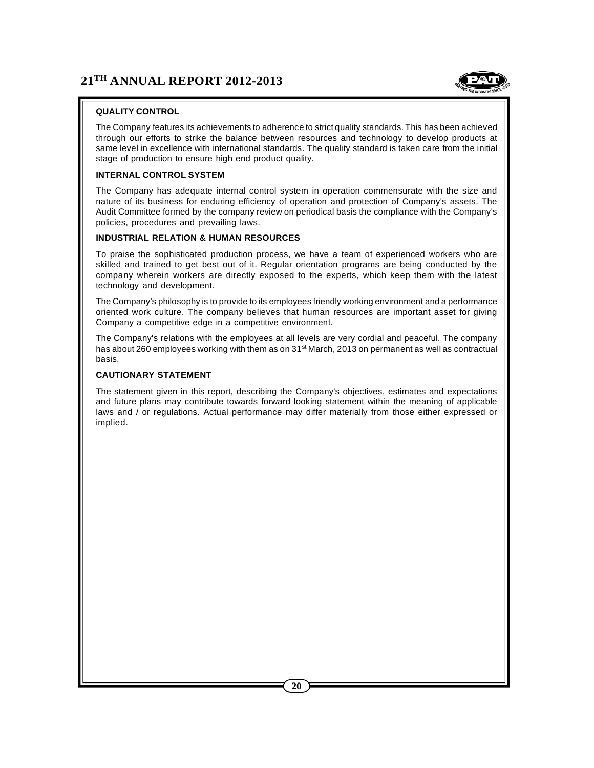### QUALITY CONTROL

The Company features its achievements to adherence to strict quality standards. This has been achieved through our efforts to strike the balance between resources and technology to develop products at same level in excellence with international standards. The quality standard is taken care from the initial stage of production to ensure high end product quality.

### INTERNAL CONTROL SYSTEM

The Company has adequate internal control system in operation commensurate with the size and nature of its business for enduring efficiency of operation and protection of Company's assets. The Audit Committee formed by the company review on periodical basis the compliance with the Company's policies, procedures and prevailing laws.

### INDUSTRIAL RELATION & HUMAN RESOURCES

To praise the sophisticated production process, we have a team of experienced workers who are skilled and trained to get best out of it. Regular orientation programs are being conducted by the company wherein workers are directly exposed to the experts, which keep them with the latest technology and development.

The Company's philosophy is to provide to its employees friendly working environment and a performance oriented work culture. The company believes that human resources are important asset for giving Company a competitive edge in a competitive environment.

The Company's relations with the employees at all levels are very cordial and peaceful. The company has about 260 employees working with them as on 31st March, 2013 on permanent as well as contractual basis.

### CAUTIONARY STATEMENT

The statement given in this report, describing the Company's objectives, estimates and expectations and future plans may contribute towards forward looking statement within the meaning of applicable laws and / or regulations. Actual performance may differ materially from those either expressed or implied.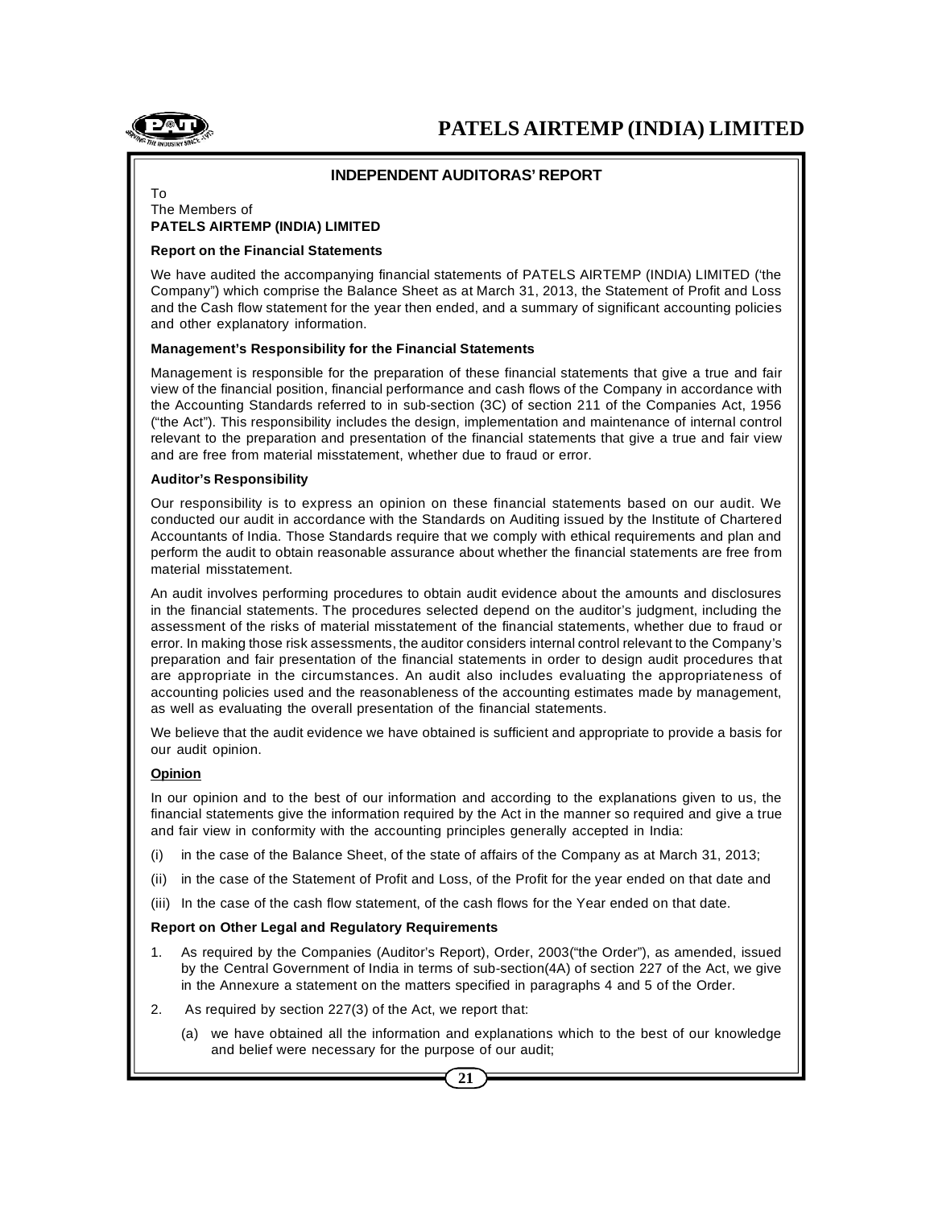## INDEPENDENT AUDITORAS' REPORT

To
The Members of
**PATELS AIRTEMP (INDIA) LIMITED**

**Report on the Financial Statements**

We have audited the accompanying financial statements of PATELS AIRTEMP (INDIA) LIMITED ('the Company") which comprise the Balance Sheet as at March 31, 2013, the Statement of Profit and Loss and the Cash flow statement for the year then ended, and a summary of significant accounting policies and other explanatory information.

**Management's Responsibility for the Financial Statements**

Management is responsible for the preparation of these financial statements that give a true and fair view of the financial position, financial performance and cash flows of the Company in accordance with the Accounting Standards referred to in sub-section (3C) of section 211 of the Companies Act, 1956 ("the Act"). This responsibility includes the design, implementation and maintenance of internal control relevant to the preparation and presentation of the financial statements that give a true and fair view and are free from material misstatement, whether due to fraud or error.

**Auditor's Responsibility**

Our responsibility is to express an opinion on these financial statements based on our audit. We conducted our audit in accordance with the Standards on Auditing issued by the Institute of Chartered Accountants of India. Those Standards require that we comply with ethical requirements and plan and perform the audit to obtain reasonable assurance about whether the financial statements are free from material misstatement.

An audit involves performing procedures to obtain audit evidence about the amounts and disclosures in the financial statements. The procedures selected depend on the auditor's judgment, including the assessment of the risks of material misstatement of the financial statements, whether due to fraud or error. In making those risk assessments, the auditor considers internal control relevant to the Company's preparation and fair presentation of the financial statements in order to design audit procedures that are appropriate in the circumstances. An audit also includes evaluating the appropriateness of accounting policies used and the reasonableness of the accounting estimates made by management, as well as evaluating the overall presentation of the financial statements.

We believe that the audit evidence we have obtained is sufficient and appropriate to provide a basis for our audit opinion.

**Opinion**

In our opinion and to the best of our information and according to the explanations given to us, the financial statements give the information required by the Act in the manner so required and give a true and fair view in conformity with the accounting principles generally accepted in India:

(i) in the case of the Balance Sheet, of the state of affairs of the Company as at March 31, 2013;

(ii) in the case of the Statement of Profit and Loss, of the Profit for the year ended on that date and

(iii) In the case of the cash flow statement, of the cash flows for the Year ended on that date.

**Report on Other Legal and Regulatory Requirements**

1. As required by the Companies (Auditor's Report), Order, 2003("the Order"), as amended, issued by the Central Government of India in terms of sub-section(4A) of section 227 of the Act, we give in the Annexure a statement on the matters specified in paragraphs 4 and 5 of the Order.

2. As required by section 227(3) of the Act, we report that:

   (a) we have obtained all the information and explanations which to the best of our knowledge and belief were necessary for the purpose of our audit;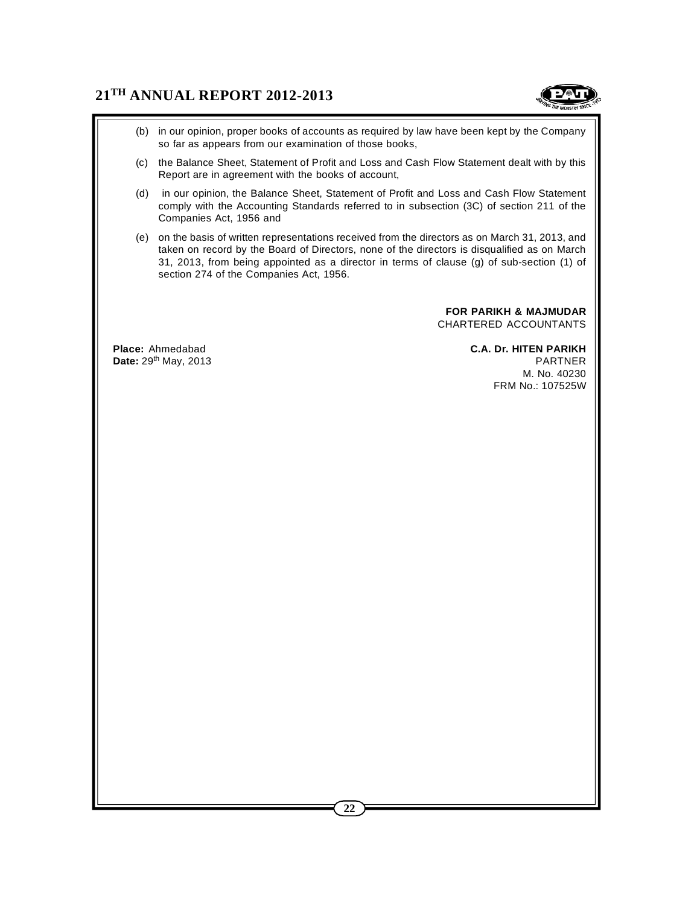(b) in our opinion, proper books of accounts as required by law have been kept by the Company so far as appears from our examination of those books,

(c) the Balance Sheet, Statement of Profit and Loss and Cash Flow Statement dealt with by this Report are in agreement with the books of account,

(d) in our opinion, the Balance Sheet, Statement of Profit and Loss and Cash Flow Statement comply with the Accounting Standards referred to in subsection (3C) of section 211 of the Companies Act, 1956 and

(e) on the basis of written representations received from the directors as on March 31, 2013, and taken on record by the Board of Directors, none of the directors is disqualified as on March 31, 2013, from being appointed as a director in terms of clause (g) of sub-section (1) of section 274 of the Companies Act, 1956.

**FOR PARIKH & MAJMUDAR**
CHARTERED ACCOUNTANTS

**Place:** Ahmedabad
**Date:** 29th May, 2013

**C.A. Dr. HITEN PARIKH**
PARTNER
M. No. 40230
FRM No.: 107525W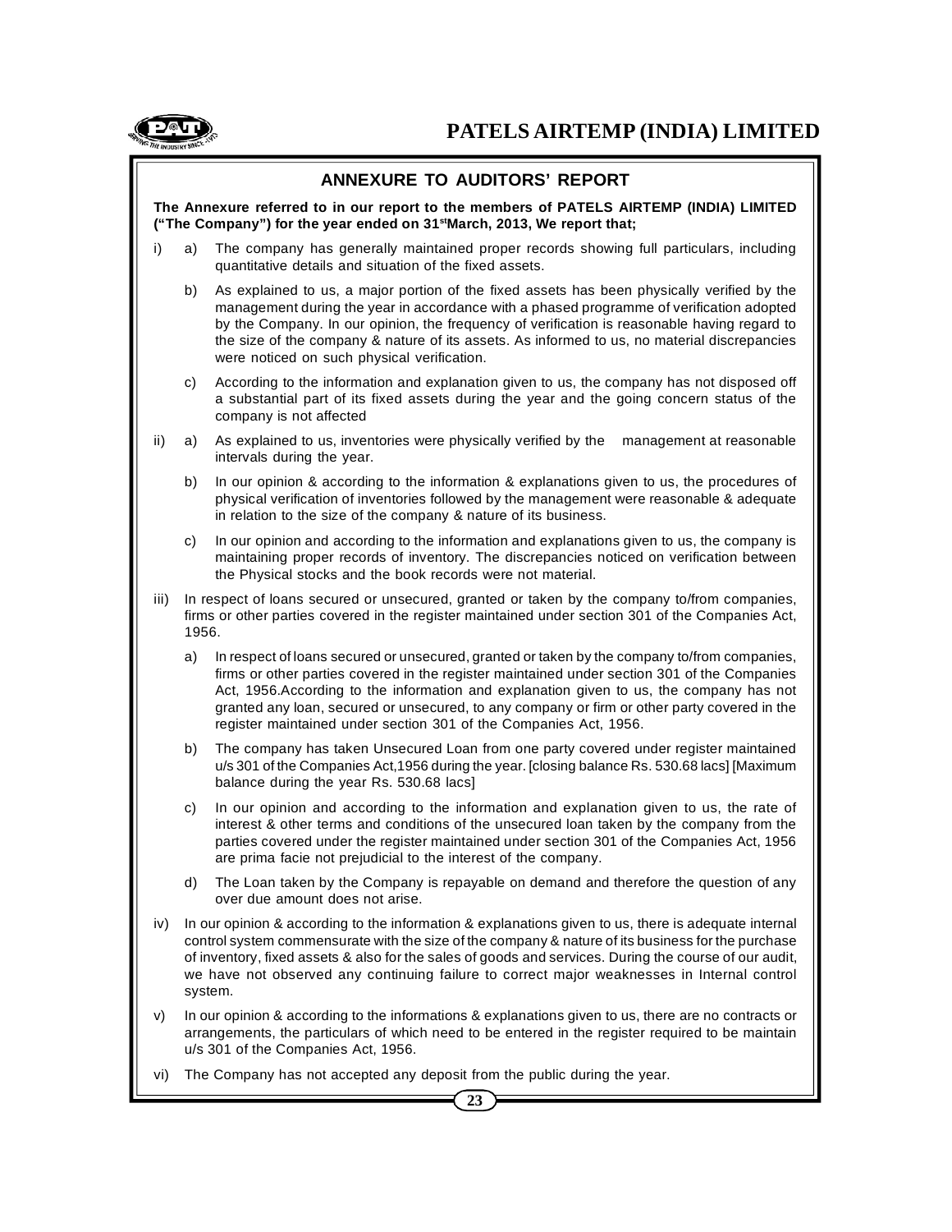## ANNEXURE TO AUDITORS' REPORT

**The Annexure referred to in our report to the members of PATELS AIRTEMP (INDIA) LIMITED ("The Company") for the year ended on 31st March, 2013, We report that;**

i) a) The company has generally maintained proper records showing full particulars, including quantitative details and situation of the fixed assets.

b) As explained to us, a major portion of the fixed assets has been physically verified by the management during the year in accordance with a phased programme of verification adopted by the Company. In our opinion, the frequency of verification is reasonable having regard to the size of the company & nature of its assets. As informed to us, no material discrepancies were noticed on such physical verification.

c) According to the information and explanation given to us, the company has not disposed off a substantial part of its fixed assets during the year and the going concern status of the company is not affected

ii) a) As explained to us, inventories were physically verified by the management at reasonable intervals during the year.

b) In our opinion & according to the information & explanations given to us, the procedures of physical verification of inventories followed by the management were reasonable & adequate in relation to the size of the company & nature of its business.

c) In our opinion and according to the information and explanations given to us, the company is maintaining proper records of inventory. The discrepancies noticed on verification between the Physical stocks and the book records were not material.

iii) In respect of loans secured or unsecured, granted or taken by the company to/from companies, firms or other parties covered in the register maintained under section 301 of the Companies Act, 1956.

a) In respect of loans secured or unsecured, granted or taken by the company to/from companies, firms or other parties covered in the register maintained under section 301 of the Companies Act, 1956.According to the information and explanation given to us, the company has not granted any loan, secured or unsecured, to any company or firm or other party covered in the register maintained under section 301 of the Companies Act, 1956.

b) The company has taken Unsecured Loan from one party covered under register maintained u/s 301 of the Companies Act,1956 during the year. [closing balance Rs. 530.68 lacs] [Maximum balance during the year Rs. 530.68 lacs]

c) In our opinion and according to the information and explanation given to us, the rate of interest & other terms and conditions of the unsecured loan taken by the company from the parties covered under the register maintained under section 301 of the Companies Act, 1956 are prima facie not prejudicial to the interest of the company.

d) The Loan taken by the Company is repayable on demand and therefore the question of any over due amount does not arise.

iv) In our opinion & according to the information & explanations given to us, there is adequate internal control system commensurate with the size of the company & nature of its business for the purchase of inventory, fixed assets & also for the sales of goods and services. During the course of our audit, we have not observed any continuing failure to correct major weaknesses in Internal control system.

v) In our opinion & according to the informations & explanations given to us, there are no contracts or arrangements, the particulars of which need to be entered in the register required to be maintain u/s 301 of the Companies Act, 1956.

vi) The Company has not accepted any deposit from the public during the year.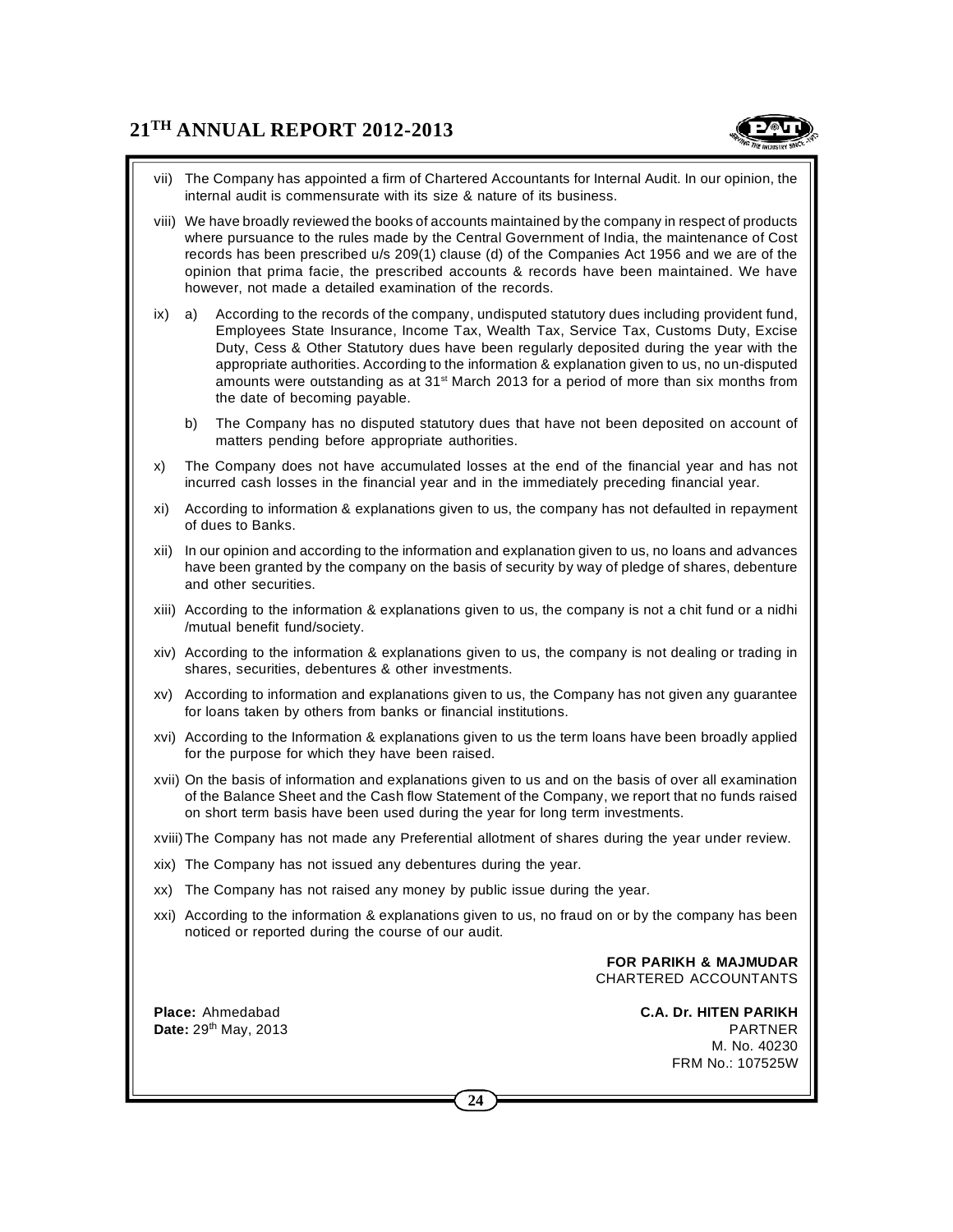vii) The Company has appointed a firm of Chartered Accountants for Internal Audit. In our opinion, the internal audit is commensurate with its size & nature of its business.

viii) We have broadly reviewed the books of accounts maintained by the company in respect of products where pursuance to the rules made by the Central Government of India, the maintenance of Cost records has been prescribed u/s 209(1) clause (d) of the Companies Act 1956 and we are of the opinion that prima facie, the prescribed accounts & records have been maintained. We have however, not made a detailed examination of the records.

ix) a) According to the records of the company, undisputed statutory dues including provident fund, Employees State Insurance, Income Tax, Wealth Tax, Service Tax, Customs Duty, Excise Duty, Cess & Other Statutory dues have been regularly deposited during the year with the appropriate authorities. According to the information & explanation given to us, no un-disputed amounts were outstanding as at 31st March 2013 for a period of more than six months from the date of becoming payable.

b) The Company has no disputed statutory dues that have not been deposited on account of matters pending before appropriate authorities.

x) The Company does not have accumulated losses at the end of the financial year and has not incurred cash losses in the financial year and in the immediately preceding financial year.

xi) According to information & explanations given to us, the company has not defaulted in repayment of dues to Banks.

xii) In our opinion and according to the information and explanation given to us, no loans and advances have been granted by the company on the basis of security by way of pledge of shares, debenture and other securities.

xiii) According to the information & explanations given to us, the company is not a chit fund or a nidhi /mutual benefit fund/society.

xiv) According to the information & explanations given to us, the company is not dealing or trading in shares, securities, debentures & other investments.

xv) According to information and explanations given to us, the Company has not given any guarantee for loans taken by others from banks or financial institutions.

xvi) According to the Information & explanations given to us the term loans have been broadly applied for the purpose for which they have been raised.

xvii) On the basis of information and explanations given to us and on the basis of over all examination of the Balance Sheet and the Cash flow Statement of the Company, we report that no funds raised on short term basis have been used during the year for long term investments.

xviii) The Company has not made any Preferential allotment of shares during the year under review.

xix) The Company has not issued any debentures during the year.

xx) The Company has not raised any money by public issue during the year.

xxi) According to the information & explanations given to us, no fraud on or by the company has been noticed or reported during the course of our audit.

**FOR PARIKH & MAJMUDAR**
CHARTERED ACCOUNTANTS

**Place:** Ahmedabad
**Date:** 29th May, 2013

**C.A. Dr. HITEN PARIKH**
PARTNER
M. No. 40230
FRM No.: 107525W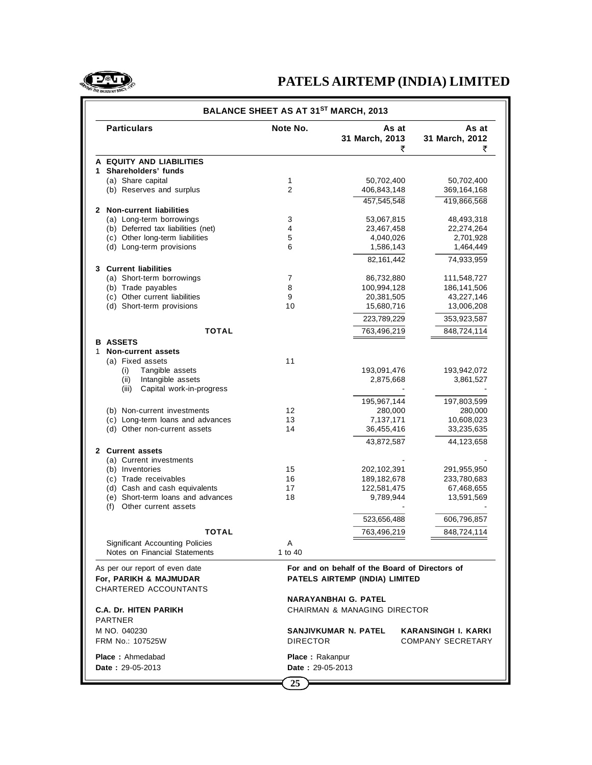# PATELS AIRTEMP (INDIA) LIMITED

## BALANCE SHEET AS AT 31ST MARCH, 2013

| Particulars | Note No. | As at 31 March, 2013 ₹ | As at 31 March, 2012 ₹ |
|---|---|---|---|
| **A EQUITY AND LIABILITIES** | | | |
| **1 Shareholders' funds** | | | |
| (a) Share capital | 1 | 50,702,400 | 50,702,400 |
| (b) Reserves and surplus | 2 | 406,843,148 | 369,164,168 |
| | | 457,545,548 | 419,866,568 |
| **2 Non-current liabilities** | | | |
| (a) Long-term borrowings | 3 | 53,067,815 | 48,493,318 |
| (b) Deferred tax liabilities (net) | 4 | 23,467,458 | 22,274,264 |
| (c) Other long-term liabilities | 5 | 4,040,026 | 2,701,928 |
| (d) Long-term provisions | 6 | 1,586,143 | 1,464,449 |
| | | 82,161,442 | 74,933,959 |
| **3 Current liabilities** | | | |
| (a) Short-term borrowings | 7 | 86,732,880 | 111,548,727 |
| (b) Trade payables | 8 | 100,994,128 | 186,141,506 |
| (c) Other current liabilities | 9 | 20,381,505 | 43,227,146 |
| (d) Short-term provisions | 10 | 15,680,716 | 13,006,208 |
| | | 223,789,229 | 353,923,587 |
| **TOTAL** | | 763,496,219 | 848,724,114 |
| **B ASSETS** | | | |
| **1 Non-current assets** | | | |
| (a) Fixed assets | 11 | | |
| (i) Tangible assets | | 193,091,476 | 193,942,072 |
| (ii) Intangible assets | | 2,875,668 | 3,861,527 |
| (iii) Capital work-in-progress | | - | - |
| | | 195,967,144 | 197,803,599 |
| (b) Non-current investments | 12 | 280,000 | 280,000 |
| (c) Long-term loans and advances | 13 | 7,137,171 | 10,608,023 |
| (d) Other non-current assets | 14 | 36,455,416 | 33,235,635 |
| | | 43,872,587 | 44,123,658 |
| **2 Current assets** | | | |
| (a) Current investments | | - | - |
| (b) Inventories | 15 | 202,102,391 | 291,955,950 |
| (c) Trade receivables | 16 | 189,182,678 | 233,780,683 |
| (d) Cash and cash equivalents | 17 | 122,581,475 | 67,468,655 |
| (e) Short-term loans and advances | 18 | 9,789,944 | 13,591,569 |
| (f) Other current assets | | - | - |
| | | 523,656,488 | 606,796,857 |
| **TOTAL** | | 763,496,219 | 848,724,114 |
| Significant Accounting Policies | A | | |
| Notes on Financial Statements | 1 to 40 | | |

As per our report of even date
**For, PARIKH & MAJMUDAR**
CHARTERED ACCOUNTANTS

**C.A. Dr. HITEN PARIKH**
PARTNER
M NO. 040230
FRM No.: 107525W

**Place :** Ahmedabad
**Date :** 29-05-2013

**For and on behalf of the Board of Directors of**
**PATELS AIRTEMP (INDIA) LIMITED**

**NARAYANBHAI G. PATEL**
CHAIRMAN & MANAGING DIRECTOR

**SANJIVKUMAR N. PATEL**
DIRECTOR

**KARANSINGH I. KARKI**
COMPANY SECRETARY

**Place :** Rakanpur
**Date :** 29-05-2013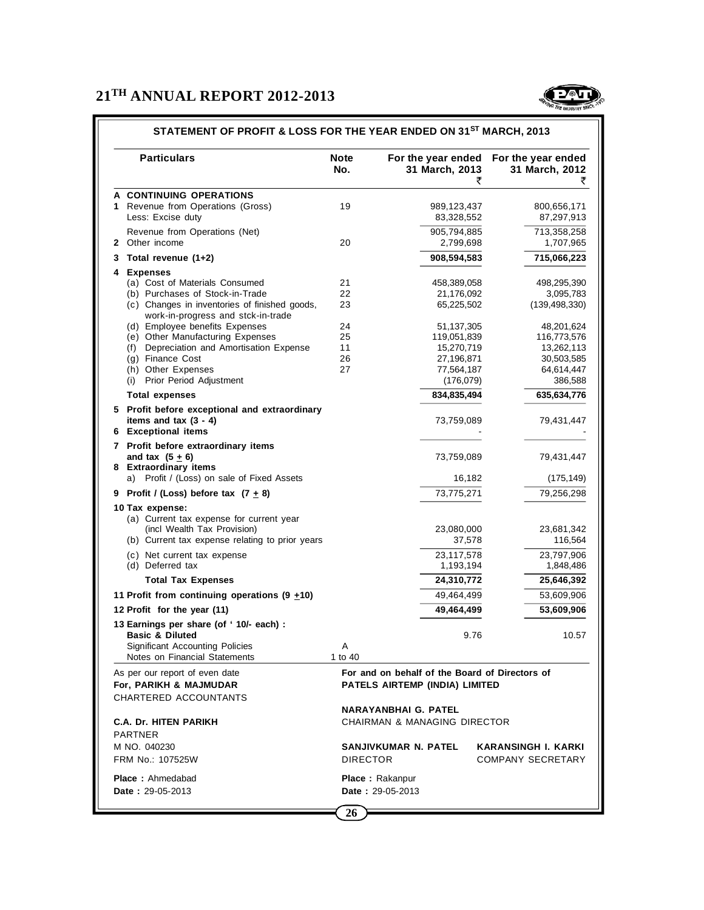## STATEMENT OF PROFIT & LOSS FOR THE YEAR ENDED ON 31ST MARCH, 2013

| Particulars | Note No. | For the year ended 31 March, 2013 ₹ | For the year ended 31 March, 2012 ₹ |
|---|---|---|---|
| **A CONTINUING OPERATIONS** | | | |
| **1** Revenue from Operations (Gross) | 19 | 989,123,437 | 800,656,171 |
| Less: Excise duty | | 83,328,552 | 87,297,913 |
| Revenue from Operations (Net) | | 905,794,885 | 713,358,258 |
| **2** Other income | 20 | 2,799,698 | 1,707,965 |
| **3 Total revenue (1+2)** | | **908,594,583** | **715,066,223** |
| **4 Expenses** | | | |
| (a) Cost of Materials Consumed | 21 | 458,389,058 | 498,295,390 |
| (b) Purchases of Stock-in-Trade | 22 | 21,176,092 | 3,095,783 |
| (c) Changes in inventories of finished goods, work-in-progress and stck-in-trade | 23 | 65,225,502 | (139,498,330) |
| (d) Employee benefits Expenses | 24 | 51,137,305 | 48,201,624 |
| (e) Other Manufacturing Expenses | 25 | 119,051,839 | 116,773,576 |
| (f) Depreciation and Amortisation Expense | 11 | 15,270,719 | 13,262,113 |
| (g) Finance Cost | 26 | 27,196,871 | 30,503,585 |
| (h) Other Expenses | 27 | 77,564,187 | 64,614,447 |
| (i) Prior Period Adjustment | | (176,079) | 386,588 |
| **Total expenses** | | **834,835,494** | **635,634,776** |
| **5 Profit before exceptional and extraordinary items and tax (3 - 4)** | | 73,759,089 | 79,431,447 |
| **6 Exceptional items** | | - | - |
| **7 Profit before extraordinary items and tax (5 ± 6)** | | 73,759,089 | 79,431,447 |
| **8 Extraordinary items** | | | |
| a) Profit / (Loss) on sale of Fixed Assets | | 16,182 | (175,149) |
| **9 Profit / (Loss) before tax (7 ± 8)** | | 73,775,271 | 79,256,298 |
| **10 Tax expense:** | | | |
| (a) Current tax expense for current year (incl Wealth Tax Provision) | | 23,080,000 | 23,681,342 |
| (b) Current tax expense relating to prior years | | 37,578 | 116,564 |
| (c) Net current tax expense | | 23,117,578 | 23,797,906 |
| (d) Deferred tax | | 1,193,194 | 1,848,486 |
| **Total Tax Expenses** | | **24,310,772** | **25,646,392** |
| **11 Profit from continuing operations (9 ±10)** | | 49,464,499 | 53,609,906 |
| **12 Profit for the year (11)** | | **49,464,499** | **53,609,906** |
| **13 Earnings per share (of ' 10/- each) :** | | | |
| **Basic & Diluted** | | 9.76 | 10.57 |
| Significant Accounting Policies | A | | |
| Notes on Financial Statements | 1 to 40 | | |

As per our report of even date
**For, PARIKH & MAJMUDAR**
CHARTERED ACCOUNTANTS

**C.A. Dr. HITEN PARIKH**
PARTNER
M NO. 040230
FRM No.: 107525W

**Place :** Ahmedabad
**Date :** 29-05-2013

**For and on behalf of the Board of Directors of PATELS AIRTEMP (INDIA) LIMITED**

**NARAYANBHAI G. PATEL**
CHAIRMAN & MANAGING DIRECTOR

**SANJIVKUMAR N. PATEL**
DIRECTOR

**KARANSINGH I. KARKI**
COMPANY SECRETARY

**Place :** Rakanpur
**Date :** 29-05-2013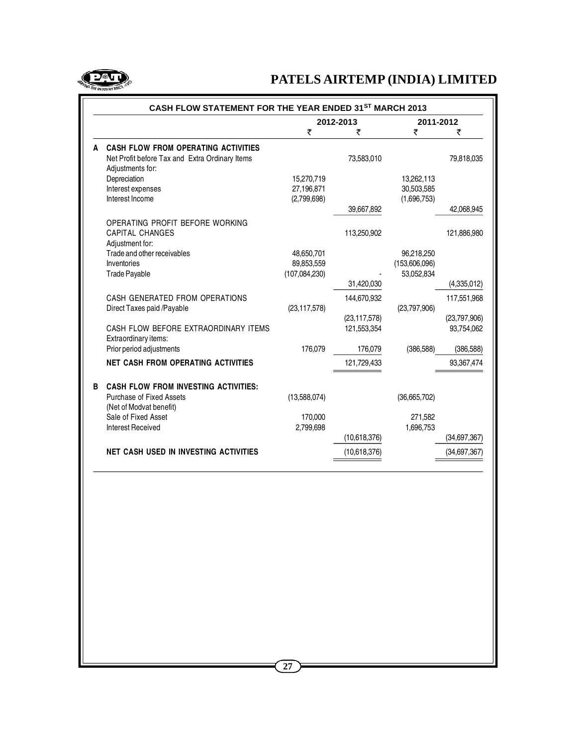## CASH FLOW STATEMENT FOR THE YEAR ENDED 31ST MARCH 2013

| | | 2012-2013 | | 2011-2012 | |
|---|---|---|---|---|---|
| | | ₹ | ₹ | ₹ | ₹ |
| **A** | **CASH FLOW FROM OPERATING ACTIVITIES** | | | | |
| | Net Profit before Tax and Extra Ordinary Items | | 73,583,010 | | 79,818,035 |
| | Adjustments for: | | | | |
| | Depreciation | 15,270,719 | | 13,262,113 | |
| | Interest expenses | 27,196,871 | | 30,503,585 | |
| | Interest Income | (2,799,698) | | (1,696,753) | |
| | | | 39,667,892 | | 42,068,945 |
| | OPERATING PROFIT BEFORE WORKING CAPITAL CHANGES | | 113,250,902 | | 121,886,980 |
| | Adjustment for: | | | | |
| | Trade and other receivables | 48,650,701 | | 96,218,250 | |
| | Inventories | 89,853,559 | | (153,606,096) | |
| | Trade Payable | (107,084,230) | - | 53,052,834 | |
| | | | 31,420,030 | | (4,335,012) |
| | CASH GENERATED FROM OPERATIONS | | 144,670,932 | | 117,551,968 |
| | Direct Taxes paid /Payable | (23,117,578) | | (23,797,906) | |
| | | | (23,117,578) | | (23,797,906) |
| | CASH FLOW BEFORE EXTRAORDINARY ITEMS | | 121,553,354 | | 93,754,062 |
| | Extraordinary items: | | | | |
| | Prior period adjustments | 176,079 | 176,079 | (386,588) | (386,588) |
| | **NET CASH FROM OPERATING ACTIVITIES** | | 121,729,433 | | 93,367,474 |
| **B** | **CASH FLOW FROM INVESTING ACTIVITIES:** | | | | |
| | Purchase of Fixed Assets (Net of Modvat benefit) | (13,588,074) | | (36,665,702) | |
| | Sale of Fixed Asset | 170,000 | | 271,582 | |
| | Interest Received | 2,799,698 | | 1,696,753 | |
| | | | (10,618,376) | | (34,697,367) |
| | **NET CASH USED IN INVESTING ACTIVITIES** | | (10,618,376) | | (34,697,367) |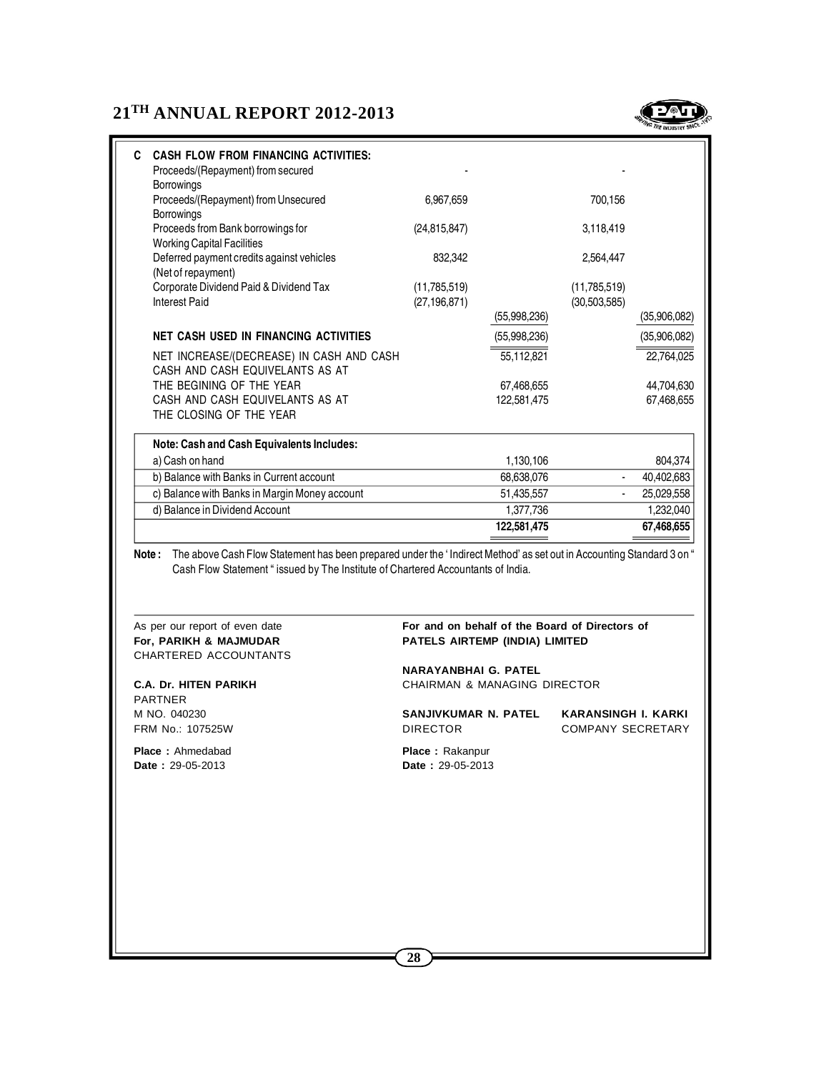| C | CASH FLOW FROM FINANCING ACTIVITIES: | | | | |
|---|---|---|---|---|---|
| | Proceeds/(Repayment) from secured Borrowings | - | | - | |
| | Proceeds/(Repayment) from Unsecured Borrowings | 6,967,659 | | 700,156 | |
| | Proceeds from Bank borrowings for Working Capital Facilities | (24,815,847) | | 3,118,419 | |
| | Deferred payment credits against vehicles (Net of repayment) | 832,342 | | 2,564,447 | |
| | Corporate Dividend Paid & Dividend Tax | (11,785,519) | | (11,785,519) | |
| | Interest Paid | (27,196,871) | | (30,503,585) | |
| | | | (55,998,236) | | (35,906,082) |
| | **NET CASH USED IN FINANCING ACTIVITIES** | | (55,998,236) | | (35,906,082) |
| | NET INCREASE/(DECREASE) IN CASH AND CASH | | 55,112,821 | | 22,764,025 |
| | CASH AND CASH EQUIVELANTS AS AT THE BEGINING OF THE YEAR | | 67,468,655 | | 44,704,630 |
| | CASH AND CASH EQUIVELANTS AS AT THE CLOSING OF THE YEAR | | 122,581,475 | | 67,468,655 |

| **Note: Cash and Cash Equivalents Includes:** | | | |
|---|---|---|---|
| a) Cash on hand | 1,130,106 | | 804,374 |
| b) Balance with Banks in Current account | 68,638,076 | - | 40,402,683 |
| c) Balance with Banks in Margin Money account | 51,435,557 | - | 25,029,558 |
| d) Balance in Dividend Account | 1,377,736 | | 1,232,040 |
| | **122,581,475** | | **67,468,655** |

**Note :** The above Cash Flow Statement has been prepared under the ' Indirect Method' as set out in Accounting Standard 3 on " Cash Flow Statement " issued by The Institute of Chartered Accountants of India.

As per our report of even date
**For, PARIKH & MAJMUDAR**
CHARTERED ACCOUNTANTS

**C.A. Dr. HITEN PARIKH**
PARTNER
M NO. 040230
FRM No.: 107525W

**Place :** Ahmedabad
**Date :** 29-05-2013

**For and on behalf of the Board of Directors of**
**PATELS AIRTEMP (INDIA) LIMITED**

**NARAYANBHAI G. PATEL**
CHAIRMAN & MANAGING DIRECTOR

**SANJIVKUMAR N. PATEL**
DIRECTOR

**KARANSINGH I. KARKI**
COMPANY SECRETARY

**Place :** Rakanpur
**Date :** 29-05-2013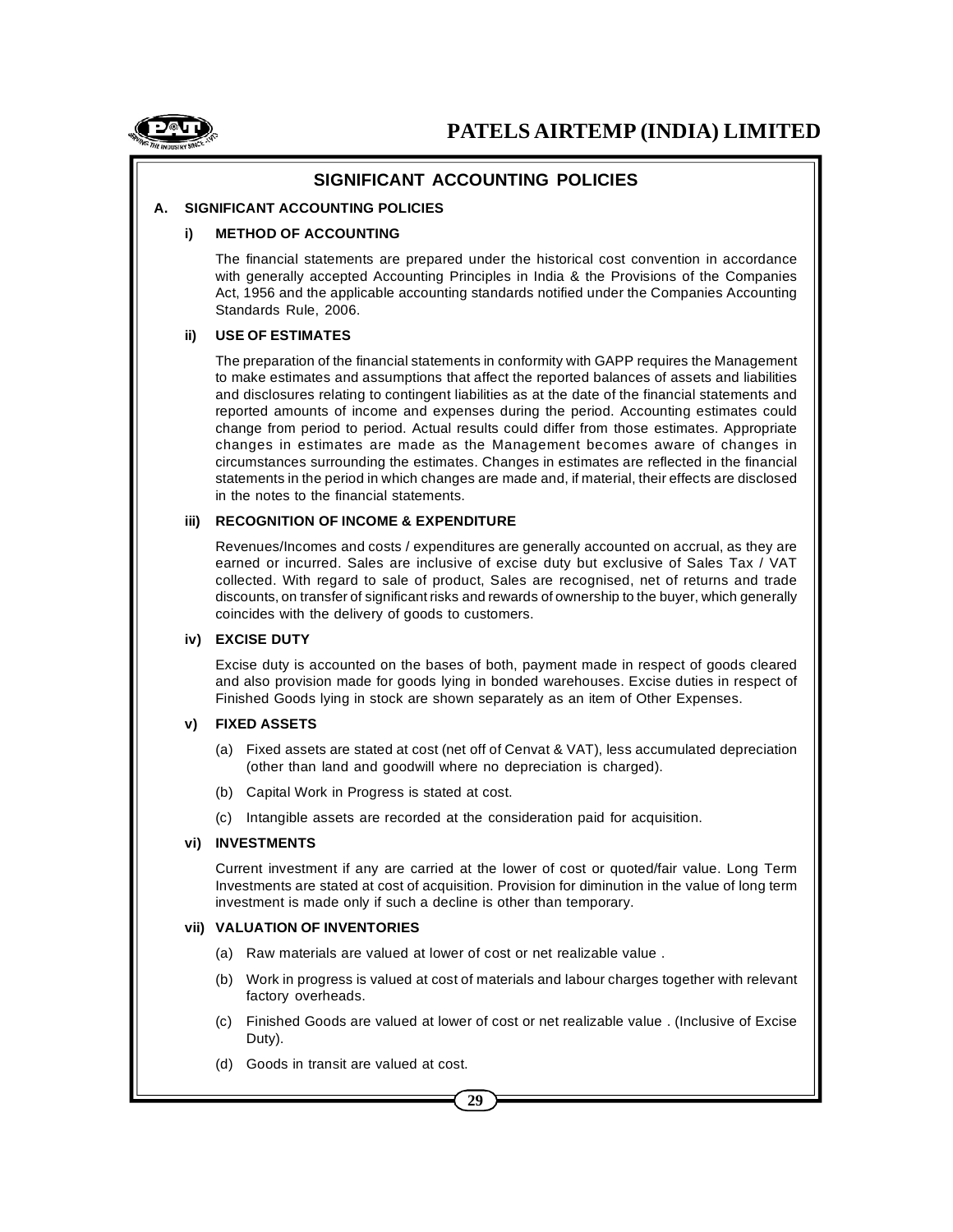## SIGNIFICANT ACCOUNTING POLICIES

### A. SIGNIFICANT ACCOUNTING POLICIES

#### i) METHOD OF ACCOUNTING

The financial statements are prepared under the historical cost convention in accordance with generally accepted Accounting Principles in India & the Provisions of the Companies Act, 1956 and the applicable accounting standards notified under the Companies Accounting Standards Rule, 2006.

#### ii) USE OF ESTIMATES

The preparation of the financial statements in conformity with GAPP requires the Management to make estimates and assumptions that affect the reported balances of assets and liabilities and disclosures relating to contingent liabilities as at the date of the financial statements and reported amounts of income and expenses during the period. Accounting estimates could change from period to period. Actual results could differ from those estimates. Appropriate changes in estimates are made as the Management becomes aware of changes in circumstances surrounding the estimates. Changes in estimates are reflected in the financial statements in the period in which changes are made and, if material, their effects are disclosed in the notes to the financial statements.

#### iii) RECOGNITION OF INCOME & EXPENDITURE

Revenues/Incomes and costs / expenditures are generally accounted on accrual, as they are earned or incurred. Sales are inclusive of excise duty but exclusive of Sales Tax / VAT collected. With regard to sale of product, Sales are recognised, net of returns and trade discounts, on transfer of significant risks and rewards of ownership to the buyer, which generally coincides with the delivery of goods to customers.

#### iv) EXCISE DUTY

Excise duty is accounted on the bases of both, payment made in respect of goods cleared and also provision made for goods lying in bonded warehouses. Excise duties in respect of Finished Goods lying in stock are shown separately as an item of Other Expenses.

#### v) FIXED ASSETS

(a) Fixed assets are stated at cost (net off of Cenvat & VAT), less accumulated depreciation (other than land and goodwill where no depreciation is charged).

(b) Capital Work in Progress is stated at cost.

(c) Intangible assets are recorded at the consideration paid for acquisition.

#### vi) INVESTMENTS

Current investment if any are carried at the lower of cost or quoted/fair value. Long Term Investments are stated at cost of acquisition. Provision for diminution in the value of long term investment is made only if such a decline is other than temporary.

#### vii) VALUATION OF INVENTORIES

(a) Raw materials are valued at lower of cost or net realizable value .

(b) Work in progress is valued at cost of materials and labour charges together with relevant factory overheads.

(c) Finished Goods are valued at lower of cost or net realizable value . (Inclusive of Excise Duty).

(d) Goods in transit are valued at cost.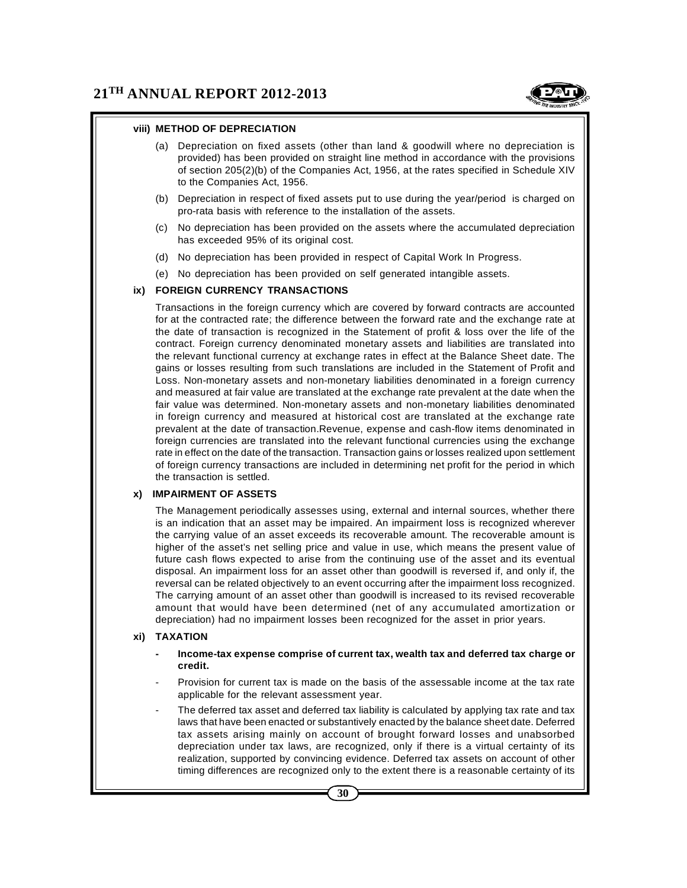### viii) METHOD OF DEPRECIATION

(a) Depreciation on fixed assets (other than land & goodwill where no depreciation is provided) has been provided on straight line method in accordance with the provisions of section 205(2)(b) of the Companies Act, 1956, at the rates specified in Schedule XIV to the Companies Act, 1956.

(b) Depreciation in respect of fixed assets put to use during the year/period is charged on pro-rata basis with reference to the installation of the assets.

(c) No depreciation has been provided on the assets where the accumulated depreciation has exceeded 95% of its original cost.

(d) No depreciation has been provided in respect of Capital Work In Progress.

(e) No depreciation has been provided on self generated intangible assets.

### ix) FOREIGN CURRENCY TRANSACTIONS

Transactions in the foreign currency which are covered by forward contracts are accounted for at the contracted rate; the difference between the forward rate and the exchange rate at the date of transaction is recognized in the Statement of profit & loss over the life of the contract. Foreign currency denominated monetary assets and liabilities are translated into the relevant functional currency at exchange rates in effect at the Balance Sheet date. The gains or losses resulting from such translations are included in the Statement of Profit and Loss. Non-monetary assets and non-monetary liabilities denominated in a foreign currency and measured at fair value are translated at the exchange rate prevalent at the date when the fair value was determined. Non-monetary assets and non-monetary liabilities denominated in foreign currency and measured at historical cost are translated at the exchange rate prevalent at the date of transaction.Revenue, expense and cash-flow items denominated in foreign currencies are translated into the relevant functional currencies using the exchange rate in effect on the date of the transaction. Transaction gains or losses realized upon settlement of foreign currency transactions are included in determining net profit for the period in which the transaction is settled.

### x) IMPAIRMENT OF ASSETS

The Management periodically assesses using, external and internal sources, whether there is an indication that an asset may be impaired. An impairment loss is recognized wherever the carrying value of an asset exceeds its recoverable amount. The recoverable amount is higher of the asset's net selling price and value in use, which means the present value of future cash flows expected to arise from the continuing use of the asset and its eventual disposal. An impairment loss for an asset other than goodwill is reversed if, and only if, the reversal can be related objectively to an event occurring after the impairment loss recognized. The carrying amount of an asset other than goodwill is increased to its revised recoverable amount that would have been determined (net of any accumulated amortization or depreciation) had no impairment losses been recognized for the asset in prior years.

### xi) TAXATION

- **Income-tax expense comprise of current tax, wealth tax and deferred tax charge or credit.**
- Provision for current tax is made on the basis of the assessable income at the tax rate applicable for the relevant assessment year.
- The deferred tax asset and deferred tax liability is calculated by applying tax rate and tax laws that have been enacted or substantively enacted by the balance sheet date. Deferred tax assets arising mainly on account of brought forward losses and unabsorbed depreciation under tax laws, are recognized, only if there is a virtual certainty of its realization, supported by convincing evidence. Deferred tax assets on account of other timing differences are recognized only to the extent there is a reasonable certainty of its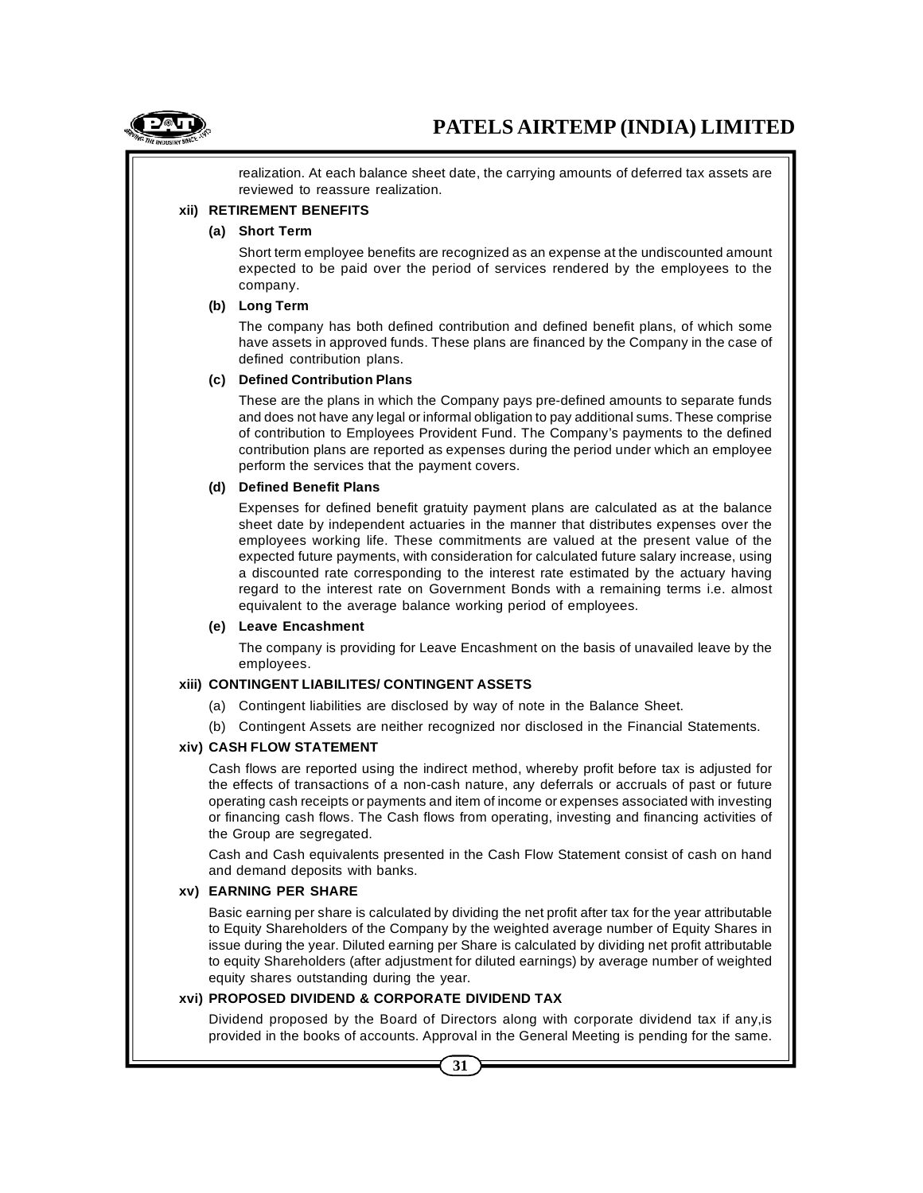realization. At each balance sheet date, the carrying amounts of deferred tax assets are reviewed to reassure realization.

**xii) RETIREMENT BENEFITS**

**(a) Short Term**

Short term employee benefits are recognized as an expense at the undiscounted amount expected to be paid over the period of services rendered by the employees to the company.

**(b) Long Term**

The company has both defined contribution and defined benefit plans, of which some have assets in approved funds. These plans are financed by the Company in the case of defined contribution plans.

**(c) Defined Contribution Plans**

These are the plans in which the Company pays pre-defined amounts to separate funds and does not have any legal or informal obligation to pay additional sums. These comprise of contribution to Employees Provident Fund. The Company's payments to the defined contribution plans are reported as expenses during the period under which an employee perform the services that the payment covers.

**(d) Defined Benefit Plans**

Expenses for defined benefit gratuity payment plans are calculated as at the balance sheet date by independent actuaries in the manner that distributes expenses over the employees working life. These commitments are valued at the present value of the expected future payments, with consideration for calculated future salary increase, using a discounted rate corresponding to the interest rate estimated by the actuary having regard to the interest rate on Government Bonds with a remaining terms i.e. almost equivalent to the average balance working period of employees.

**(e) Leave Encashment**

The company is providing for Leave Encashment on the basis of unavailed leave by the employees.

**xiii) CONTINGENT LIABILITES/ CONTINGENT ASSETS**

(a) Contingent liabilities are disclosed by way of note in the Balance Sheet.

(b) Contingent Assets are neither recognized nor disclosed in the Financial Statements.

**xiv) CASH FLOW STATEMENT**

Cash flows are reported using the indirect method, whereby profit before tax is adjusted for the effects of transactions of a non-cash nature, any deferrals or accruals of past or future operating cash receipts or payments and item of income or expenses associated with investing or financing cash flows. The Cash flows from operating, investing and financing activities of the Group are segregated.

Cash and Cash equivalents presented in the Cash Flow Statement consist of cash on hand and demand deposits with banks.

**xv) EARNING PER SHARE**

Basic earning per share is calculated by dividing the net profit after tax for the year attributable to Equity Shareholders of the Company by the weighted average number of Equity Shares in issue during the year. Diluted earning per Share is calculated by dividing net profit attributable to equity Shareholders (after adjustment for diluted earnings) by average number of weighted equity shares outstanding during the year.

**xvi) PROPOSED DIVIDEND & CORPORATE DIVIDEND TAX**

Dividend proposed by the Board of Directors along with corporate dividend tax if any,is provided in the books of accounts. Approval in the General Meeting is pending for the same.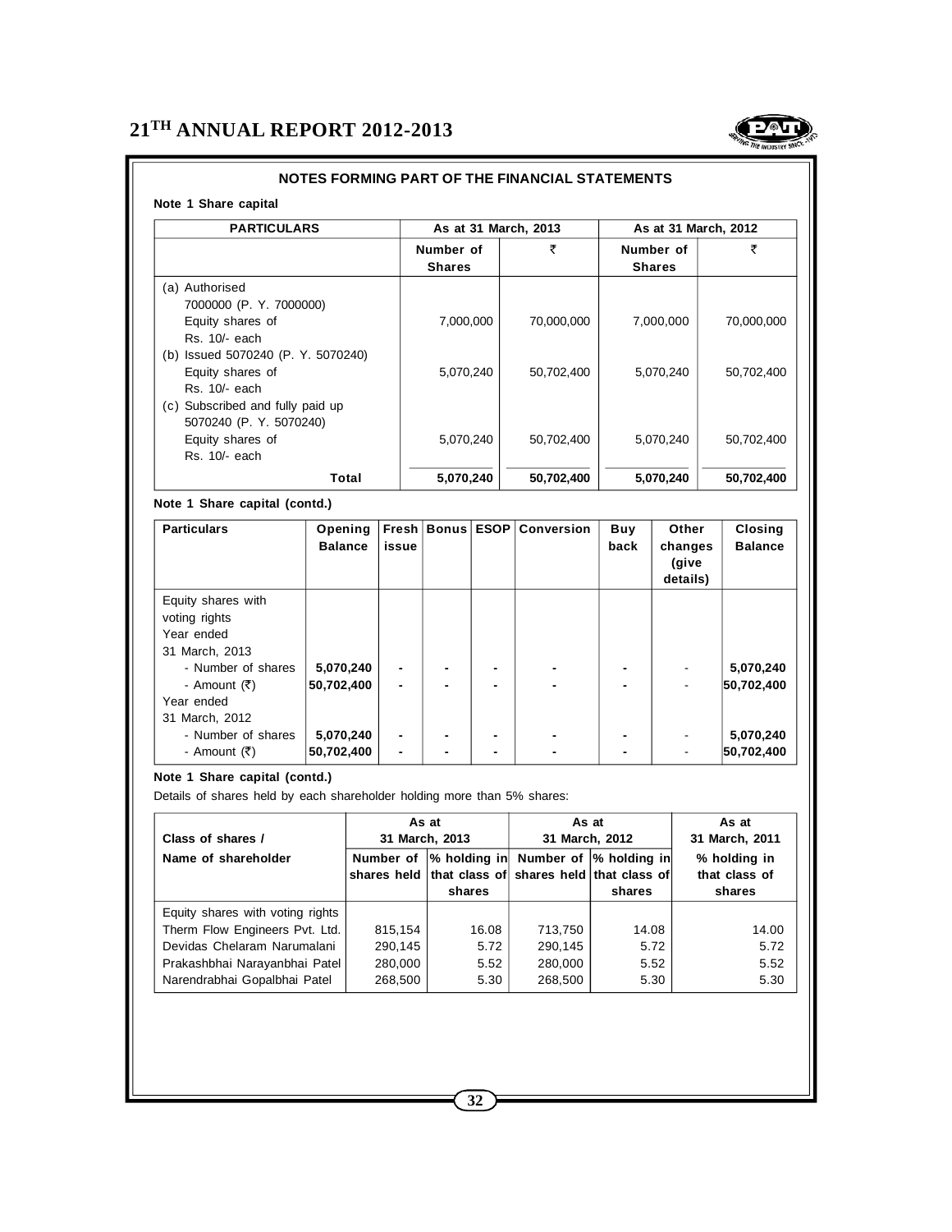## NOTES FORMING PART OF THE FINANCIAL STATEMENTS

**Note 1 Share capital**

| PARTICULARS | As at 31 March, 2013 | | As at 31 March, 2012 | |
|---|---|---|---|---|
| | Number of Shares | ₹ | Number of Shares | ₹ |
| (a) Authorised 7000000 (P. Y. 7000000) Equity shares of Rs. 10/- each | 7,000,000 | 70,000,000 | 7,000,000 | 70,000,000 |
| (b) Issued 5070240 (P. Y. 5070240) Equity shares of Rs. 10/- each | 5,070,240 | 50,702,400 | 5,070,240 | 50,702,400 |
| (c) Subscribed and fully paid up 5070240 (P. Y. 5070240) Equity shares of Rs. 10/- each | 5,070,240 | 50,702,400 | 5,070,240 | 50,702,400 |
| **Total** | **5,070,240** | **50,702,400** | **5,070,240** | **50,702,400** |

**Note 1 Share capital (contd.)**

| Particulars | Opening Balance | Fresh issue | Bonus | ESOP | Conversion | Buy back | Other changes (give details) | Closing Balance |
|---|---|---|---|---|---|---|---|---|
| Equity shares with voting rights | | | | | | | | |
| Year ended 31 March, 2013 | | | | | | | | |
| - Number of shares | **5,070,240** | - | - | - | - | - | - | **5,070,240** |
| - Amount (₹) | **50,702,400** | - | - | - | - | - | - | **50,702,400** |
| Year ended 31 March, 2012 | | | | | | | | |
| - Number of shares | **5,070,240** | - | - | - | - | - | - | **5,070,240** |
| - Amount (₹) | **50,702,400** | - | - | - | - | - | - | **50,702,400** |

**Note 1 Share capital (contd.)**

Details of shares held by each shareholder holding more than 5% shares:

| Class of shares / Name of shareholder | As at 31 March, 2013 | | As at 31 March, 2012 | | As at 31 March, 2011 |
|---|---|---|---|---|---|
| | Number of shares held | % holding in that class of shares | Number of shares held | % holding in that class of shares | % holding in that class of shares |
| Equity shares with voting rights | | | | | |
| Therm Flow Engineers Pvt. Ltd. | 815,154 | 16.08 | 713,750 | 14.08 | 14.00 |
| Devidas Chelaram Narumalani | 290,145 | 5.72 | 290,145 | 5.72 | 5.72 |
| Prakashbhai Narayanbhai Patel | 280,000 | 5.52 | 280,000 | 5.52 | 5.52 |
| Narendrabhai Gopalbhai Patel | 268,500 | 5.30 | 268,500 | 5.30 | 5.30 |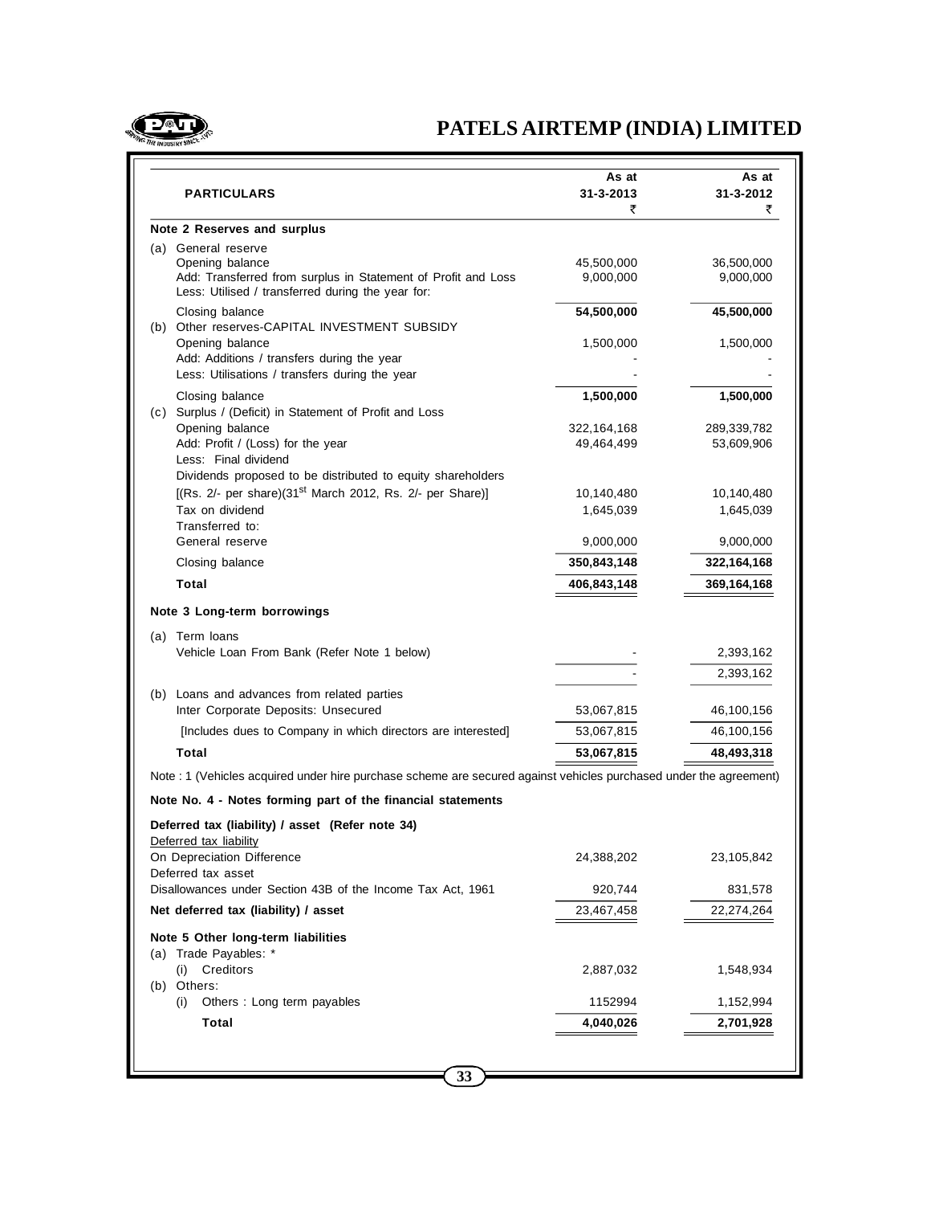| PARTICULARS | As at 31-3-2013 ₹ | As at 31-3-2012 ₹ |
|---|---|---|
| **Note 2 Reserves and surplus** | | |
| (a) General reserve | | |
| Opening balance | 45,500,000 | 36,500,000 |
| Add: Transferred from surplus in Statement of Profit and Loss | 9,000,000 | 9,000,000 |
| Less: Utilised / transferred during the year for: | | |
| Closing balance | **54,500,000** | **45,500,000** |
| (b) Other reserves-CAPITAL INVESTMENT SUBSIDY | | |
| Opening balance | 1,500,000 | 1,500,000 |
| Add: Additions / transfers during the year | - | - |
| Less: Utilisations / transfers during the year | - | - |
| Closing balance | **1,500,000** | **1,500,000** |
| (c) Surplus / (Deficit) in Statement of Profit and Loss | | |
| Opening balance | 322,164,168 | 289,339,782 |
| Add: Profit / (Loss) for the year | 49,464,499 | 53,609,906 |
| Less: Final dividend | | |
| Dividends proposed to be distributed to equity shareholders | | |
| [(Rs. 2/- per share)(31st March 2012, Rs. 2/- per Share)] | 10,140,480 | 10,140,480 |
| Tax on dividend | 1,645,039 | 1,645,039 |
| Transferred to: | | |
| General reserve | 9,000,000 | 9,000,000 |
| Closing balance | **350,843,148** | **322,164,168** |
| **Total** | **406,843,148** | **369,164,168** |
| **Note 3 Long-term borrowings** | | |
| (a) Term loans | | |
| Vehicle Loan From Bank (Refer Note 1 below) | - | 2,393,162 |
| | - | 2,393,162 |
| (b) Loans and advances from related parties | | |
| Inter Corporate Deposits: Unsecured | 53,067,815 | 46,100,156 |
| [Includes dues to Company in which directors are interested] | 53,067,815 | 46,100,156 |
| **Total** | **53,067,815** | **48,493,318** |

Note : 1 (Vehicles acquired under hire purchase scheme are secured against vehicles purchased under the agreement)

**Note No. 4 - Notes forming part of the financial statements**

| PARTICULARS | As at 31-3-2013 ₹ | As at 31-3-2012 ₹ |
|---|---|---|
| **Deferred tax (liability) / asset (Refer note 34)** | | |
| Deferred tax liability | | |
| On Depreciation Difference | 24,388,202 | 23,105,842 |
| Deferred tax asset | | |
| Disallowances under Section 43B of the Income Tax Act, 1961 | 920,744 | 831,578 |
| **Net deferred tax (liability) / asset** | 23,467,458 | 22,274,264 |
| **Note 5 Other long-term liabilities** | | |
| (a) Trade Payables: * | | |
| (i) Creditors | 2,887,032 | 1,548,934 |
| (b) Others: | | |
| (i) Others : Long term payables | 1152994 | 1,152,994 |
| **Total** | **4,040,026** | **2,701,928** |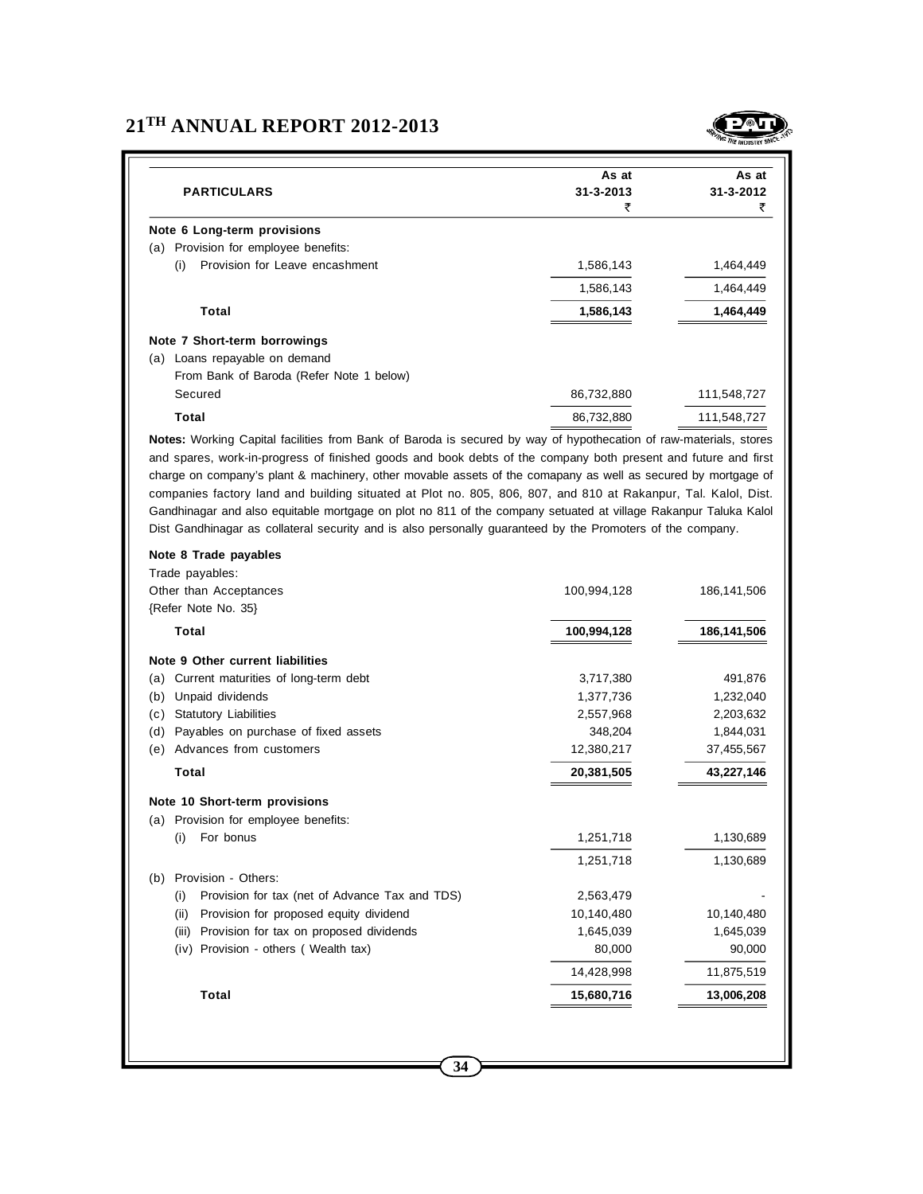| PARTICULARS | As at 31-3-2013 ₹ | As at 31-3-2012 ₹ |
|---|---|---|
| **Note 6 Long-term provisions** | | |
| (a) Provision for employee benefits: | | |
| (i) Provision for Leave encashment | 1,586,143 | 1,464,449 |
| | 1,586,143 | 1,464,449 |
| **Total** | **1,586,143** | **1,464,449** |
| **Note 7 Short-term borrowings** | | |
| (a) Loans repayable on demand | | |
| From Bank of Baroda (Refer Note 1 below) | | |
| Secured | 86,732,880 | 111,548,727 |
| **Total** | 86,732,880 | 111,548,727 |

**Notes:** Working Capital facilities from Bank of Baroda is secured by way of hypothecation of raw-materials, stores and spares, work-in-progress of finished goods and book debts of the company both present and future and first charge on company's plant & machinery, other movable assets of the comapany as well as secured by mortgage of companies factory land and building situated at Plot no. 805, 806, 807, and 810 at Rakanpur, Tal. Kalol, Dist. Gandhinagar and also equitable mortgage on plot no 811 of the company setuated at village Rakanpur Taluka Kalol Dist Gandhinagar as collateral security and is also personally guaranteed by the Promoters of the company.

| PARTICULARS | As at 31-3-2013 ₹ | As at 31-3-2012 ₹ |
|---|---|---|
| **Note 8 Trade payables** | | |
| Trade payables: | | |
| Other than Acceptances {Refer Note No. 35} | 100,994,128 | 186,141,506 |
| **Total** | **100,994,128** | **186,141,506** |
| **Note 9 Other current liabilities** | | |
| (a) Current maturities of long-term debt | 3,717,380 | 491,876 |
| (b) Unpaid dividends | 1,377,736 | 1,232,040 |
| (c) Statutory Liabilities | 2,557,968 | 2,203,632 |
| (d) Payables on purchase of fixed assets | 348,204 | 1,844,031 |
| (e) Advances from customers | 12,380,217 | 37,455,567 |
| **Total** | **20,381,505** | **43,227,146** |
| **Note 10 Short-term provisions** | | |
| (a) Provision for employee benefits: | | |
| (i) For bonus | 1,251,718 | 1,130,689 |
| | 1,251,718 | 1,130,689 |
| (b) Provision - Others: | | |
| (i) Provision for tax (net of Advance Tax and TDS) | 2,563,479 | - |
| (ii) Provision for proposed equity dividend | 10,140,480 | 10,140,480 |
| (iii) Provision for tax on proposed dividends | 1,645,039 | 1,645,039 |
| (iv) Provision - others ( Wealth tax) | 80,000 | 90,000 |
| | 14,428,998 | 11,875,519 |
| **Total** | **15,680,716** | **13,006,208** |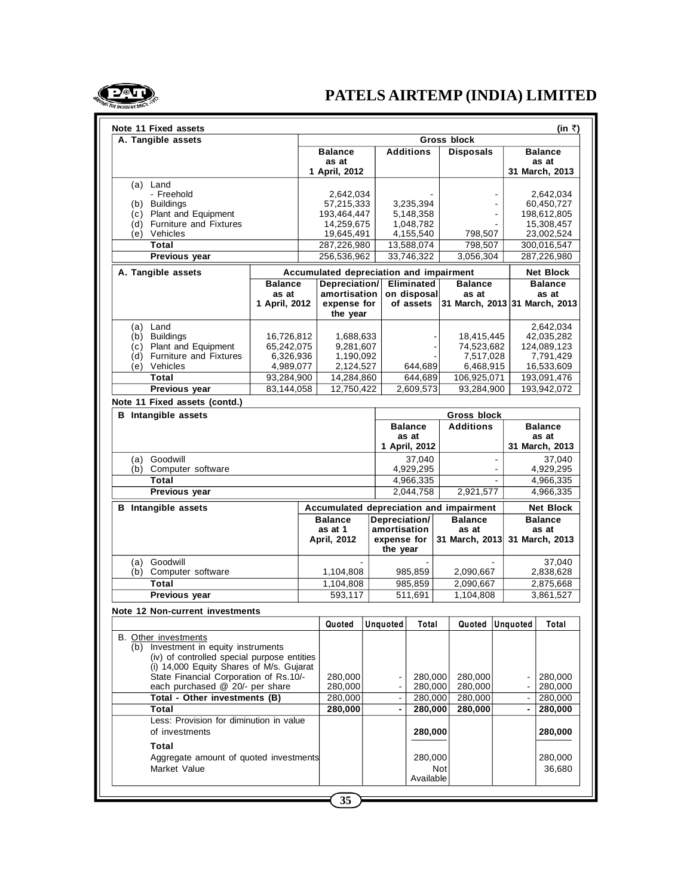## Note 11 Fixed assets

(in ₹)

| A. Tangible assets | Gross block | | | |
|---|---|---|---|---|
| | Balance as at 1 April, 2012 | Additions | Disposals | Balance as at 31 March, 2013 |
| (a) Land | | | | |
| - Freehold | 2,642,034 | - | - | 2,642,034 |
| (b) Buildings | 57,215,333 | 3,235,394 | - | 60,450,727 |
| (c) Plant and Equipment | 193,464,447 | 5,148,358 | - | 198,612,805 |
| (d) Furniture and Fixtures | 14,259,675 | 1,048,782 | - | 15,308,457 |
| (e) Vehicles | 19,645,491 | 4,155,540 | 798,507 | 23,002,524 |
| **Total** | 287,226,980 | 13,588,074 | 798,507 | 300,016,547 |
| **Previous year** | 256,536,962 | 33,746,322 | 3,056,304 | 287,226,980 |

| A. Tangible assets | Accumulated depreciation and impairment | | | | Net Block |
|---|---|---|---|---|---|
| | Balance as at 1 April, 2012 | Depreciation/ amortisation expense for the year | Eliminated on disposal of assets | Balance as at 31 March, 2013 | Balance as at 31 March, 2013 |
| (a) Land | | | | | 2,642,034 |
| (b) Buildings | 16,726,812 | 1,688,633 | - | 18,415,445 | 42,035,282 |
| (c) Plant and Equipment | 65,242,075 | 9,281,607 | - | 74,523,682 | 124,089,123 |
| (d) Furniture and Fixtures | 6,326,936 | 1,190,092 | - | 7,517,028 | 7,791,429 |
| (e) Vehicles | 4,989,077 | 2,124,527 | 644,689 | 6,468,915 | 16,533,609 |
| **Total** | 93,284,900 | 14,284,860 | 644,689 | 106,925,071 | 193,091,476 |
| **Previous year** | 83,144,058 | 12,750,422 | 2,609,573 | 93,284,900 | 193,942,072 |

## Note 11 Fixed assets (contd.)

| B Intangible assets | Gross block | | |
|---|---|---|---|
| | Balance as at 1 April, 2012 | Additions | Balance as at 31 March, 2013 |
| (a) Goodwill | 37,040 | - | 37,040 |
| (b) Computer software | 4,929,295 | - | 4,929,295 |
| **Total** | 4,966,335 | - | 4,966,335 |
| **Previous year** | 2,044,758 | 2,921,577 | 4,966,335 |

| B Intangible assets | Accumulated depreciation and impairment | | | Net Block |
|---|---|---|---|---|
| | Balance as at 1 April, 2012 | Depreciation/ amortisation expense for the year | Balance as at 31 March, 2013 | Balance as at 31 March, 2013 |
| (a) Goodwill | - | - | - | 37,040 |
| (b) Computer software | 1,104,808 | 985,859 | 2,090,667 | 2,838,628 |
| **Total** | 1,104,808 | 985,859 | 2,090,667 | 2,875,668 |
| **Previous year** | 593,117 | 511,691 | 1,104,808 | 3,861,527 |

## Note 12 Non-current investments

| | Quoted | Unquoted | Total | Quoted | Unquoted | Total |
|---|---|---|---|---|---|---|
| B. Other investments | | | | | | |
| (b) Investment in equity instruments | | | | | | |
| (iv) of controlled special purpose entities | | | | | | |
| (i) 14,000 Equity Shares of M/s. Gujarat State Financial Corporation of Rs.10/- each purchased @ 20/- per share | 280,000 | - | 280,000 | 280,000 | - | 280,000 |
| | 280,000 | - | 280,000 | 280,000 | - | 280,000 |
| **Total - Other investments (B)** | 280,000 | - | 280,000 | 280,000 | - | 280,000 |
| **Total** | **280,000** | **-** | **280,000** | **280,000** | **-** | **280,000** |
| Less: Provision for diminution in value of investments | | | **280,000** | | | **280,000** |
| **Total** | | | | | | |
| Aggregate amount of quoted investments | | | 280,000 | | | 280,000 |
| Market Value | | | Not Available | | | 36,680 |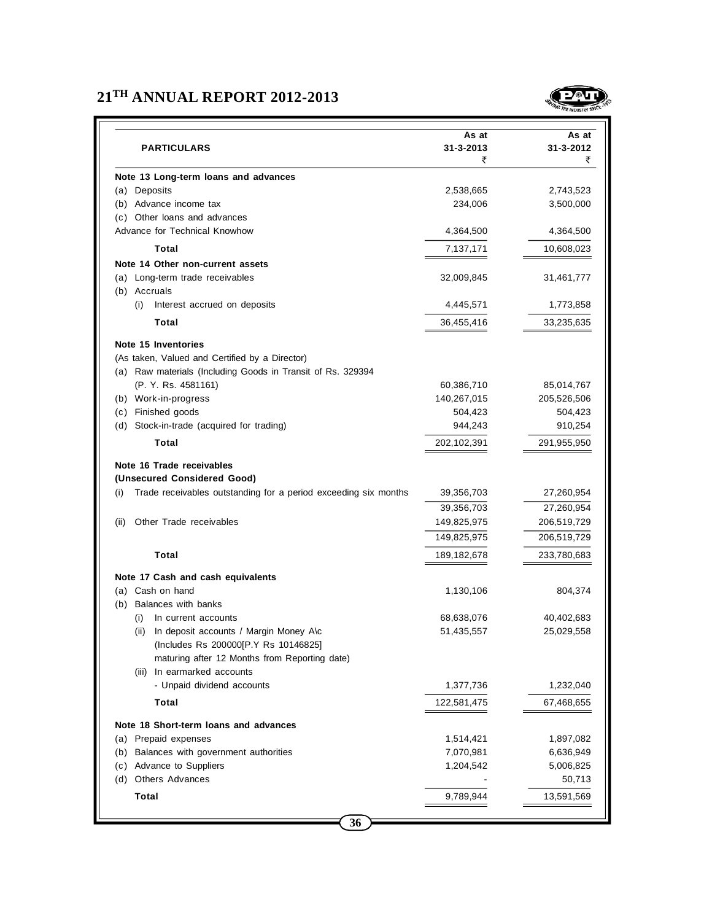| PARTICULARS | As at 31-3-2013 ₹ | As at 31-3-2012 ₹ |
|---|---|---|
| **Note 13 Long-term loans and advances** | | |
| (a) Deposits | 2,538,665 | 2,743,523 |
| (b) Advance income tax | 234,006 | 3,500,000 |
| (c) Other loans and advances | | |
| Advance for Technical Knowhow | 4,364,500 | 4,364,500 |
| **Total** | 7,137,171 | 10,608,023 |
| **Note 14 Other non-current assets** | | |
| (a) Long-term trade receivables | 32,009,845 | 31,461,777 |
| (b) Accruals | | |
| (i) Interest accrued on deposits | 4,445,571 | 1,773,858 |
| **Total** | 36,455,416 | 33,235,635 |
| **Note 15 Inventories** | | |
| (As taken, Valued and Certified by a Director) | | |
| (a) Raw materials (Including Goods in Transit of Rs. 329394 (P. Y. Rs. 4581161) | 60,386,710 | 85,014,767 |
| (b) Work-in-progress | 140,267,015 | 205,526,506 |
| (c) Finished goods | 504,423 | 504,423 |
| (d) Stock-in-trade (acquired for trading) | 944,243 | 910,254 |
| **Total** | 202,102,391 | 291,955,950 |
| **Note 16 Trade receivables** | | |
| **(Unsecured Considered Good)** | | |
| (i) Trade receivables outstanding for a period exceeding six months | 39,356,703 | 27,260,954 |
| | 39,356,703 | 27,260,954 |
| (ii) Other Trade receivables | 149,825,975 | 206,519,729 |
| | 149,825,975 | 206,519,729 |
| **Total** | 189,182,678 | 233,780,683 |
| **Note 17 Cash and cash equivalents** | | |
| (a) Cash on hand | 1,130,106 | 804,374 |
| (b) Balances with banks | | |
| (i) In current accounts | 68,638,076 | 40,402,683 |
| (ii) In deposit accounts / Margin Money A\c (Includes Rs 200000[P.Y Rs 10146825] maturing after 12 Months from Reporting date) | 51,435,557 | 25,029,558 |
| (iii) In earmarked accounts | | |
| - Unpaid dividend accounts | 1,377,736 | 1,232,040 |
| **Total** | 122,581,475 | 67,468,655 |
| **Note 18 Short-term loans and advances** | | |
| (a) Prepaid expenses | 1,514,421 | 1,897,082 |
| (b) Balances with government authorities | 7,070,981 | 6,636,949 |
| (c) Advance to Suppliers | 1,204,542 | 5,006,825 |
| (d) Others Advances | - | 50,713 |
| **Total** | 9,789,944 | 13,591,569 |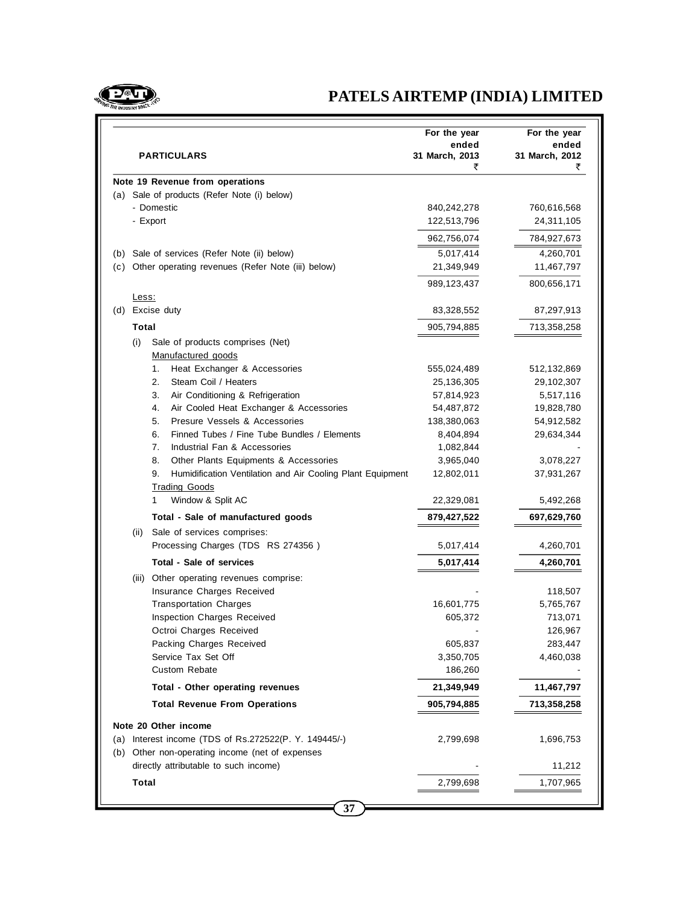| PARTICULARS | For the year ended 31 March, 2013 ₹ | For the year ended 31 March, 2012 ₹ |
|---|---|---|
| **Note 19 Revenue from operations** | | |
| (a) Sale of products (Refer Note (i) below) | | |
| - Domestic | 840,242,278 | 760,616,568 |
| - Export | 122,513,796 | 24,311,105 |
| | 962,756,074 | 784,927,673 |
| (b) Sale of services (Refer Note (ii) below) | 5,017,414 | 4,260,701 |
| (c) Other operating revenues (Refer Note (iii) below) | 21,349,949 | 11,467,797 |
| | 989,123,437 | 800,656,171 |
| Less: | | |
| (d) Excise duty | 83,328,552 | 87,297,913 |
| **Total** | 905,794,885 | 713,358,258 |
| (i) Sale of products comprises (Net) | | |
| Manufactured goods | | |
| 1. Heat Exchanger & Accessories | 555,024,489 | 512,132,869 |
| 2. Steam Coil / Heaters | 25,136,305 | 29,102,307 |
| 3. Air Conditioning & Refrigeration | 57,814,923 | 5,517,116 |
| 4. Air Cooled Heat Exchanger & Accessories | 54,487,872 | 19,828,780 |
| 5. Presure Vessels & Accessories | 138,380,063 | 54,912,582 |
| 6. Finned Tubes / Fine Tube Bundles / Elements | 8,404,894 | 29,634,344 |
| 7. Industrial Fan & Accessories | 1,082,844 | - |
| 8. Other Plants Equipments & Accessories | 3,965,040 | 3,078,227 |
| 9. Humidification Ventilation and Air Cooling Plant Equipment | 12,802,011 | 37,931,267 |
| Trading Goods | | |
| 1 Window & Split AC | 22,329,081 | 5,492,268 |
| **Total - Sale of manufactured goods** | **879,427,522** | **697,629,760** |
| (ii) Sale of services comprises: | | |
| Processing Charges (TDS RS 274356 ) | 5,017,414 | 4,260,701 |
| **Total - Sale of services** | **5,017,414** | **4,260,701** |
| (iii) Other operating revenues comprise: | | |
| Insurance Charges Received | - | 118,507 |
| Transportation Charges | 16,601,775 | 5,765,767 |
| Inspection Charges Received | 605,372 | 713,071 |
| Octroi Charges Received | - | 126,967 |
| Packing Charges Received | 605,837 | 283,447 |
| Service Tax Set Off | 3,350,705 | 4,460,038 |
| Custom Rebate | 186,260 | - |
| **Total - Other operating revenues** | **21,349,949** | **11,467,797** |
| **Total Revenue From Operations** | **905,794,885** | **713,358,258** |
| **Note 20 Other income** | | |
| (a) Interest income (TDS of Rs.272522(P. Y. 149445/-) | 2,799,698 | 1,696,753 |
| (b) Other non-operating income (net of expenses directly attributable to such income) | - | 11,212 |
| **Total** | 2,799,698 | 1,707,965 |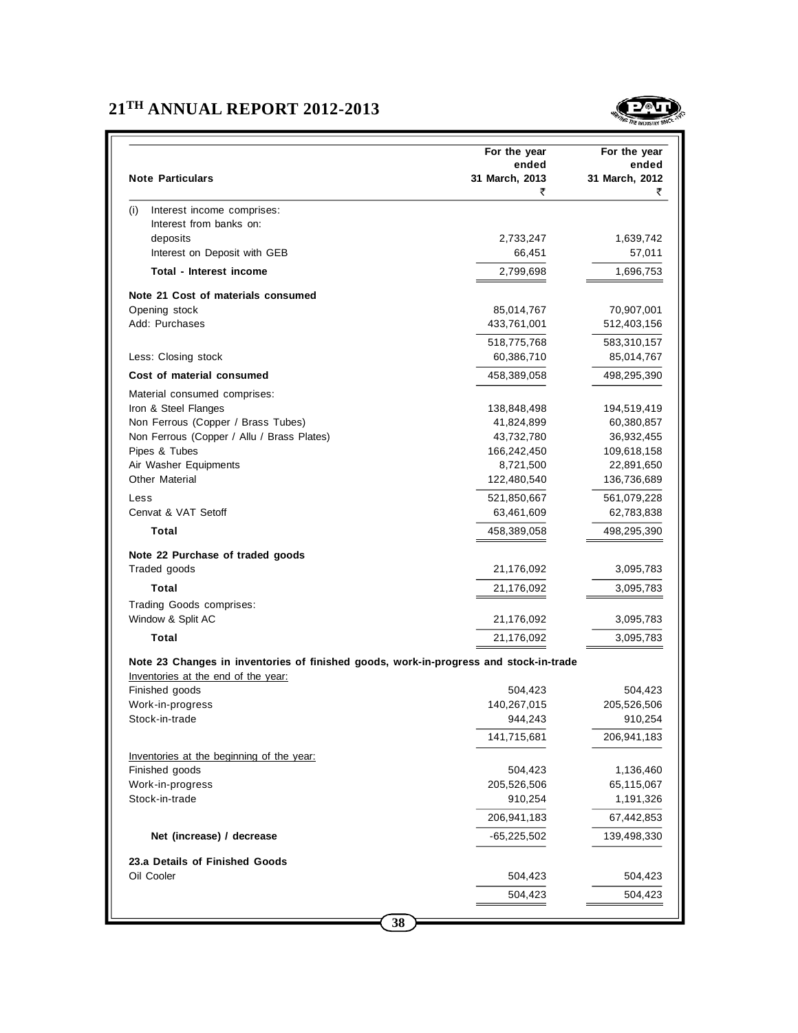| Note Particulars | For the year ended 31 March, 2013 ₹ | For the year ended 31 March, 2012 ₹ |
|---|---|---|
| (i) Interest income comprises: | | |
| Interest from banks on: | | |
| deposits | 2,733,247 | 1,639,742 |
| Interest on Deposit with GEB | 66,451 | 57,011 |
| **Total - Interest income** | 2,799,698 | 1,696,753 |
| **Note 21 Cost of materials consumed** | | |
| Opening stock | 85,014,767 | 70,907,001 |
| Add: Purchases | 433,761,001 | 512,403,156 |
| | 518,775,768 | 583,310,157 |
| Less: Closing stock | 60,386,710 | 85,014,767 |
| **Cost of material consumed** | 458,389,058 | 498,295,390 |
| Material consumed comprises: | | |
| Iron & Steel Flanges | 138,848,498 | 194,519,419 |
| Non Ferrous (Copper / Brass Tubes) | 41,824,899 | 60,380,857 |
| Non Ferrous (Copper / Allu / Brass Plates) | 43,732,780 | 36,932,455 |
| Pipes & Tubes | 166,242,450 | 109,618,158 |
| Air Washer Equipments | 8,721,500 | 22,891,650 |
| Other Material | 122,480,540 | 136,736,689 |
| Less | 521,850,667 | 561,079,228 |
| Cenvat & VAT Setoff | 63,461,609 | 62,783,838 |
| **Total** | 458,389,058 | 498,295,390 |
| **Note 22 Purchase of traded goods** | | |
| Traded goods | 21,176,092 | 3,095,783 |
| **Total** | 21,176,092 | 3,095,783 |
| Trading Goods comprises: | | |
| Window & Split AC | 21,176,092 | 3,095,783 |
| **Total** | 21,176,092 | 3,095,783 |
| **Note 23 Changes in inventories of finished goods, work-in-progress and stock-in-trade** | | |
| Inventories at the end of the year: | | |
| Finished goods | 504,423 | 504,423 |
| Work-in-progress | 140,267,015 | 205,526,506 |
| Stock-in-trade | 944,243 | 910,254 |
| | 141,715,681 | 206,941,183 |
| Inventories at the beginning of the year: | | |
| Finished goods | 504,423 | 1,136,460 |
| Work-in-progress | 205,526,506 | 65,115,067 |
| Stock-in-trade | 910,254 | 1,191,326 |
| | 206,941,183 | 67,442,853 |
| **Net (increase) / decrease** | -65,225,502 | 139,498,330 |
| **23.a Details of Finished Goods** | | |
| Oil Cooler | 504,423 | 504,423 |
| | 504,423 | 504,423 |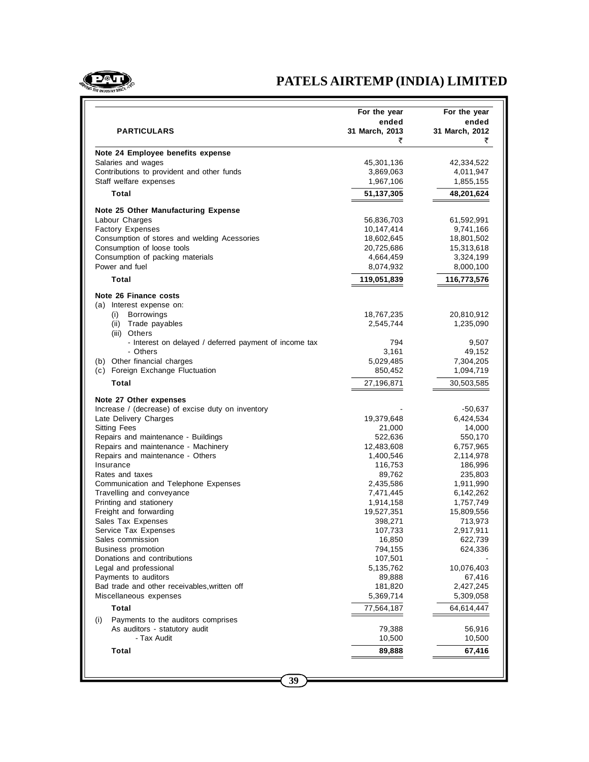| PARTICULARS | For the year ended 31 March, 2013 ₹ | For the year ended 31 March, 2012 ₹ |
|---|---|---|
| **Note 24 Employee benefits expense** | | |
| Salaries and wages | 45,301,136 | 42,334,522 |
| Contributions to provident and other funds | 3,869,063 | 4,011,947 |
| Staff welfare expenses | 1,967,106 | 1,855,155 |
| **Total** | **51,137,305** | **48,201,624** |
| **Note 25 Other Manufacturing Expense** | | |
| Labour Charges | 56,836,703 | 61,592,991 |
| Factory Expenses | 10,147,414 | 9,741,166 |
| Consumption of stores and welding Acessories | 18,602,645 | 18,801,502 |
| Consumption of loose tools | 20,725,686 | 15,313,618 |
| Consumption of packing materials | 4,664,459 | 3,324,199 |
| Power and fuel | 8,074,932 | 8,000,100 |
| **Total** | **119,051,839** | **116,773,576** |
| **Note 26 Finance costs** | | |
| (a) Interest expense on: | | |
| (i) Borrowings | 18,767,235 | 20,810,912 |
| (ii) Trade payables | 2,545,744 | 1,235,090 |
| (iii) Others | | |
| - Interest on delayed / deferred payment of income tax | 794 | 9,507 |
| - Others | 3,161 | 49,152 |
| (b) Other financial charges | 5,029,485 | 7,304,205 |
| (c) Foreign Exchange Fluctuation | 850,452 | 1,094,719 |
| **Total** | 27,196,871 | 30,503,585 |
| **Note 27 Other expenses** | | |
| Increase / (decrease) of excise duty on inventory | - | -50,637 |
| Late Delivery Charges | 19,379,648 | 6,424,534 |
| Sitting Fees | 21,000 | 14,000 |
| Repairs and maintenance - Buildings | 522,636 | 550,170 |
| Repairs and maintenance - Machinery | 12,483,608 | 6,757,965 |
| Repairs and maintenance - Others | 1,400,546 | 2,114,978 |
| Insurance | 116,753 | 186,996 |
| Rates and taxes | 89,762 | 235,803 |
| Communication and Telephone Expenses | 2,435,586 | 1,911,990 |
| Travelling and conveyance | 7,471,445 | 6,142,262 |
| Printing and stationery | 1,914,158 | 1,757,749 |
| Freight and forwarding | 19,527,351 | 15,809,556 |
| Sales Tax Expenses | 398,271 | 713,973 |
| Service Tax Expenses | 107,733 | 2,917,911 |
| Sales commission | 16,850 | 622,739 |
| Business promotion | 794,155 | 624,336 |
| Donations and contributions | 107,501 | - |
| Legal and professional | 5,135,762 | 10,076,403 |
| Payments to auditors | 89,888 | 67,416 |
| Bad trade and other receivables,written off | 181,820 | 2,427,245 |
| Miscellaneous expenses | 5,369,714 | 5,309,058 |
| **Total** | 77,564,187 | 64,614,447 |
| (i) Payments to the auditors comprises | | |
| As auditors - statutory audit | 79,388 | 56,916 |
| - Tax Audit | 10,500 | 10,500 |
| **Total** | **89,888** | **67,416** |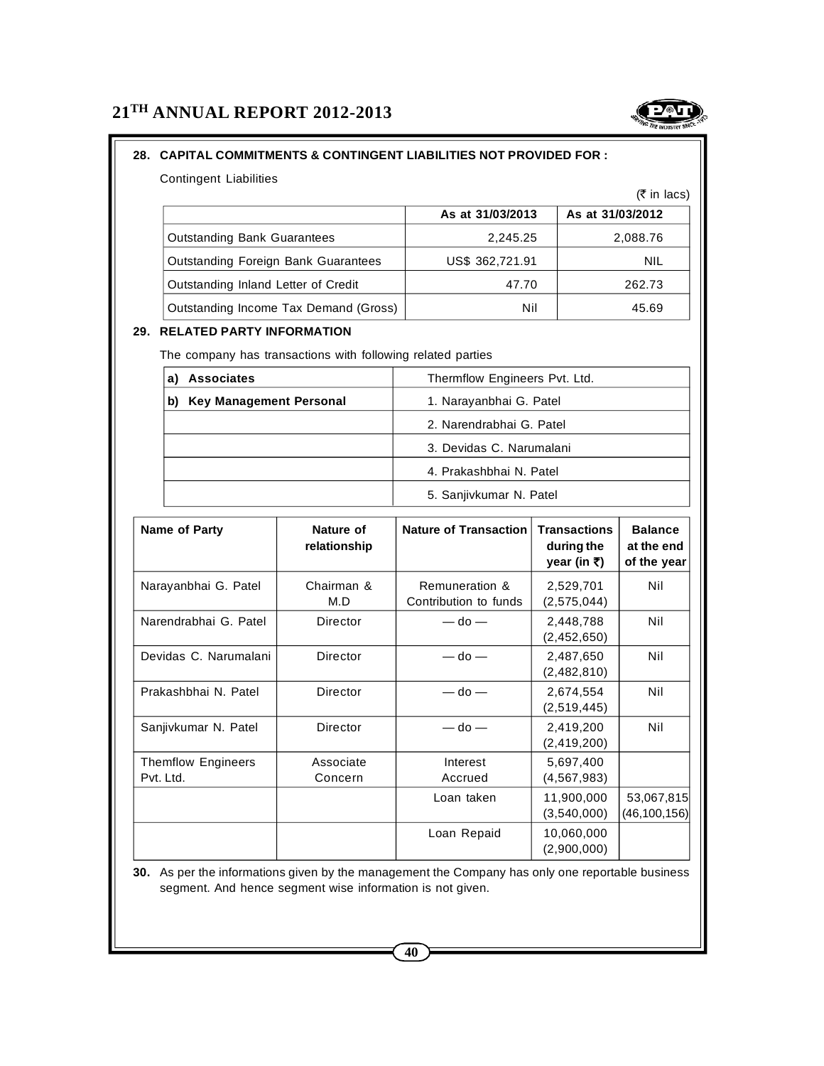## 28. CAPITAL COMMITMENTS & CONTINGENT LIABILITIES NOT PROVIDED FOR :

Contingent Liabilities

(₹ in lacs)

| | As at 31/03/2013 | As at 31/03/2012 |
|---|---|---|
| Outstanding Bank Guarantees | 2,245.25 | 2,088.76 |
| Outstanding Foreign Bank Guarantees | US$ 362,721.91 | NIL |
| Outstanding Inland Letter of Credit | 47.70 | 262.73 |
| Outstanding Income Tax Demand (Gross) | Nil | 45.69 |

## 29. RELATED PARTY INFORMATION

The company has transactions with following related parties

| | |
|---|---|
| **a) Associates** | Thermflow Engineers Pvt. Ltd. |
| **b) Key Management Personal** | 1. Narayanbhai G. Patel |
| | 2. Narendrabhai G. Patel |
| | 3. Devidas C. Narumalani |
| | 4. Prakashbhai N. Patel |
| | 5. Sanjivkumar N. Patel |

| Name of Party | Nature of relationship | Nature of Transaction | Transactions during the year (in ₹) | Balance at the end of the year |
|---|---|---|---|---|
| Narayanbhai G. Patel | Chairman & M.D | Remuneration & Contribution to funds | 2,529,701 (2,575,044) | Nil |
| Narendrabhai G. Patel | Director | — do — | 2,448,788 (2,452,650) | Nil |
| Devidas C. Narumalani | Director | — do — | 2,487,650 (2,482,810) | Nil |
| Prakashbhai N. Patel | Director | — do — | 2,674,554 (2,519,445) | Nil |
| Sanjivkumar N. Patel | Director | — do — | 2,419,200 (2,419,200) | Nil |
| Themflow Engineers Pvt. Ltd. | Associate Concern | Interest Accrued | 5,697,400 (4,567,983) | |
| | | Loan taken | 11,900,000 (3,540,000) | 53,067,815 (46,100,156) |
| | | Loan Repaid | 10,060,000 (2,900,000) | |

**30.** As per the informations given by the management the Company has only one reportable business segment. And hence segment wise information is not given.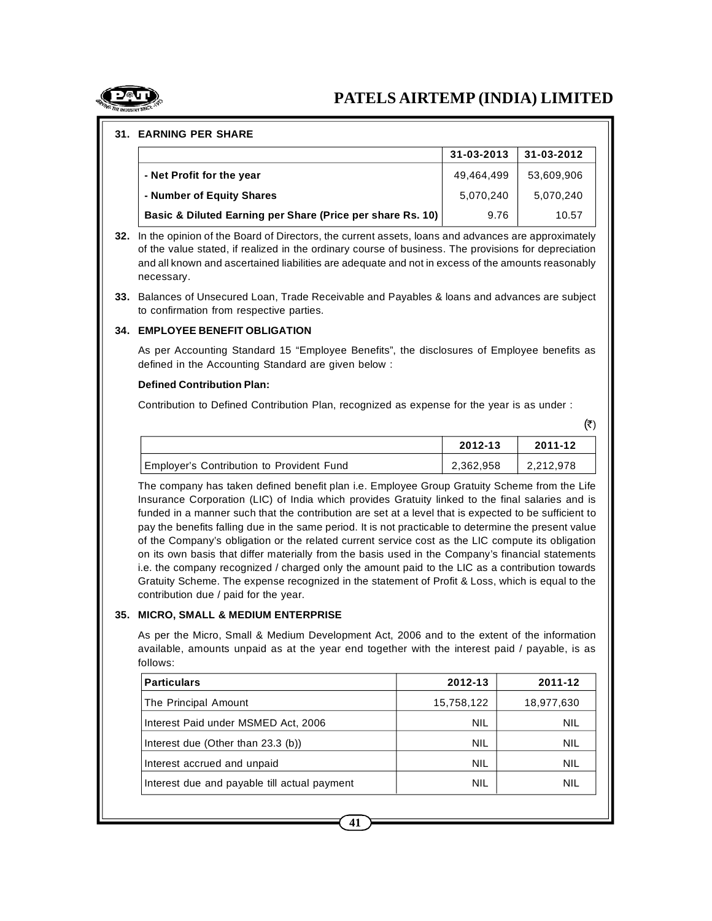### 31. EARNING PER SHARE

| | 31-03-2013 | 31-03-2012 |
|---|---|---|
| **- Net Profit for the year** | 49,464,499 | 53,609,906 |
| **- Number of Equity Shares** | 5,070,240 | 5,070,240 |
| **Basic & Diluted Earning per Share (Price per share Rs. 10)** | 9.76 | 10.57 |

**32.** In the opinion of the Board of Directors, the current assets, loans and advances are approximately of the value stated, if realized in the ordinary course of business. The provisions for depreciation and all known and ascertained liabilities are adequate and not in excess of the amounts reasonably necessary.

**33.** Balances of Unsecured Loan, Trade Receivable and Payables & loans and advances are subject to confirmation from respective parties.

### 34. EMPLOYEE BENEFIT OBLIGATION

As per Accounting Standard 15 "Employee Benefits", the disclosures of Employee benefits as defined in the Accounting Standard are given below :

**Defined Contribution Plan:**

Contribution to Defined Contribution Plan, recognized as expense for the year is as under :

(₹)

| | 2012-13 | 2011-12 |
|---|---|---|
| Employer's Contribution to Provident Fund | 2,362,958 | 2,212,978 |

The company has taken defined benefit plan i.e. Employee Group Gratuity Scheme from the Life Insurance Corporation (LIC) of India which provides Gratuity linked to the final salaries and is funded in a manner such that the contribution are set at a level that is expected to be sufficient to pay the benefits falling due in the same period. It is not practicable to determine the present value of the Company's obligation or the related current service cost as the LIC compute its obligation on its own basis that differ materially from the basis used in the Company's financial statements i.e. the company recognized / charged only the amount paid to the LIC as a contribution towards Gratuity Scheme. The expense recognized in the statement of Profit & Loss, which is equal to the contribution due / paid for the year.

### 35. MICRO, SMALL & MEDIUM ENTERPRISE

As per the Micro, Small & Medium Development Act, 2006 and to the extent of the information available, amounts unpaid as at the year end together with the interest paid / payable, is as follows:

| **Particulars** | **2012-13** | **2011-12** |
|---|---|---|
| The Principal Amount | 15,758,122 | 18,977,630 |
| Interest Paid under MSMED Act, 2006 | NIL | NIL |
| Interest due (Other than 23.3 (b)) | NIL | NIL |
| Interest accrued and unpaid | NIL | NIL |
| Interest due and payable till actual payment | NIL | NIL |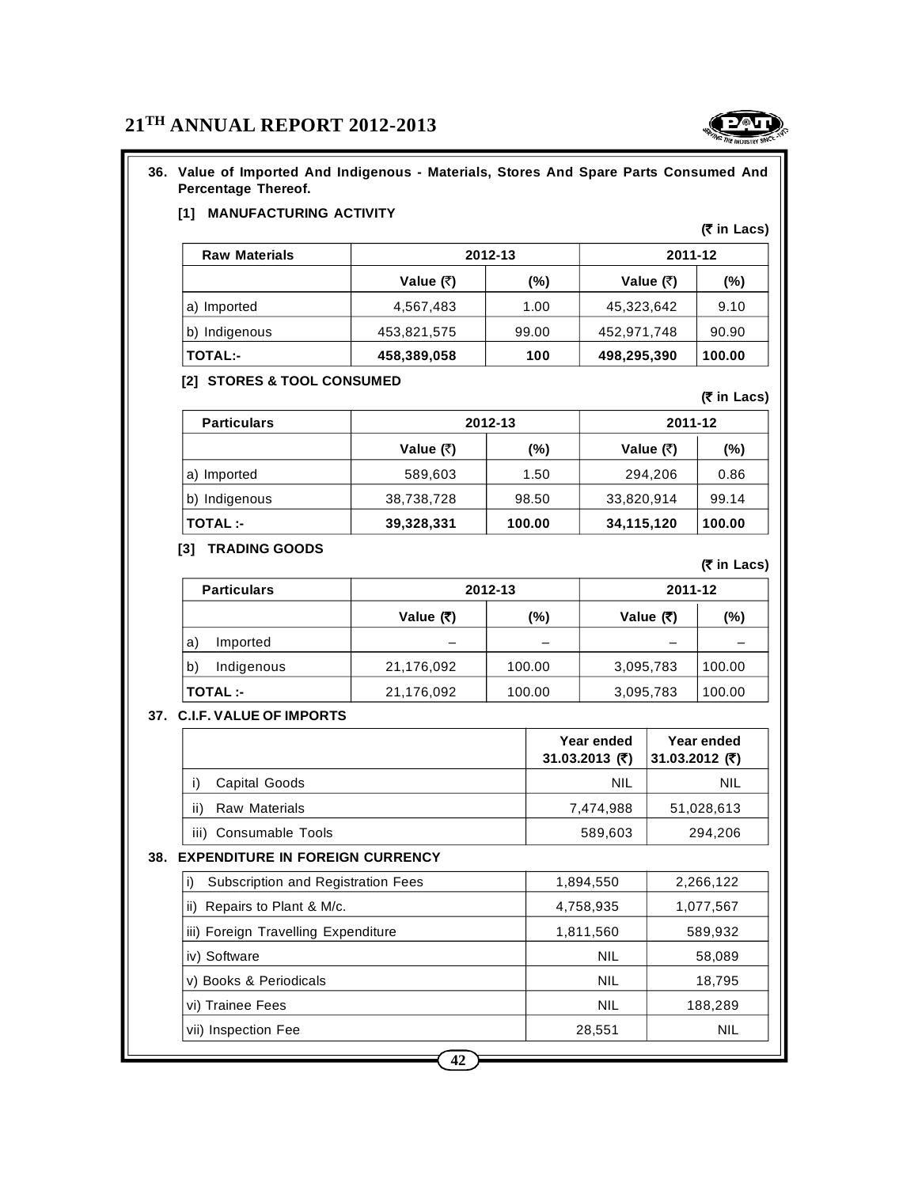**36. Value of Imported And Indigenous - Materials, Stores And Spare Parts Consumed And Percentage Thereof.**

**[1] MANUFACTURING ACTIVITY**

**(₹ in Lacs)**

| Raw Materials | 2012-13 | | 2011-12 | |
|---|---|---|---|---|
| | Value (₹) | (%) | Value (₹) | (%) |
| a) Imported | 4,567,483 | 1.00 | 45,323,642 | 9.10 |
| b) Indigenous | 453,821,575 | 99.00 | 452,971,748 | 90.90 |
| **TOTAL:-** | **458,389,058** | **100** | **498,295,390** | **100.00** |

**[2] STORES & TOOL CONSUMED**

**(₹ in Lacs)**

| Particulars | 2012-13 | | 2011-12 | |
|---|---|---|---|---|
| | Value (₹) | (%) | Value (₹) | (%) |
| a) Imported | 589,603 | 1.50 | 294,206 | 0.86 |
| b) Indigenous | 38,738,728 | 98.50 | 33,820,914 | 99.14 |
| **TOTAL :-** | **39,328,331** | **100.00** | **34,115,120** | **100.00** |

**[3] TRADING GOODS**

**(₹ in Lacs)**

| Particulars | 2012-13 | | 2011-12 | |
|---|---|---|---|---|
| | Value (₹) | (%) | Value (₹) | (%) |
| a) Imported | – | – | – | – |
| b) Indigenous | 21,176,092 | 100.00 | 3,095,783 | 100.00 |
| **TOTAL :-** | 21,176,092 | 100.00 | 3,095,783 | 100.00 |

**37. C.I.F. VALUE OF IMPORTS**

| | Year ended 31.03.2013 (₹) | Year ended 31.03.2012 (₹) |
|---|---|---|
| i) Capital Goods | NIL | NIL |
| ii) Raw Materials | 7,474,988 | 51,028,613 |
| iii) Consumable Tools | 589,603 | 294,206 |

**38. EXPENDITURE IN FOREIGN CURRENCY**

| | | |
|---|---|---|
| i) Subscription and Registration Fees | 1,894,550 | 2,266,122 |
| ii) Repairs to Plant & M/c. | 4,758,935 | 1,077,567 |
| iii) Foreign Travelling Expenditure | 1,811,560 | 589,932 |
| iv) Software | NIL | 58,089 |
| v) Books & Periodicals | NIL | 18,795 |
| vi) Trainee Fees | NIL | 188,289 |
| vii) Inspection Fee | 28,551 | NIL |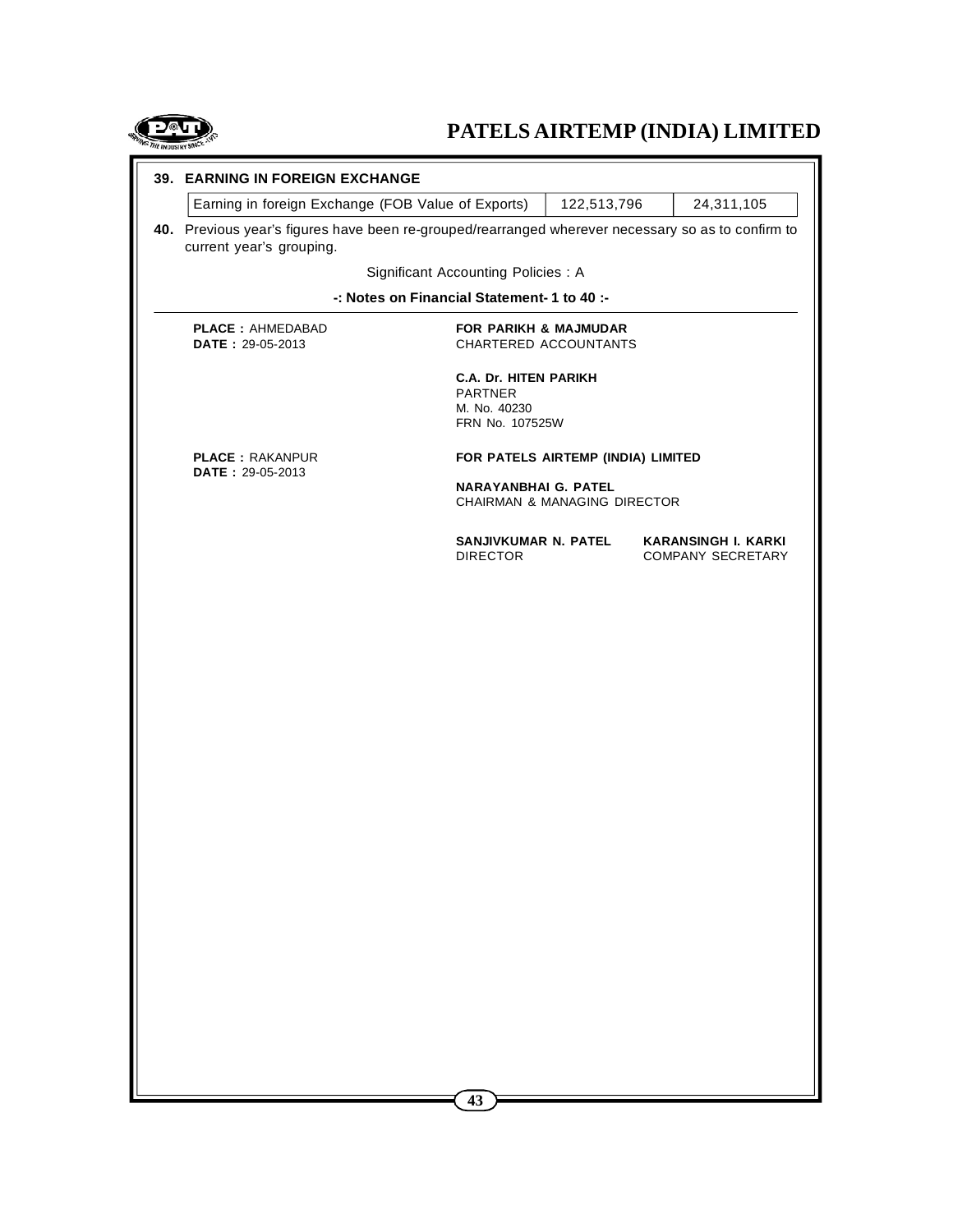**39. EARNING IN FOREIGN EXCHANGE**

| Earning in foreign Exchange (FOB Value of Exports) | 122,513,796 | 24,311,105 |
|---|---|---|

**40.** Previous year's figures have been re-grouped/rearranged wherever necessary so as to confirm to current year's grouping.

Significant Accounting Policies : A

**-: Notes on Financial Statement- 1 to 40 :-**

**PLACE :** AHMEDABAD
**DATE :** 29-05-2013

**FOR PARIKH & MAJMUDAR**
CHARTERED ACCOUNTANTS

**C.A. Dr. HITEN PARIKH**
PARTNER
M. No. 40230
FRN No. 107525W

**PLACE :** RAKANPUR
**DATE :** 29-05-2013

**FOR PATELS AIRTEMP (INDIA) LIMITED**

**NARAYANBHAI G. PATEL**
CHAIRMAN & MANAGING DIRECTOR

**SANJIVKUMAR N. PATEL**
DIRECTOR

**KARANSINGH I. KARKI**
COMPANY SECRETARY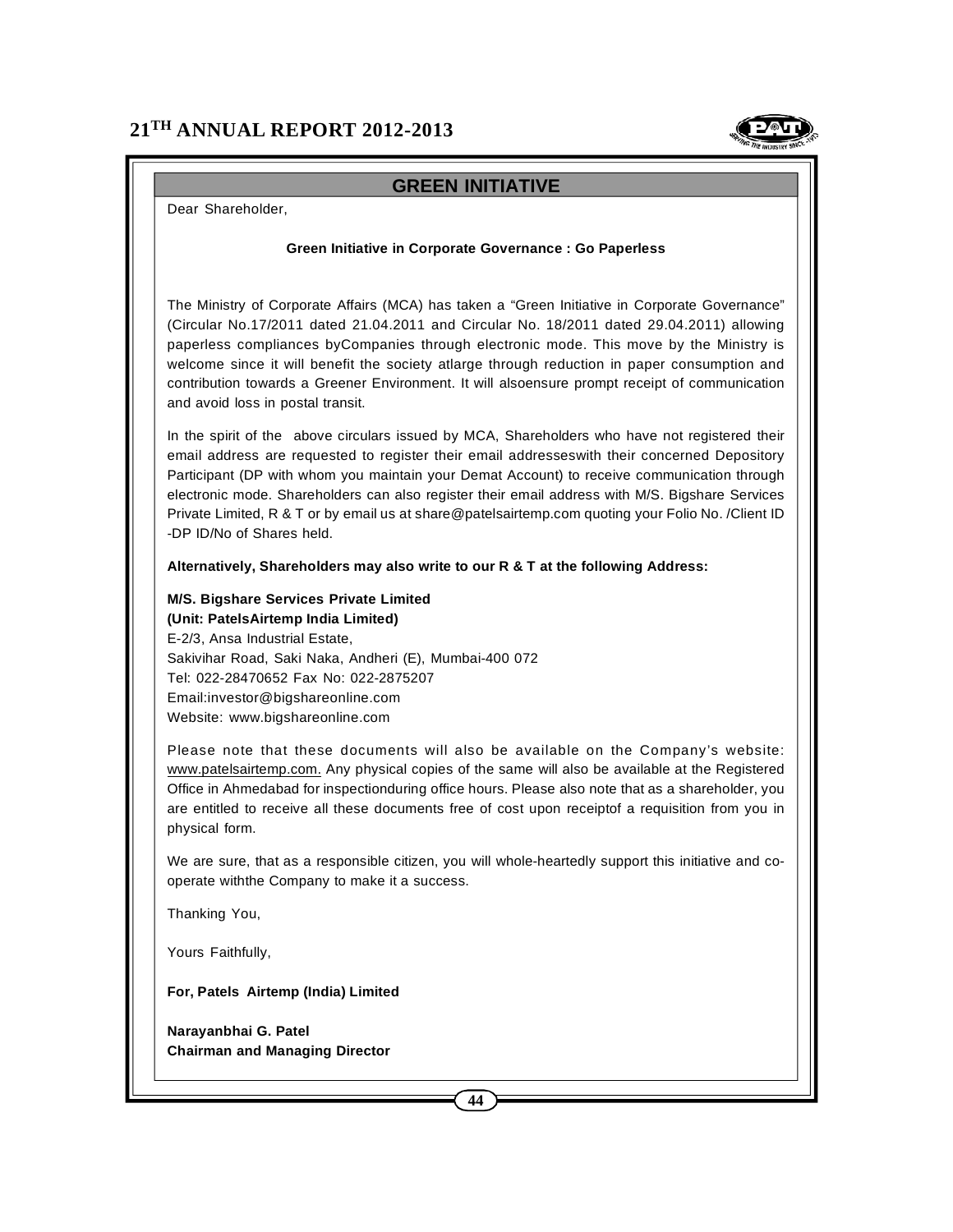## GREEN INITIATIVE

Dear Shareholder,

**Green Initiative in Corporate Governance : Go Paperless**

The Ministry of Corporate Affairs (MCA) has taken a “Green Initiative in Corporate Governance” (Circular No.17/2011 dated 21.04.2011 and Circular No. 18/2011 dated 29.04.2011) allowing paperless compliances byCompanies through electronic mode. This move by the Ministry is welcome since it will benefit the society atlarge through reduction in paper consumption and contribution towards a Greener Environment. It will alsoensure prompt receipt of communication and avoid loss in postal transit.

In the spirit of the above circulars issued by MCA, Shareholders who have not registered their email address are requested to register their email addresseswith their concerned Depository Participant (DP with whom you maintain your Demat Account) to receive communication through electronic mode. Shareholders can also register their email address with M/S. Bigshare Services Private Limited, R & T or by email us at share@patelsairtemp.com quoting your Folio No. /Client ID -DP ID/No of Shares held.

**Alternatively, Shareholders may also write to our R & T at the following Address:**

**M/S. Bigshare Services Private Limited**
**(Unit: PatelsAirtemp India Limited)**
E-2/3, Ansa Industrial Estate,
Sakivihar Road, Saki Naka, Andheri (E), Mumbai-400 072
Tel: 022-28470652 Fax No: 022-2875207
Email:investor@bigshareonline.com
Website: www.bigshareonline.com

Please note that these documents will also be available on the Company’s website: www.patelsairtemp.com. Any physical copies of the same will also be available at the Registered Office in Ahmedabad for inspectionduring office hours. Please also note that as a shareholder, you are entitled to receive all these documents free of cost upon receiptof a requisition from you in physical form.

We are sure, that as a responsible citizen, you will whole-heartedly support this initiative and co-operate withthe Company to make it a success.

Thanking You,

Yours Faithfully,

**For, Patels Airtemp (India) Limited**

**Narayanbhai G. Patel**
**Chairman and Managing Director**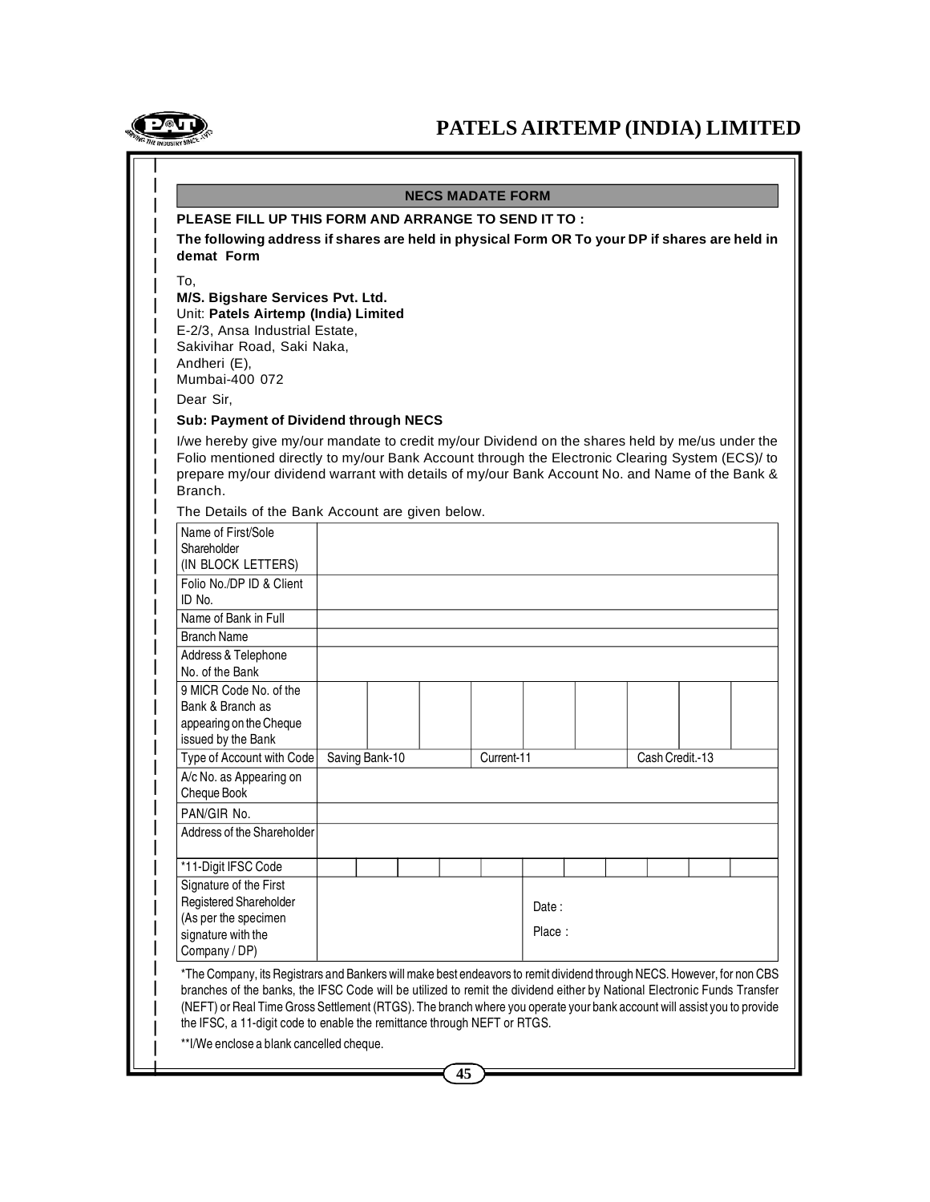## NECS MADATE FORM

**PLEASE FILL UP THIS FORM AND ARRANGE TO SEND IT TO :**

**The following address if shares are held in physical Form OR To your DP if shares are held in demat Form**

To,

**M/S. Bigshare Services Pvt. Ltd.**
Unit: **Patels Airtemp (India) Limited**
E-2/3, Ansa Industrial Estate,
Sakivihar Road, Saki Naka,
Andheri (E),
Mumbai-400 072

Dear Sir,

**Sub: Payment of Dividend through NECS**

I/we hereby give my/our mandate to credit my/our Dividend on the shares held by me/us under the Folio mentioned directly to my/our Bank Account through the Electronic Clearing System (ECS)/ to prepare my/our dividend warrant with details of my/our Bank Account No. and Name of the Bank & Branch.

The Details of the Bank Account are given below.

| | | | |
|---|---|---|---|
| Name of First/Sole Shareholder (IN BLOCK LETTERS) | | | |
| Folio No./DP ID & Client ID No. | | | |
| Name of Bank in Full | | | |
| Branch Name | | | |
| Address & Telephone No. of the Bank | | | |
| 9 MICR Code No. of the Bank & Branch as appearing on the Cheque issued by the Bank | | | |
| Type of Account with Code | Saving Bank-10 | Current-11 | Cash Credit.-13 |
| A/c No. as Appearing on Cheque Book | | | |
| PAN/GIR No. | | | |
| Address of the Shareholder | | | |
| *11-Digit IFSC Code | | | |
| Signature of the First Registered Shareholder (As per the specimen signature with the Company / DP) | | Date :<br>Place : | |

*The Company, its Registrars and Bankers will make best endeavors to remit dividend through NECS. However, for non CBS branches of the banks, the IFSC Code will be utilized to remit the dividend either by National Electronic Funds Transfer (NEFT) or Real Time Gross Settlement (RTGS). The branch where you operate your bank account will assist you to provide the IFSC, a 11-digit code to enable the remittance through NEFT or RTGS.

**I/We enclose a blank cancelled cheque.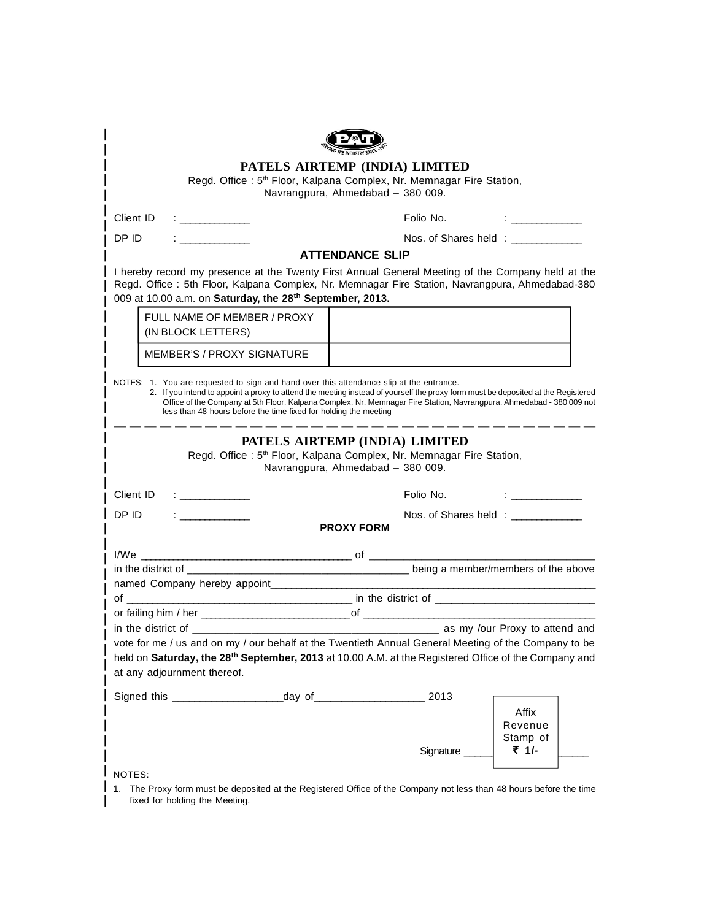## PATELS AIRTEMP (INDIA) LIMITED

Regd. Office : 5th Floor, Kalpana Complex, Nr. Memnagar Fire Station, Navrangpura, Ahmedabad – 380 009.

Client ID : ____________ Folio No. : ____________

DP ID : ____________ Nos. of Shares held : ____________

### ATTENDANCE SLIP

I hereby record my presence at the Twenty First Annual General Meeting of the Company held at the Regd. Office : 5th Floor, Kalpana Complex, Nr. Memnagar Fire Station, Navrangpura, Ahmedabad-380 009 at 10.00 a.m. on **Saturday, the 28th September, 2013.**

| FULL NAME OF MEMBER / PROXY (IN BLOCK LETTERS) | |
|---|---|
| MEMBER'S / PROXY SIGNATURE | |

NOTES:
1. You are requested to sign and hand over this attendance slip at the entrance.
2. If you intend to appoint a proxy to attend the meeting instead of yourself the proxy form must be deposited at the Registered Office of the Company at 5th Floor, Kalpana Complex, Nr. Memnagar Fire Station, Navrangpura, Ahmedabad - 380 009 not less than 48 hours before the time fixed for holding the meeting

---

## PATELS AIRTEMP (INDIA) LIMITED

Regd. Office : 5th Floor, Kalpana Complex, Nr. Memnagar Fire Station, Navrangpura, Ahmedabad – 380 009.

Client ID : ____________ Folio No. : ____________

DP ID : ____________ Nos. of Shares held : ____________

### PROXY FORM

I/We ______________________________________ of ______________________________________ in the district of ____________________________________ being a member/members of the above named Company hereby appoint______________________________________________________________ of ______________________________________ in the district of ___________________________ or failing him / her _________________________of ________________________________________ in the district of ________________________________________ as my /our Proxy to attend and vote for me / us and on my / our behalf at the Twentieth Annual General Meeting of the Company to be held on **Saturday, the 28th September, 2013** at 10.00 A.M. at the Registered Office of the Company and at any adjournment thereof.

Signed this __________________day of__________________ 2013

Signature ____________

Affix Revenue Stamp of ₹ 1/-

NOTES:

1. The Proxy form must be deposited at the Registered Office of the Company not less than 48 hours before the time fixed for holding the Meeting.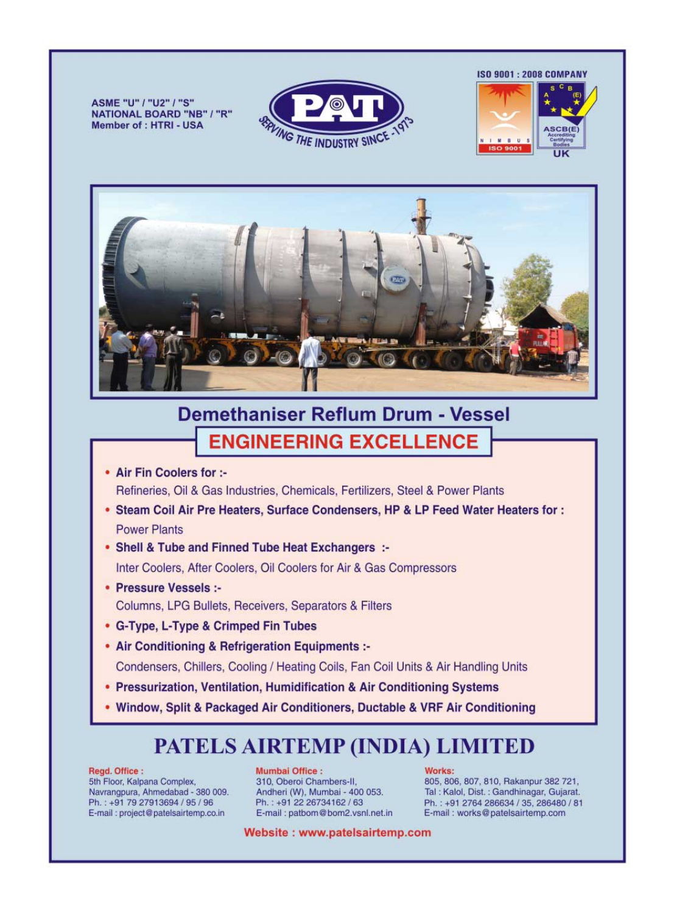ASME "U" / "U2" / "S"
NATIONAL BOARD "NB" / "R"
Member of : HTRI - USA

PAT

SERVING THE INDUSTRY SINCE -1973

ISO 9001 : 2008 COMPANY

## Demethaniser Reflum Drum - Vessel

## ENGINEERING EXCELLENCE

- **Air Fin Coolers for :-**
  Refineries, Oil & Gas Industries, Chemicals, Fertilizers, Steel & Power Plants
- **Steam Coil Air Pre Heaters, Surface Condensers, HP & LP Feed Water Heaters for :**
  Power Plants
- **Shell & Tube and Finned Tube Heat Exchangers :-**
  Inter Coolers, After Coolers, Oil Coolers for Air & Gas Compressors
- **Pressure Vessels :-**
  Columns, LPG Bullets, Receivers, Separators & Filters
- **G-Type, L-Type & Crimped Fin Tubes**
- **Air Conditioning & Refrigeration Equipments :-**
  Condensers, Chillers, Cooling / Heating Coils, Fan Coil Units & Air Handling Units
- **Pressurization, Ventilation, Humidification & Air Conditioning Systems**
- **Window, Split & Packaged Air Conditioners, Ductable & VRF Air Conditioning**

# PATELS AIRTEMP (INDIA) LIMITED

**Regd. Office :**
5th Floor, Kalpana Complex,
Navrangpura, Ahmedabad - 380 009.
Ph. : +91 79 27913694 / 95 / 96
E-mail : project@patelsairtemp.co.in

**Mumbai Office :**
310, Oberoi Chambers-II,
Andheri (W), Mumbai - 400 053.
Ph. : +91 22 26734162 / 63
E-mail : patbom@bom2.vsnl.net.in

**Works:**
805, 806, 807, 810, Rakanpur 382 721,
Tal : Kalol, Dist. : Gandhinagar, Gujarat.
Ph. : +91 2764 286634 / 35, 286480 / 81
E-mail : works@patelsairtemp.com

**Website : www.patelsairtemp.com**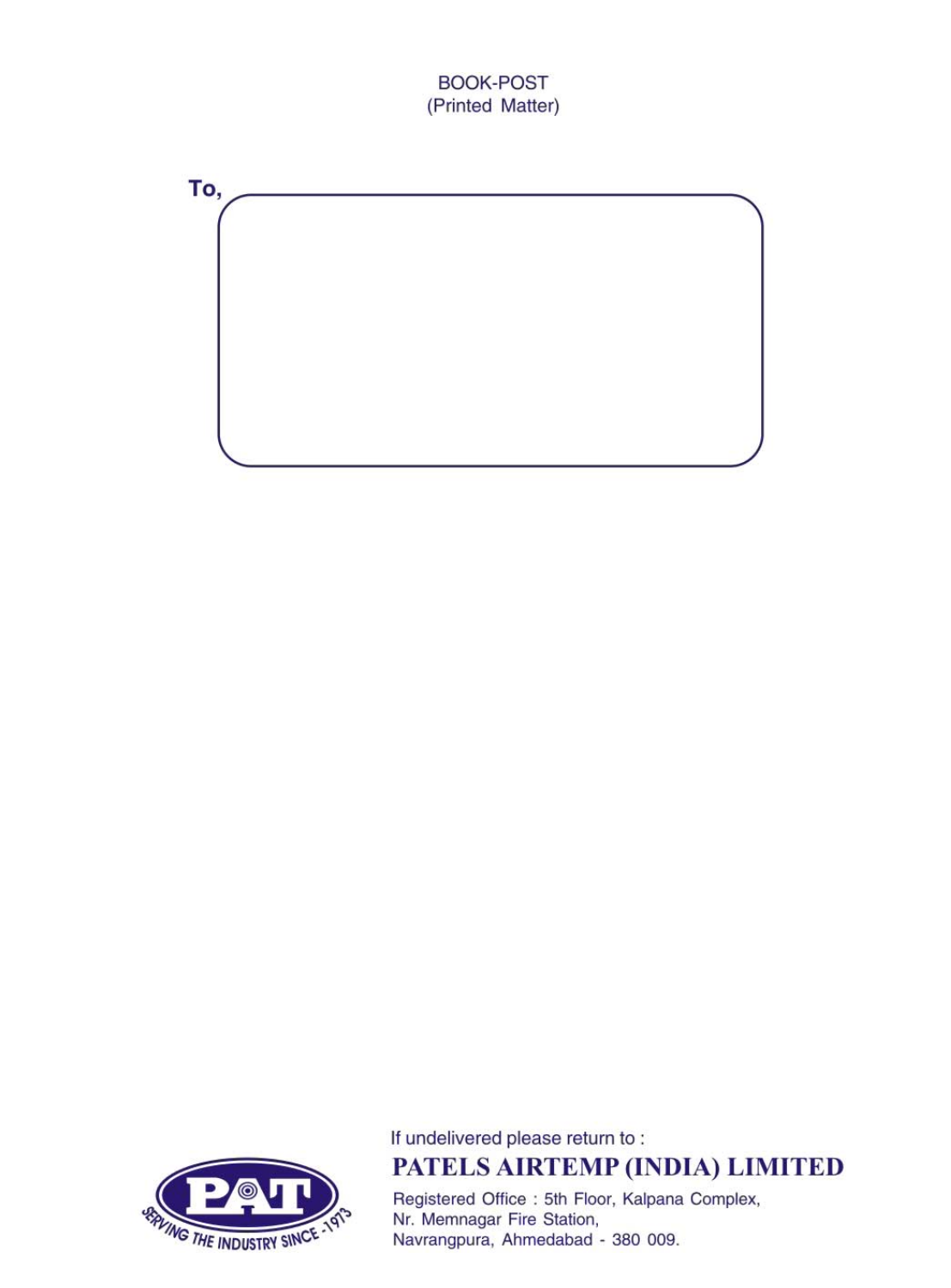BOOK-POST
(Printed Matter)

To,

If undelivered please return to :

**PATELS AIRTEMP (INDIA) LIMITED**

Registered Office : 5th Floor, Kalpana Complex,
Nr. Memnagar Fire Station,
Navrangpura, Ahmedabad - 380 009.

PAT

SERVING THE INDUSTRY SINCE - 1973